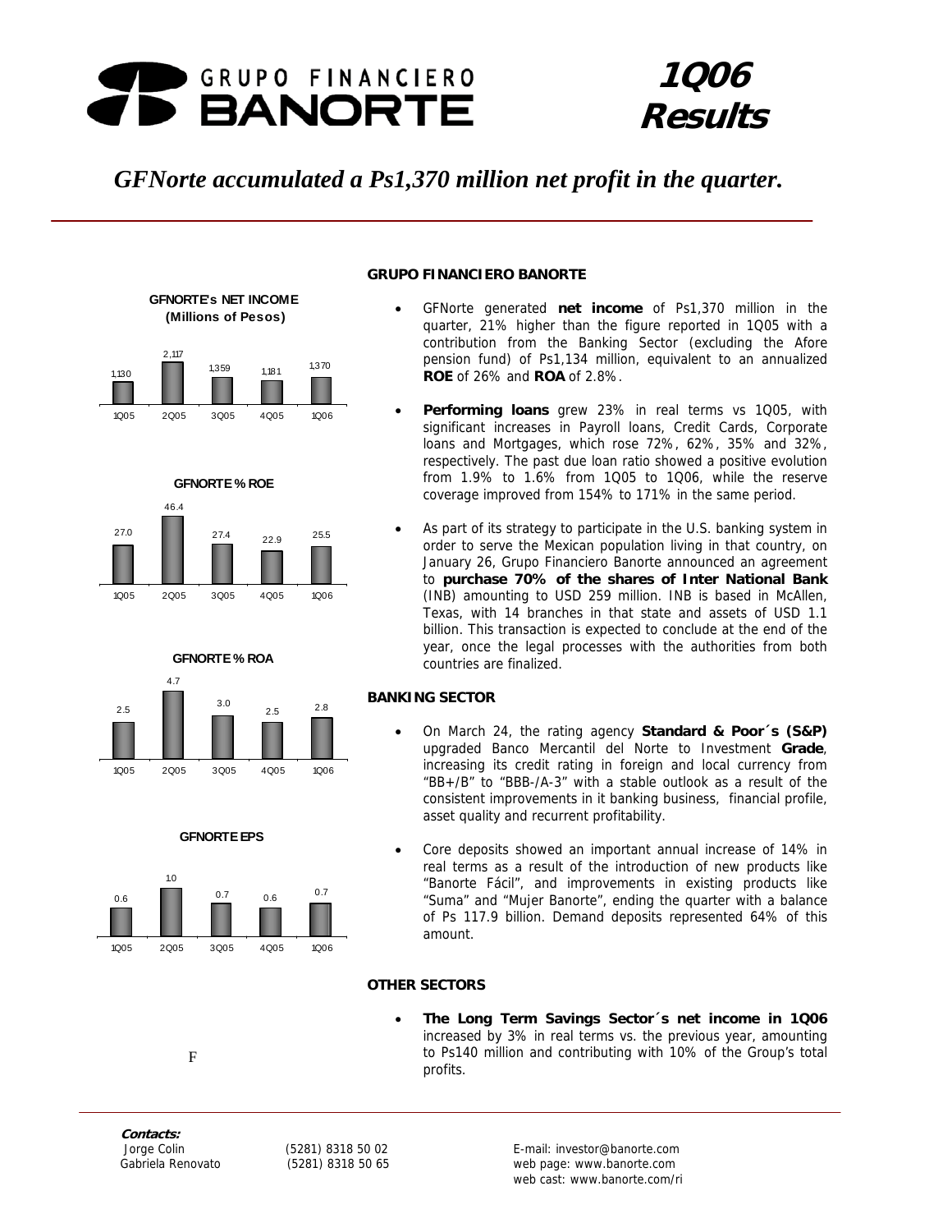# GRUPO FINANCIERO BANORTE

# 1Q06 Results

*GFNorte accumulated a Ps1,370 million net profit in the quarter.*

**GFNORTE's NET INCOME (Millions of Pesos)**

| 1Q05 | 2Q05 | 3Q05 | 4Q05 | 1Q06 |
|---|---|---|---|---|
| 1,130 | 2,117 | 1,359 | 1,181 | 1,370 |

**GFNORTE % ROE**

| 1Q05 | 2Q05 | 3Q05 | 4Q05 | 1Q06 |
|---|---|---|---|---|
| 27.0 | 46.4 | 27.4 | 22.9 | 25.5 |

**GFNORTE % ROA**

| 1Q05 | 2Q05 | 3Q05 | 4Q05 | 1Q06 |
|---|---|---|---|---|
| 2.5 | 4.7 | 3.0 | 2.5 | 2.8 |

**GFNORTE EPS**

| 1Q05 | 2Q05 | 3Q05 | 4Q05 | 1Q06 |
|---|---|---|---|---|
| 0.6 | 1.0 | 0.7 | 0.6 | 0.7 |

F

**GRUPO FINANCIERO BANORTE**

- GFNorte generated **net income** of Ps1,370 million in the quarter, 21% higher than the figure reported in 1Q05 with a contribution from the Banking Sector (excluding the Afore pension fund) of Ps1,134 million, equivalent to an annualized **ROE** of 26% and **ROA** of 2.8%.
- **Performing loans** grew 23% in real terms vs 1Q05, with significant increases in Payroll loans, Credit Cards, Corporate loans and Mortgages, which rose 72%, 62%, 35% and 32%, respectively. The past due loan ratio showed a positive evolution from 1.9% to 1.6% from 1Q05 to 1Q06, while the reserve coverage improved from 154% to 171% in the same period.
- As part of its strategy to participate in the U.S. banking system in order to serve the Mexican population living in that country, on January 26, Grupo Financiero Banorte announced an agreement to **purchase 70% of the shares of Inter National Bank** (INB) amounting to USD 259 million. INB is based in McAllen, Texas, with 14 branches in that state and assets of USD 1.1 billion. This transaction is expected to conclude at the end of the year, once the legal processes with the authorities from both countries are finalized.

**BANKING SECTOR**

- On March 24, the rating agency **Standard & Poor´s (S&P)** upgraded Banco Mercantil del Norte to Investment **Grade**, increasing its credit rating in foreign and local currency from "BB+/B" to "BBB-/A-3" with a stable outlook as a result of the consistent improvements in it banking business, financial profile, asset quality and recurrent profitability.
- Core deposits showed an important annual increase of 14% in real terms as a result of the introduction of new products like "Banorte Fácil", and improvements in existing products like "Suma" and "Mujer Banorte", ending the quarter with a balance of Ps 117.9 billion. Demand deposits represented 64% of this amount.

**OTHER SECTORS**

- **The Long Term Savings Sector´s net income in 1Q06** increased by 3% in real terms vs. the previous year, amounting to Ps140 million and contributing with 10% of the Group's total profits.

**Contacts:**

| | | |
|---|---|---|
| Jorge Colin | (5281) 8318 50 02 | E-mail: investor@banorte.com |
| Gabriela Renovato | (5281) 8318 50 65 | web page: www.banorte.com |
| | | web cast: www.banorte.com/ri |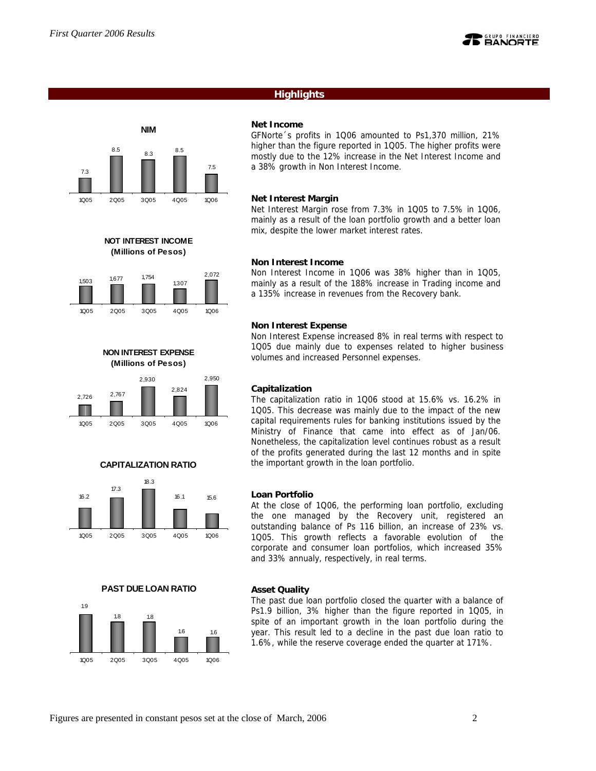## Highlights

**NIM**

| 1Q05 | 2Q05 | 3Q05 | 4Q05 | 1Q06 |
|---|---|---|---|---|
| 7.3 | 8.5 | 8.3 | 8.5 | 7.5 |

**NOT INTEREST INCOME (Millions of Pesos)**

| 1Q05 | 2Q05 | 3Q05 | 4Q05 | 1Q06 |
|---|---|---|---|---|
| 1,503 | 1,677 | 1,754 | 1,307 | 2,072 |

**NON INTEREST EXPENSE (Millions of Pesos)**

| 1Q05 | 2Q05 | 3Q05 | 4Q05 | 1Q06 |
|---|---|---|---|---|
| 2,726 | 2,767 | 2,930 | 2,824 | 2,950 |

**CAPITALIZATION RATIO**

| 1Q05 | 2Q05 | 3Q05 | 4Q05 | 1Q06 |
|---|---|---|---|---|
| 16.2 | 17.3 | 18.3 | 16.1 | 15.6 |

**PAST DUE LOAN RATIO**

| 1Q05 | 2Q05 | 3Q05 | 4Q05 | 1Q06 |
|---|---|---|---|---|
| 1.9 | 1.8 | 1.8 | 1.6 | 1.6 |

### Net Income

GFNorte´s profits in 1Q06 amounted to Ps1,370 million, 21% higher than the figure reported in 1Q05. The higher profits were mostly due to the 12% increase in the Net Interest Income and a 38% growth in Non Interest Income.

### Net Interest Margin

Net Interest Margin rose from 7.3% in 1Q05 to 7.5% in 1Q06, mainly as a result of the loan portfolio growth and a better loan mix, despite the lower market interest rates.

### Non Interest Income

Non Interest Income in 1Q06 was 38% higher than in 1Q05, mainly as a result of the 188% increase in Trading income and a 135% increase in revenues from the Recovery bank.

### Non Interest Expense

Non Interest Expense increased 8% in real terms with respect to 1Q05 due mainly due to expenses related to higher business volumes and increased Personnel expenses.

### Capitalization

The capitalization ratio in 1Q06 stood at 15.6% vs. 16.2% in 1Q05. This decrease was mainly due to the impact of the new capital requirements rules for banking institutions issued by the Ministry of Finance that came into effect as of Jan/06. Nonetheless, the capitalization level continues robust as a result of the profits generated during the last 12 months and in spite the important growth in the loan portfolio.

### Loan Portfolio

At the close of 1Q06, the performing loan portfolio, excluding the one managed by the Recovery unit, registered an outstanding balance of Ps 116 billion, an increase of 23% vs. 1Q05. This growth reflects a favorable evolution of the corporate and consumer loan portfolios, which increased 35% and 33% annualy, respectively, in real terms.

### Asset Quality

The past due loan portfolio closed the quarter with a balance of Ps1.9 billion, 3% higher than the figure reported in 1Q05, in spite of an important growth in the loan portfolio during the year. This result led to a decline in the past due loan ratio to 1.6%, while the reserve coverage ended the quarter at 171%.

Figures are presented in constant pesos set at the close of March, 2006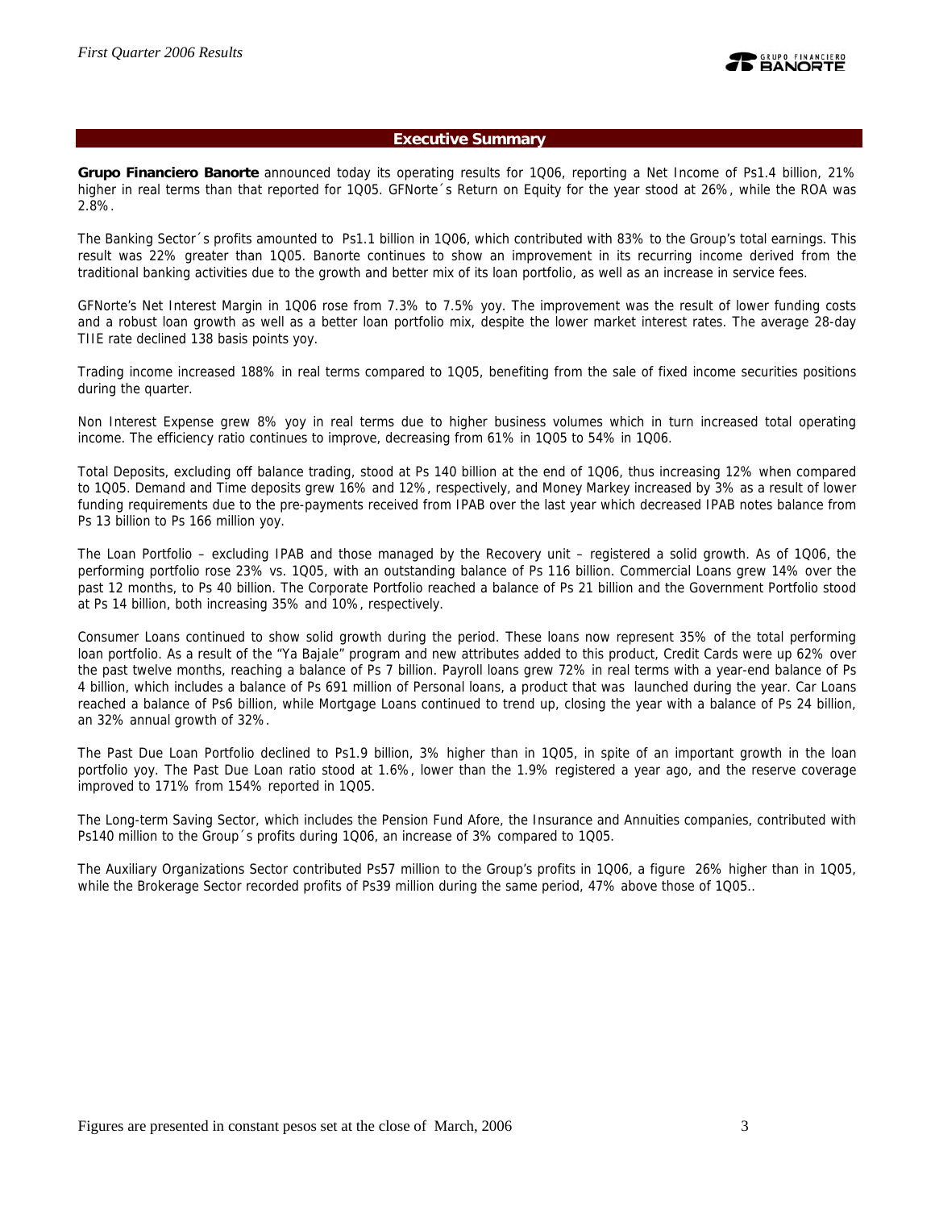## Executive Summary

**Grupo Financiero Banorte** announced today its operating results for 1Q06, reporting a Net Income of Ps1.4 billion, 21% higher in real terms than that reported for 1Q05. GFNorte´s Return on Equity for the year stood at 26%, while the ROA was 2.8%.

The Banking Sector´s profits amounted to Ps1.1 billion in 1Q06, which contributed with 83% to the Group's total earnings. This result was 22% greater than 1Q05. Banorte continues to show an improvement in its recurring income derived from the traditional banking activities due to the growth and better mix of its loan portfolio, as well as an increase in service fees.

GFNorte's Net Interest Margin in 1Q06 rose from 7.3% to 7.5% yoy. The improvement was the result of lower funding costs and a robust loan growth as well as a better loan portfolio mix, despite the lower market interest rates. The average 28-day TIIE rate declined 138 basis points yoy.

Trading income increased 188% in real terms compared to 1Q05, benefiting from the sale of fixed income securities positions during the quarter.

Non Interest Expense grew 8% yoy in real terms due to higher business volumes which in turn increased total operating income. The efficiency ratio continues to improve, decreasing from 61% in 1Q05 to 54% in 1Q06.

Total Deposits, excluding off balance trading, stood at Ps 140 billion at the end of 1Q06, thus increasing 12% when compared to 1Q05. Demand and Time deposits grew 16% and 12%, respectively, and Money Markey increased by 3% as a result of lower funding requirements due to the pre-payments received from IPAB over the last year which decreased IPAB notes balance from Ps 13 billion to Ps 166 million yoy.

The Loan Portfolio – excluding IPAB and those managed by the Recovery unit – registered a solid growth. As of 1Q06, the performing portfolio rose 23% vs. 1Q05, with an outstanding balance of Ps 116 billion. Commercial Loans grew 14% over the past 12 months, to Ps 40 billion. The Corporate Portfolio reached a balance of Ps 21 billion and the Government Portfolio stood at Ps 14 billion, both increasing 35% and 10%, respectively.

Consumer Loans continued to show solid growth during the period. These loans now represent 35% of the total performing loan portfolio. As a result of the "Ya Bajale" program and new attributes added to this product, Credit Cards were up 62% over the past twelve months, reaching a balance of Ps 7 billion. Payroll loans grew 72% in real terms with a year-end balance of Ps 4 billion, which includes a balance of Ps 691 million of Personal loans, a product that was launched during the year. Car Loans reached a balance of Ps6 billion, while Mortgage Loans continued to trend up, closing the year with a balance of Ps 24 billion, an 32% annual growth of 32%.

The Past Due Loan Portfolio declined to Ps1.9 billion, 3% higher than in 1Q05, in spite of an important growth in the loan portfolio yoy. The Past Due Loan ratio stood at 1.6%, lower than the 1.9% registered a year ago, and the reserve coverage improved to 171% from 154% reported in 1Q05.

The Long-term Saving Sector, which includes the Pension Fund Afore, the Insurance and Annuities companies, contributed with Ps140 million to the Group´s profits during 1Q06, an increase of 3% compared to 1Q05.

The Auxiliary Organizations Sector contributed Ps57 million to the Group's profits in 1Q06, a figure 26% higher than in 1Q05, while the Brokerage Sector recorded profits of Ps39 million during the same period, 47% above those of 1Q05..

Figures are presented in constant pesos set at the close of March, 2006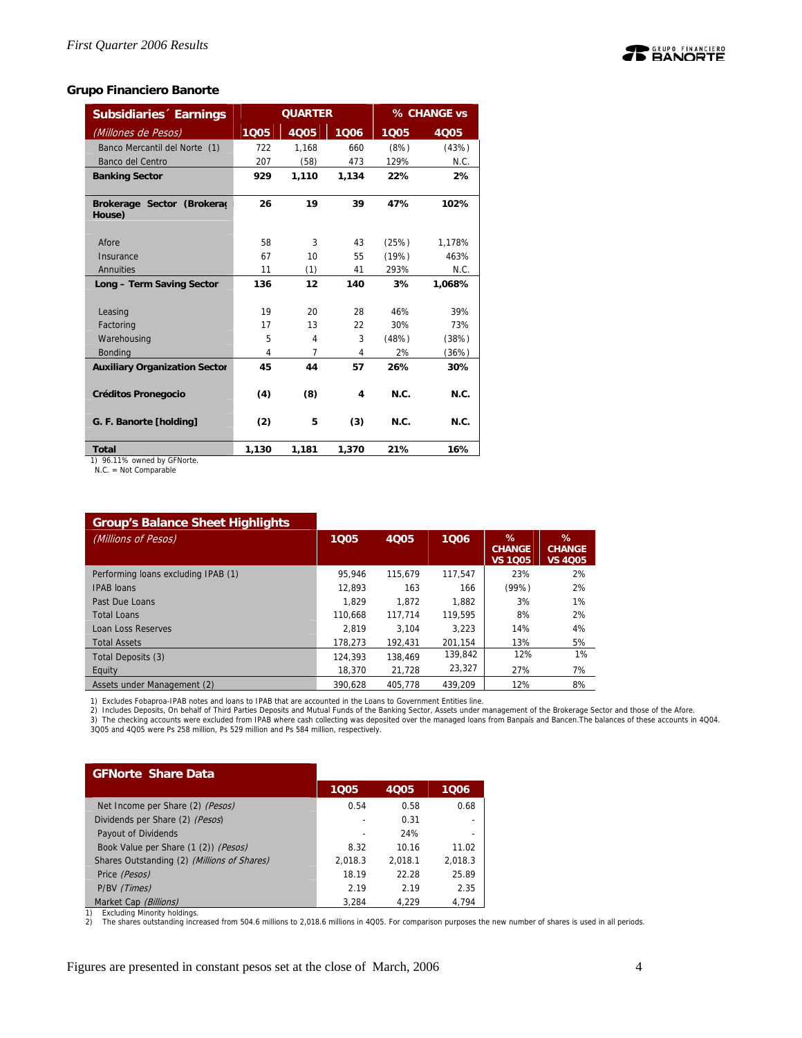## Grupo Financiero Banorte

| Subsidiaries´ Earnings | QUARTER | | | % CHANGE vs | |
|---|---|---|---|---|---|
| *(Millones de Pesos)* | 1Q05 | 4Q05 | 1Q06 | 1Q05 | 4Q05 |
| Banco Mercantil del Norte (1) | 722 | 1,168 | 660 | (8%) | (43%) |
| Banco del Centro | 207 | (58) | 473 | 129% | N.C. |
| **Banking Sector** | **929** | **1,110** | **1,134** | **22%** | **2%** |
| **Brokerage Sector (Brokerage House)** | **26** | **19** | **39** | **47%** | **102%** |
| Afore | 58 | 3 | 43 | (25%) | 1,178% |
| Insurance | 67 | 10 | 55 | (19%) | 463% |
| Annuities | 11 | (1) | 41 | 293% | N.C. |
| **Long – Term Saving Sector** | **136** | **12** | **140** | **3%** | **1,068%** |
| Leasing | 19 | 20 | 28 | 46% | 39% |
| Factoring | 17 | 13 | 22 | 30% | 73% |
| Warehousing | 5 | 4 | 3 | (48%) | (38%) |
| Bonding | 4 | 7 | 4 | 2% | (36%) |
| **Auxiliary Organization Sector** | **45** | **44** | **57** | **26%** | **30%** |
| **Créditos Pronegocio** | **(4)** | **(8)** | **4** | **N.C.** | **N.C.** |
| **G. F. Banorte [holding]** | **(2)** | **5** | **(3)** | **N.C.** | **N.C.** |
| **Total** | **1,130** | **1,181** | **1,370** | **21%** | **16%** |

1) 96.11% owned by GFNorte.
N.C. = Not Comparable

| Group's Balance Sheet Highlights *(Millions of Pesos)* | 1Q05 | 4Q05 | 1Q06 | % CHANGE VS 1Q05 | % CHANGE VS 4Q05 |
|---|---|---|---|---|---|
| Performing loans excluding IPAB (1) | 95,946 | 115,679 | 117,547 | 23% | 2% |
| IPAB loans | 12,893 | 163 | 166 | (99%) | 2% |
| Past Due Loans | 1,829 | 1,872 | 1,882 | 3% | 1% |
| Total Loans | 110,668 | 117,714 | 119,595 | 8% | 2% |
| Loan Loss Reserves | 2,819 | 3,104 | 3,223 | 14% | 4% |
| Total Assets | 178,273 | 192,431 | 201,154 | 13% | 5% |
| Total Deposits (3) | 124,393 | 138,469 | 139,842 | 12% | 1% |
| Equity | 18,370 | 21,728 | 23,327 | 27% | 7% |
| Assets under Management (2) | 390,628 | 405,778 | 439,209 | 12% | 8% |

1) Excludes Fobaproa-IPAB notes and loans to IPAB that are accounted in the Loans to Government Entities line.
2) Includes Deposits, On behalf of Third Parties Deposits and Mutual Funds of the Banking Sector, Assets under management of the Brokerage Sector and those of the Afore.
3) The checking accounts were excluded from IPAB where cash collecting was deposited over the managed loans from Banpaís and Bancen.The balances of these accounts in 4Q04. 3Q05 and 4Q05 were Ps 258 million, Ps 529 million and Ps 584 million, respectively.

| GFNorte Share Data | 1Q05 | 4Q05 | 1Q06 |
|---|---|---|---|
| Net Income per Share (2) *(Pesos)* | 0.54 | 0.58 | 0.68 |
| Dividends per Share (2) *(Pesos)* | - | 0.31 | - |
| Payout of Dividends | - | 24% | - |
| Book Value per Share (1 (2)) *(Pesos)* | 8.32 | 10.16 | 11.02 |
| Shares Outstanding (2) *(Millions of Shares)* | 2,018.3 | 2,018.1 | 2,018.3 |
| Price *(Pesos)* | 18.19 | 22.28 | 25.89 |
| P/BV *(Times)* | 2.19 | 2.19 | 2.35 |
| Market Cap *(Billions)* | 3,284 | 4,229 | 4,794 |

1) Excluding Minority holdings.
2) The shares outstanding increased from 504.6 millions to 2,018.6 millions in 4Q05. For comparison purposes the new number of shares is used in all periods.

Figures are presented in constant pesos set at the close of March, 2006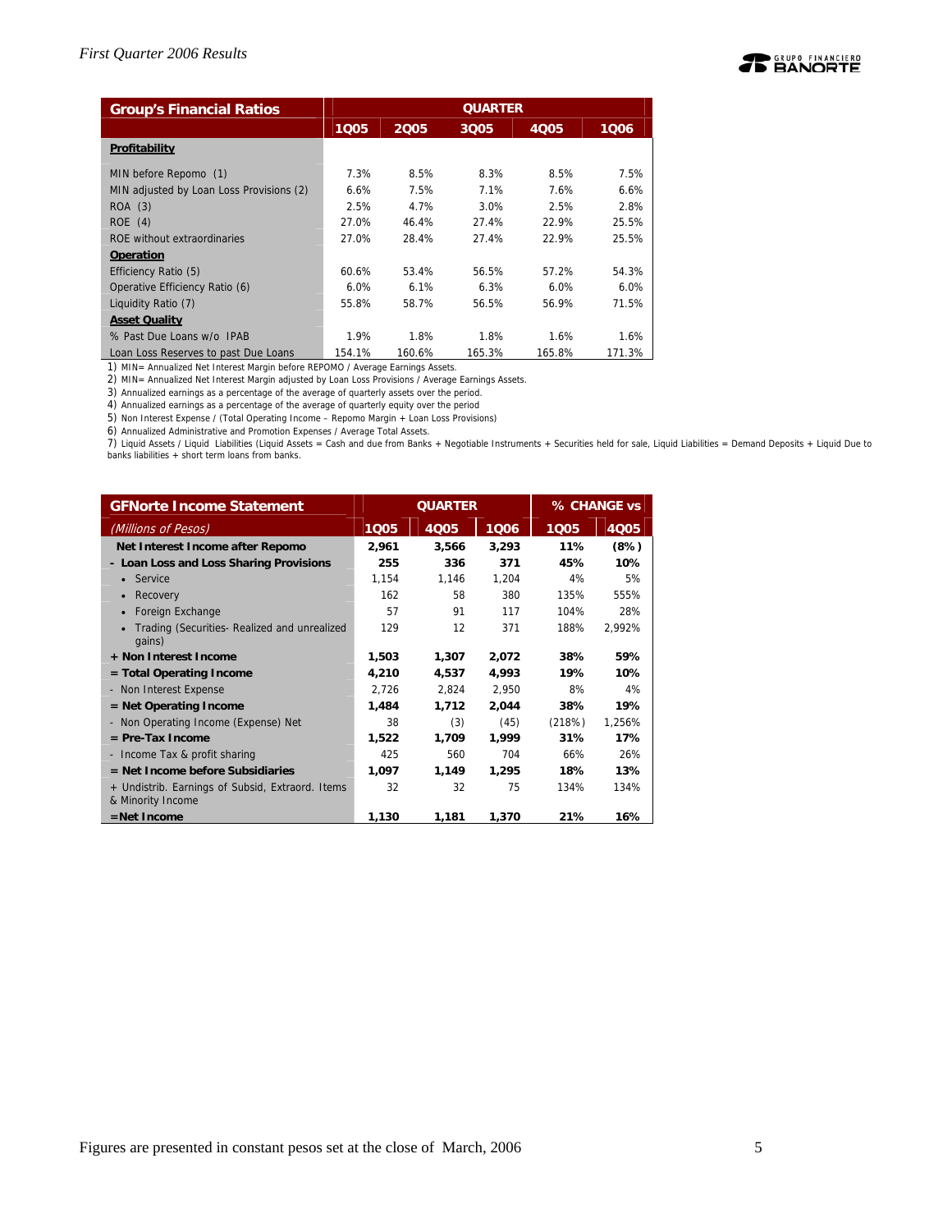| Group's Financial Ratios | QUARTER | | | | |
|---|---|---|---|---|---|
| | 1Q05 | 2Q05 | 3Q05 | 4Q05 | 1Q06 |
| **Profitability** | | | | | |
| MIN before Repomo (1) | 7.3% | 8.5% | 8.3% | 8.5% | 7.5% |
| MIN adjusted by Loan Loss Provisions (2) | 6.6% | 7.5% | 7.1% | 7.6% | 6.6% |
| ROA (3) | 2.5% | 4.7% | 3.0% | 2.5% | 2.8% |
| ROE (4) | 27.0% | 46.4% | 27.4% | 22.9% | 25.5% |
| ROE without extraordinaries | 27.0% | 28.4% | 27.4% | 22.9% | 25.5% |
| **Operation** | | | | | |
| Efficiency Ratio (5) | 60.6% | 53.4% | 56.5% | 57.2% | 54.3% |
| Operative Efficiency Ratio (6) | 6.0% | 6.1% | 6.3% | 6.0% | 6.0% |
| Liquidity Ratio (7) | 55.8% | 58.7% | 56.5% | 56.9% | 71.5% |
| **Asset Quality** | | | | | |
| % Past Due Loans w/o IPAB | 1.9% | 1.8% | 1.8% | 1.6% | 1.6% |
| Loan Loss Reserves to past Due Loans | 154.1% | 160.6% | 165.3% | 165.8% | 171.3% |

1) MIN= Annualized Net Interest Margin before REPOMO / Average Earnings Assets.

2) MIN= Annualized Net Interest Margin adjusted by Loan Loss Provisions / Average Earnings Assets.

3) Annualized earnings as a percentage of the average of quarterly assets over the period.

4) Annualized earnings as a percentage of the average of quarterly equity over the period

5) Non Interest Expense / (Total Operating Income – Repomo Margin + Loan Loss Provisions)

6) Annualized Administrative and Promotion Expenses / Average Total Assets.

7) Liquid Assets / Liquid Liabilities (Liquid Assets = Cash and due from Banks + Negotiable Instruments + Securities held for sale, Liquid Liabilities = Demand Deposits + Liquid Due to banks liabilities + short term loans from banks.

| GFNorte Income Statement | QUARTER | | | % CHANGE vs | |
|---|---|---|---|---|---|
| *(Millions of Pesos)* | 1Q05 | 4Q05 | 1Q06 | 1Q05 | 4Q05 |
| **Net Interest Income after Repomo** | **2,961** | **3,566** | **3,293** | **11%** | **(8%)** |
| **- Loan Loss and Loss Sharing Provisions** | **255** | **336** | **371** | **45%** | **10%** |
| • Service | 1,154 | 1,146 | 1,204 | 4% | 5% |
| • Recovery | 162 | 58 | 380 | 135% | 555% |
| • Foreign Exchange | 57 | 91 | 117 | 104% | 28% |
| • Trading (Securities- Realized and unrealized gains) | 129 | 12 | 371 | 188% | 2,992% |
| **+ Non Interest Income** | **1,503** | **1,307** | **2,072** | **38%** | **59%** |
| **= Total Operating Income** | **4,210** | **4,537** | **4,993** | **19%** | **10%** |
| - Non Interest Expense | 2,726 | 2,824 | 2,950 | 8% | 4% |
| **= Net Operating Income** | **1,484** | **1,712** | **2,044** | **38%** | **19%** |
| - Non Operating Income (Expense) Net | 38 | (3) | (45) | (218%) | 1,256% |
| **= Pre-Tax Income** | **1,522** | **1,709** | **1,999** | **31%** | **17%** |
| - Income Tax & profit sharing | 425 | 560 | 704 | 66% | 26% |
| **= Net Income before Subsidiaries** | **1,097** | **1,149** | **1,295** | **18%** | **13%** |
| + Undistrib. Earnings of Subsid, Extraord. Items & Minority Income | 32 | 32 | 75 | 134% | 134% |
| **=Net Income** | **1,130** | **1,181** | **1,370** | **21%** | **16%** |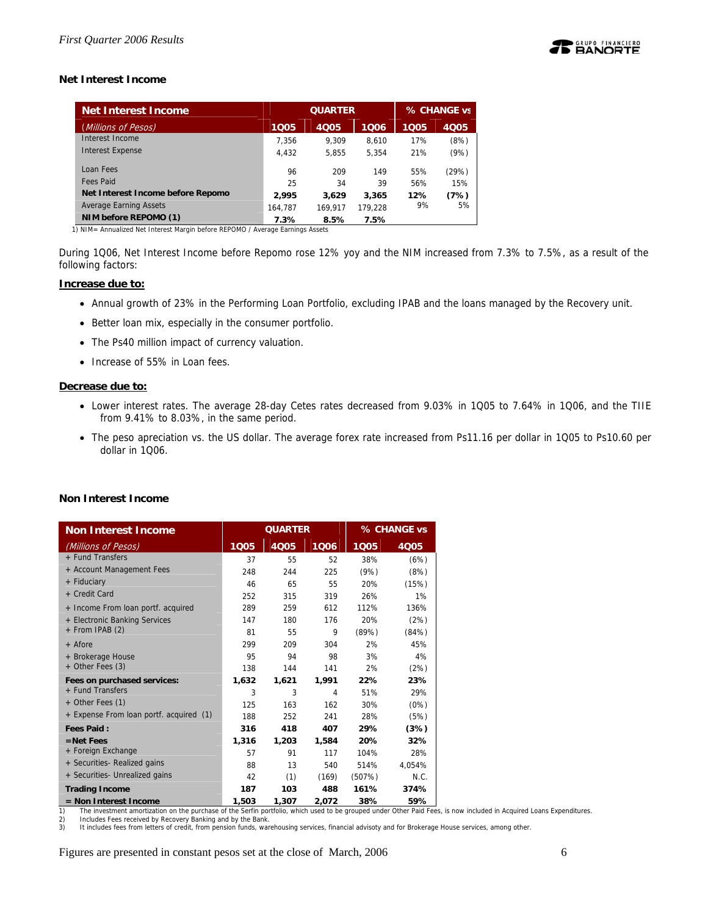## Net Interest Income

| Net Interest Income | QUARTER | | | % CHANGE vs | |
|---|---|---|---|---|---|
| *(Millions of Pesos)* | 1Q05 | 4Q05 | 1Q06 | 1Q05 | 4Q05 |
| Interest Income | 7,356 | 9,309 | 8,610 | 17% | (8%) |
| Interest Expense | 4,432 | 5,855 | 5,354 | 21% | (9%) |
| Loan Fees | 96 | 209 | 149 | 55% | (29%) |
| Fees Paid | 25 | 34 | 39 | 56% | 15% |
| **Net Interest Income before Repomo** | **2,995** | **3,629** | **3,365** | **12%** | **(7%)** |
| Average Earning Assets | 164,787 | 169,917 | 179,228 | 9% | 5% |
| **NIM before REPOMO (1)** | **7.3%** | **8.5%** | **7.5%** | | |

1) NIM= Annualized Net Interest Margin before REPOMO / Average Earnings Assets

During 1Q06, Net Interest Income before Repomo rose 12% yoy and the NIM increased from 7.3% to 7.5%, as a result of the following factors:

**Increase due to:**

- Annual growth of 23% in the Performing Loan Portfolio, excluding IPAB and the loans managed by the Recovery unit.
- Better loan mix, especially in the consumer portfolio.
- The Ps40 million impact of currency valuation.
- Increase of 55% in Loan fees.

**Decrease due to:**

- Lower interest rates. The average 28-day Cetes rates decreased from 9.03% in 1Q05 to 7.64% in 1Q06, and the TIIE from 9.41% to 8.03%, in the same period.
- The peso apreciation vs. the US dollar. The average forex rate increased from Ps11.16 per dollar in 1Q05 to Ps10.60 per dollar in 1Q06.

## Non Interest Income

| Non Interest Income | QUARTER | | | % CHANGE vs | |
|---|---|---|---|---|---|
| *(Millions of Pesos)* | 1Q05 | 4Q05 | 1Q06 | 1Q05 | 4Q05 |
| + Fund Transfers | 37 | 55 | 52 | 38% | (6%) |
| + Account Management Fees | 248 | 244 | 225 | (9%) | (8%) |
| + Fiduciary | 46 | 65 | 55 | 20% | (15%) |
| + Credit Card | 252 | 315 | 319 | 26% | 1% |
| + Income From loan portf. acquired | 289 | 259 | 612 | 112% | 136% |
| + Electronic Banking Services | 147 | 180 | 176 | 20% | (2%) |
| + From IPAB (2) | 81 | 55 | 9 | (89%) | (84%) |
| + Afore | 299 | 209 | 304 | 2% | 45% |
| + Brokerage House | 95 | 94 | 98 | 3% | 4% |
| + Other Fees (3) | 138 | 144 | 141 | 2% | (2%) |
| **Fees on purchased services:** | **1,632** | **1,621** | **1,991** | **22%** | **23%** |
| + Fund Transfers | 3 | 3 | 4 | 51% | 29% |
| + Other Fees (1) | 125 | 163 | 162 | 30% | (0%) |
| + Expense From loan portf. acquired (1) | 188 | 252 | 241 | 28% | (5%) |
| **Fees Paid :** | **316** | **418** | **407** | **29%** | **(3%)** |
| **=Net Fees** | **1,316** | **1,203** | **1,584** | **20%** | **32%** |
| + Foreign Exchange | 57 | 91 | 117 | 104% | 28% |
| + Securities- Realized gains | 88 | 13 | 540 | 514% | 4,054% |
| + Securities- Unrealized gains | 42 | (1) | (169) | (507%) | N.C. |
| **Trading Income** | **187** | **103** | **488** | **161%** | **374%** |
| **= Non Interest Income** | **1,503** | **1,307** | **2,072** | **38%** | **59%** |

1) The investment amortization on the purchase of the Serfin portfolio, which used to be grouped under Other Paid Fees, is now included in Acquired Loans Expenditures.
2) Includes Fees received by Recovery Banking and by the Bank.
3) It includes fees from letters of credit, from pension funds, warehousing services, financial advisoty and for Brokerage House services, among other.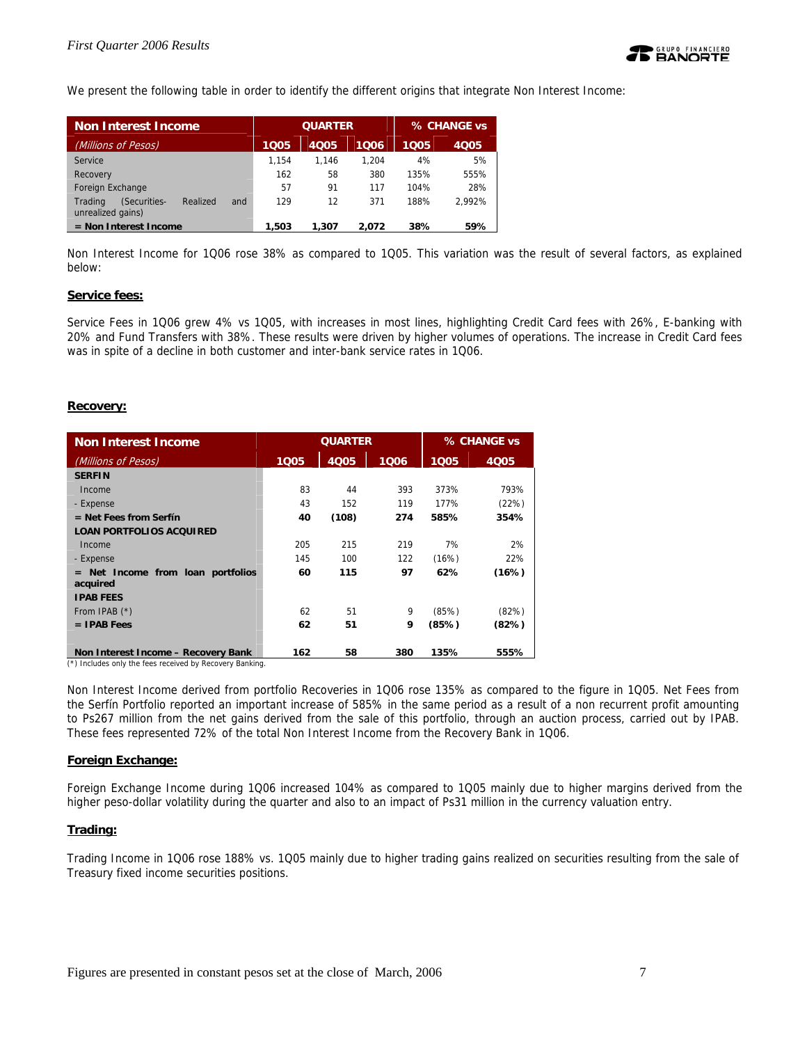We present the following table in order to identify the different origins that integrate Non Interest Income:

| Non Interest Income | QUARTER | | | % CHANGE vs | |
|---|---|---|---|---|---|
| *(Millions of Pesos)* | 1Q05 | 4Q05 | 1Q06 | 1Q05 | 4Q05 |
| Service | 1,154 | 1,146 | 1,204 | 4% | 5% |
| Recovery | 162 | 58 | 380 | 135% | 555% |
| Foreign Exchange | 57 | 91 | 117 | 104% | 28% |
| Trading (Securities- Realized and unrealized gains) | 129 | 12 | 371 | 188% | 2,992% |
| **= Non Interest Income** | **1,503** | **1,307** | **2,072** | **38%** | **59%** |

Non Interest Income for 1Q06 rose 38% as compared to 1Q05. This variation was the result of several factors, as explained below:

**Service fees:**

Service Fees in 1Q06 grew 4% vs 1Q05, with increases in most lines, highlighting Credit Card fees with 26%, E-banking with 20% and Fund Transfers with 38%. These results were driven by higher volumes of operations. The increase in Credit Card fees was in spite of a decline in both customer and inter-bank service rates in 1Q06.

**Recovery:**

| Non Interest Income | QUARTER | | | % CHANGE vs | |
|---|---|---|---|---|---|
| *(Millions of Pesos)* | 1Q05 | 4Q05 | 1Q06 | 1Q05 | 4Q05 |
| **SERFIN** | | | | | |
| Income | 83 | 44 | 393 | 373% | 793% |
| - Expense | 43 | 152 | 119 | 177% | (22%) |
| **= Net Fees from Serfín** | **40** | **(108)** | **274** | **585%** | **354%** |
| **LOAN PORTFOLIOS ACQUIRED** | | | | | |
| Income | 205 | 215 | 219 | 7% | 2% |
| - Expense | 145 | 100 | 122 | (16%) | 22% |
| **= Net Income from loan portfolios acquired** | **60** | **115** | **97** | **62%** | **(16%)** |
| **IPAB FEES** | | | | | |
| From IPAB (*) | 62 | 51 | 9 | (85%) | (82%) |
| **= IPAB Fees** | **62** | **51** | **9** | **(85%)** | **(82%)** |
| **Non Interest Income – Recovery Bank** | **162** | **58** | **380** | **135%** | **555%** |

(*) Includes only the fees received by Recovery Banking.

Non Interest Income derived from portfolio Recoveries in 1Q06 rose 135% as compared to the figure in 1Q05. Net Fees from the Serfín Portfolio reported an important increase of 585% in the same period as a result of a non recurrent profit amounting to Ps267 million from the net gains derived from the sale of this portfolio, through an auction process, carried out by IPAB. These fees represented 72% of the total Non Interest Income from the Recovery Bank in 1Q06.

**Foreign Exchange:**

Foreign Exchange Income during 1Q06 increased 104% as compared to 1Q05 mainly due to higher margins derived from the higher peso-dollar volatility during the quarter and also to an impact of Ps31 million in the currency valuation entry.

**Trading:**

Trading Income in 1Q06 rose 188% vs. 1Q05 mainly due to higher trading gains realized on securities resulting from the sale of Treasury fixed income securities positions.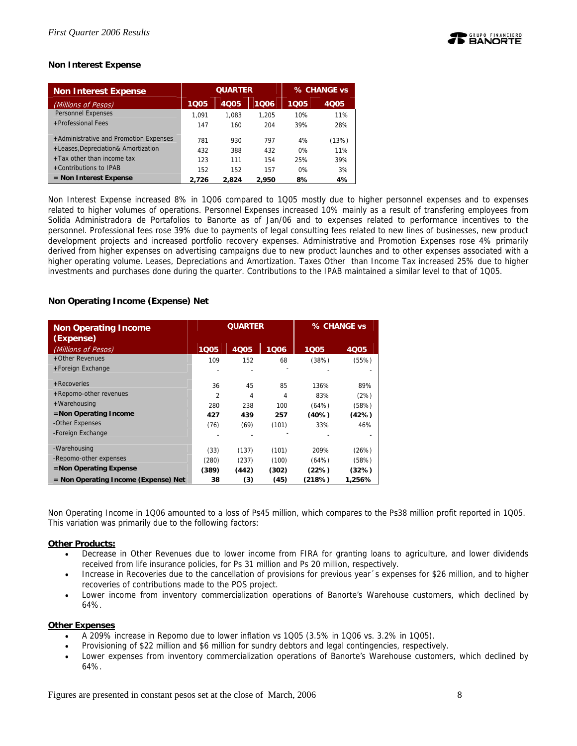**Non Interest Expense**

| Non Interest Expense | QUARTER | | | % CHANGE vs | |
|---|---|---|---|---|---|
| *(Millions of Pesos)* | 1Q05 | 4Q05 | 1Q06 | 1Q05 | 4Q05 |
| Personnel Expenses | 1,091 | 1,083 | 1,205 | 10% | 11% |
| +Professional Fees | 147 | 160 | 204 | 39% | 28% |
| +Administrative and Promotion Expenses | 781 | 930 | 797 | 4% | (13%) |
| +Leases,Depreciation& Amortization | 432 | 388 | 432 | 0% | 11% |
| +Tax other than income tax | 123 | 111 | 154 | 25% | 39% |
| +Contributions to IPAB | 152 | 152 | 157 | 0% | 3% |
| **= Non Interest Expense** | **2,726** | **2,824** | **2,950** | **8%** | **4%** |

Non Interest Expense increased 8% in 1Q06 compared to 1Q05 mostly due to higher personnel expenses and to expenses related to higher volumes of operations. Personnel Expenses increased 10% mainly as a result of transfering employees from Solida Administradora de Portafolios to Banorte as of Jan/06 and to expenses related to performance incentives to the personnel. Professional fees rose 39% due to payments of legal consulting fees related to new lines of businesses, new product development projects and increased portfolio recovery expenses. Administrative and Promotion Expenses rose 4% primarily derived from higher expenses on advertising campaigns due to new product launches and to other expenses associated with a higher operating volume. Leases, Depreciations and Amortization. Taxes Other than Income Tax increased 25% due to higher investments and purchases done during the quarter. Contributions to the IPAB maintained a similar level to that of 1Q05.

**Non Operating Income (Expense) Net**

| Non Operating Income (Expense) | QUARTER | | | % CHANGE vs | |
|---|---|---|---|---|---|
| *(Millions of Pesos)* | 1Q05 | 4Q05 | 1Q06 | 1Q05 | 4Q05 |
| +Other Revenues | 109 | 152 | 68 | (38%) | (55%) |
| +Foreign Exchange | - | - | - | - | - |
| +Recoveries | 36 | 45 | 85 | 136% | 89% |
| +Repomo-other revenues | 2 | 4 | 4 | 83% | (2%) |
| +Warehousing | 280 | 238 | 100 | (64%) | (58%) |
| **=Non Operating Income** | **427** | **439** | **257** | **(40%)** | **(42%)** |
| -Other Expenses | (76) | (69) | (101) | 33% | 46% |
| -Foreign Exchange | - | - | - | - | - |
| -Warehousing | (33) | (137) | (101) | 209% | (26%) |
| -Repomo-other expenses | (280) | (237) | (100) | (64%) | (58%) |
| **=Non Operating Expense** | **(389)** | **(442)** | **(302)** | **(22%)** | **(32%)** |
| **= Non Operating Income (Expense) Net** | **38** | **(3)** | **(45)** | **(218%)** | **1,256%** |

Non Operating Income in 1Q06 amounted to a loss of Ps45 million, which compares to the Ps38 million profit reported in 1Q05. This variation was primarily due to the following factors:

**Other Products:**

- Decrease in Other Revenues due to lower income from FIRA for granting loans to agriculture, and lower dividends received from life insurance policies, for Ps 31 million and Ps 20 million, respectively.
- Increase in Recoveries due to the cancellation of provisions for previous year´s expenses for $26 million, and to higher recoveries of contributions made to the POS project.
- Lower income from inventory commercialization operations of Banorte's Warehouse customers, which declined by 64%.

**Other Expenses**

- A 209% increase in Repomo due to lower inflation vs 1Q05 (3.5% in 1Q06 vs. 3.2% in 1Q05).
- Provisioning of $22 million and $6 million for sundry debtors and legal contingencies, respectively.
- Lower expenses from inventory commercialization operations of Banorte's Warehouse customers, which declined by 64%.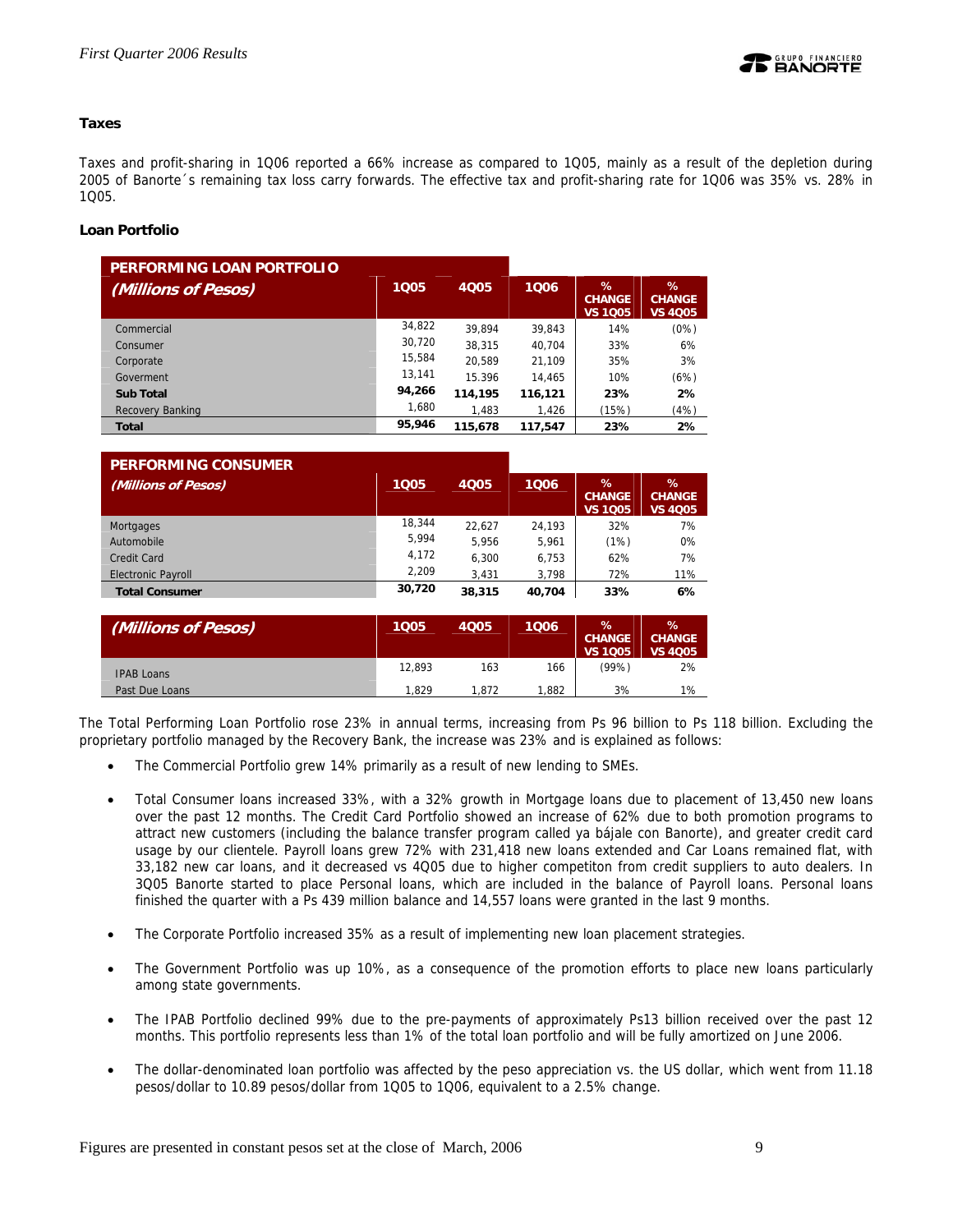### Taxes

Taxes and profit-sharing in 1Q06 reported a 66% increase as compared to 1Q05, mainly as a result of the depletion during 2005 of Banorte´s remaining tax loss carry forwards. The effective tax and profit-sharing rate for 1Q06 was 35% vs. 28% in 1Q05.

### Loan Portfolio

| PERFORMING LOAN PORTFOLIO *(Millions of Pesos)* | 1Q05 | 4Q05 | 1Q06 | % CHANGE VS 1Q05 | % CHANGE VS 4Q05 |
|---|---|---|---|---|---|
| Commercial | 34,822 | 39,894 | 39,843 | 14% | (0%) |
| Consumer | 30,720 | 38,315 | 40,704 | 33% | 6% |
| Corporate | 15,584 | 20,589 | 21,109 | 35% | 3% |
| Goverment | 13,141 | 15.396 | 14,465 | 10% | (6%) |
| **Sub Total** | **94,266** | **114,195** | **116,121** | **23%** | **2%** |
| Recovery Banking | 1,680 | 1,483 | 1,426 | (15%) | (4%) |
| **Total** | **95,946** | **115,678** | **117,547** | **23%** | **2%** |

| PERFORMING CONSUMER *(Millions of Pesos)* | 1Q05 | 4Q05 | 1Q06 | % CHANGE VS 1Q05 | % CHANGE VS 4Q05 |
|---|---|---|---|---|---|
| Mortgages | 18,344 | 22,627 | 24,193 | 32% | 7% |
| Automobile | 5,994 | 5,956 | 5,961 | (1%) | 0% |
| Credit Card | 4,172 | 6,300 | 6,753 | 62% | 7% |
| Electronic Payroll | 2,209 | 3,431 | 3,798 | 72% | 11% |
| **Total Consumer** | **30,720** | **38,315** | **40,704** | **33%** | **6%** |

| *(Millions of Pesos)* | 1Q05 | 4Q05 | 1Q06 | % CHANGE VS 1Q05 | % CHANGE VS 4Q05 |
|---|---|---|---|---|---|
| IPAB Loans | 12,893 | 163 | 166 | (99%) | 2% |
| Past Due Loans | 1,829 | 1,872 | 1,882 | 3% | 1% |

The Total Performing Loan Portfolio rose 23% in annual terms, increasing from Ps 96 billion to Ps 118 billion. Excluding the proprietary portfolio managed by the Recovery Bank, the increase was 23% and is explained as follows:

- The Commercial Portfolio grew 14% primarily as a result of new lending to SMEs.
- Total Consumer loans increased 33%, with a 32% growth in Mortgage loans due to placement of 13,450 new loans over the past 12 months. The Credit Card Portfolio showed an increase of 62% due to both promotion programs to attract new customers (including the balance transfer program called ya bájale con Banorte), and greater credit card usage by our clientele. Payroll loans grew 72% with 231,418 new loans extended and Car Loans remained flat, with 33,182 new car loans, and it decreased vs 4Q05 due to higher competiton from credit suppliers to auto dealers. In 3Q05 Banorte started to place Personal loans, which are included in the balance of Payroll loans. Personal loans finished the quarter with a Ps 439 million balance and 14,557 loans were granted in the last 9 months.
- The Corporate Portfolio increased 35% as a result of implementing new loan placement strategies.
- The Government Portfolio was up 10%, as a consequence of the promotion efforts to place new loans particularly among state governments.
- The IPAB Portfolio declined 99% due to the pre-payments of approximately Ps13 billion received over the past 12 months. This portfolio represents less than 1% of the total loan portfolio and will be fully amortized on June 2006.
- The dollar-denominated loan portfolio was affected by the peso appreciation vs. the US dollar, which went from 11.18 pesos/dollar to 10.89 pesos/dollar from 1Q05 to 1Q06, equivalent to a 2.5% change.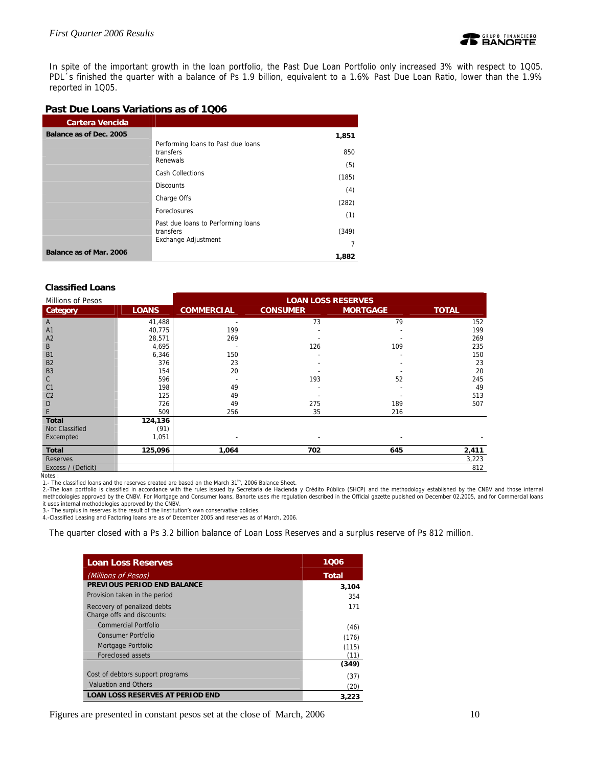In spite of the important growth in the loan portfolio, the Past Due Loan Portfolio only increased 3% with respect to 1Q05. PDL´s finished the quarter with a balance of Ps 1.9 billion, equivalent to a 1.6% Past Due Loan Ratio, lower than the 1.9% reported in 1Q05.

### Past Due Loans Variations as of 1Q06

| Cartera Vencida | | |
|---|---|---|
| **Balance as of Dec. 2005** | | **1,851** |
| | Performing loans to Past due loans transfers | 850 |
| | Renewals | (5) |
| | Cash Collections | (185) |
| | Discounts | (4) |
| | Charge Offs | (282) |
| | Foreclosures | (1) |
| | Past due loans to Performing loans transfers | (349) |
| | Exchange Adjustment | 7 |
| **Balance as of Mar. 2006** | | **1,882** |

### Classified Loans

| Millions of Pesos | | LOAN LOSS RESERVES | | | |
|---|---|---|---|---|---|
| **Category** | **LOANS** | **COMMERCIAL** | **CONSUMER** | **MORTGAGE** | **TOTAL** |
| A | 41,488 | - | 73 | 79 | 152 |
| A1 | 40,775 | 199 | - | - | 199 |
| A2 | 28,571 | 269 | - | - | 269 |
| B | 4,695 | - | 126 | 109 | 235 |
| B1 | 6,346 | 150 | - | - | 150 |
| B2 | 376 | 23 | - | - | 23 |
| B3 | 154 | 20 | - | - | 20 |
| C | 596 | - | 193 | 52 | 245 |
| C1 | 198 | 49 | - | - | 49 |
| C2 | 125 | 49 | - | - | 513 |
| D | 726 | 49 | 275 | 189 | 507 |
| E | 509 | 256 | 35 | 216 | |
| **Total** | **124,136** | | | | |
| Not Classified | (91) | | | | |
| Excempted | 1,051 | - | - | - | - |
| **Total** | **125,096** | **1,064** | **702** | **645** | **2,411** |
| Reserves | | | | | 3,223 |
| Excess / (Deficit) | | | | | 812 |

Notes :

1.- The classified loans and the reserves created are based on the March 31[th], 2006 Balance Sheet.

2.-The loan portfolio is classified in accordance with the rules issued by Secretaria de Hacienda y Crédito Público (SHCP) and the methodology established by the CNBV and those internal methodologies approved by the CNBV. For Mortgage and Consumer loans, Banorte uses rhe regulation described in the Official gazette pubished on December 02,2005, and for Commercial loans it uses internal methodologies approved by the CNBV.

3.- The surplus in reserves is the result of the Institution's own conservative policies.

4.-Classified Leasing and Factoring loans are as of December 2005 and reserves as of March, 2006.

The quarter closed with a Ps 3.2 billion balance of Loan Loss Reserves and a surplus reserve of Ps 812 million.

| Loan Loss Reserves | 1Q06 |
|---|---|
| *(Millions of Pesos)* | **Total** |
| **PREVIOUS PERIOD END BALANCE** | **3,104** |
| Provision taken in the period | 354 |
| Recovery of penalized debts | 171 |
| Charge offs and discounts: | |
| Commercial Portfolio | (46) |
| Consumer Portfolio | (176) |
| Mortgage Portfolio | (115) |
| Foreclosed assets | (11) |
| | **(349)** |
| Cost of debtors support programs | (37) |
| Valuation and Others | (20) |
| **LOAN LOSS RESERVES AT PERIOD END** | **3,223** |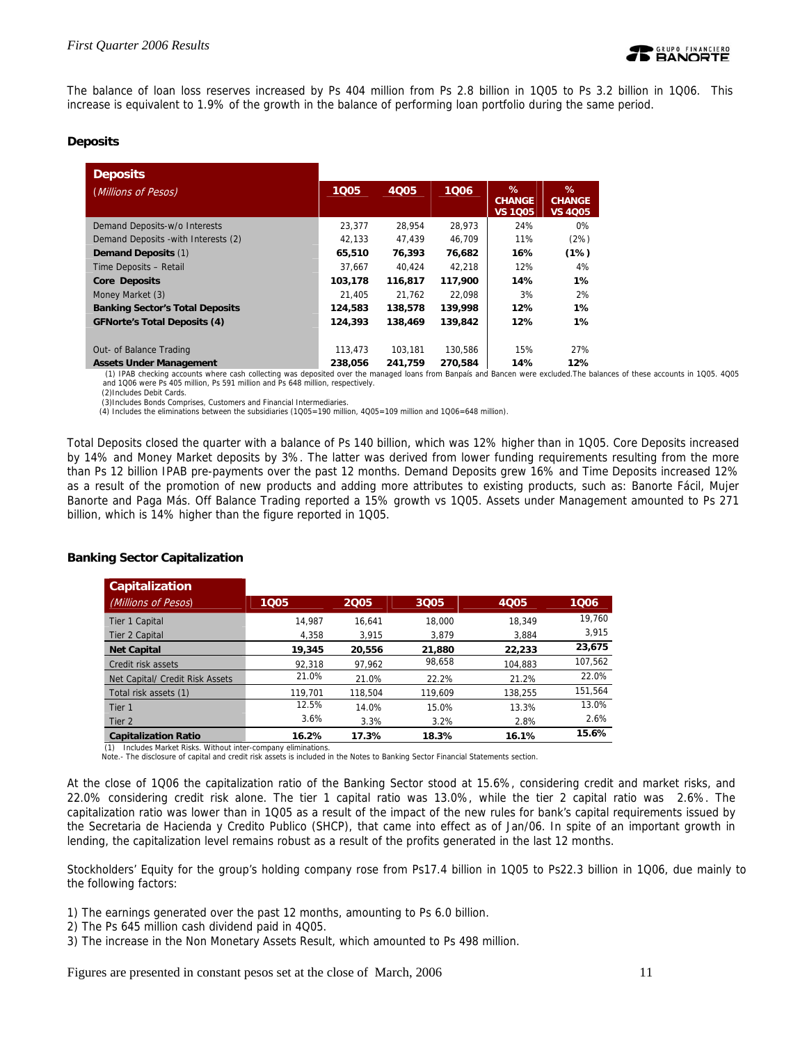The balance of loan loss reserves increased by Ps 404 million from Ps 2.8 billion in 1Q05 to Ps 3.2 billion in 1Q06. This increase is equivalent to 1.9% of the growth in the balance of performing loan portfolio during the same period.

### Deposits

| Deposits (*Millions of Pesos*) | 1Q05 | 4Q05 | 1Q06 | % CHANGE VS 1Q05 | % CHANGE VS 4Q05 |
|---|---|---|---|---|---|
| Demand Deposits-w/o Interests | 23,377 | 28,954 | 28,973 | 24% | 0% |
| Demand Deposits -with Interests (2) | 42,133 | 47,439 | 46,709 | 11% | (2%) |
| **Demand Deposits** (1) | **65,510** | **76,393** | **76,682** | **16%** | **(1%)** |
| Time Deposits – Retail | 37,667 | 40,424 | 42,218 | 12% | 4% |
| **Core Deposits** | **103,178** | **116,817** | **117,900** | **14%** | **1%** |
| Money Market (3) | 21,405 | 21,762 | 22,098 | 3% | 2% |
| **Banking Sector's Total Deposits** | **124,583** | **138,578** | **139,998** | **12%** | **1%** |
| **GFNorte's Total Deposits (4)** | **124,393** | **138,469** | **139,842** | **12%** | **1%** |
| | | | | | |
| Out- of Balance Trading | 113,473 | 103,181 | 130,586 | 15% | 27% |
| **Assets Under Management** | **238,056** | **241,759** | **270,584** | **14%** | **12%** |

(1) IPAB checking accounts where cash collecting was deposited over the managed loans from Banpaís and Bancen were excluded.The balances of these accounts in 1Q05. 4Q05 and 1Q06 were Ps 405 million, Ps 591 million and Ps 648 million, respectively.
(2)Includes Debit Cards.
(3)Includes Bonds Comprises, Customers and Financial Intermediaries.
(4) Includes the eliminations between the subsidiaries (1Q05=190 million, 4Q05=109 million and 1Q06=648 million).

Total Deposits closed the quarter with a balance of Ps 140 billion, which was 12% higher than in 1Q05. Core Deposits increased by 14% and Money Market deposits by 3%. The latter was derived from lower funding requirements resulting from the more than Ps 12 billion IPAB pre-payments over the past 12 months. Demand Deposits grew 16% and Time Deposits increased 12% as a result of the promotion of new products and adding more attributes to existing products, such as: Banorte Fácil, Mujer Banorte and Paga Más. Off Balance Trading reported a 15% growth vs 1Q05. Assets under Management amounted to Ps 271 billion, which is 14% higher than the figure reported in 1Q05.

### Banking Sector Capitalization

| Capitalization (*Millions of Pesos*) | 1Q05 | 2Q05 | 3Q05 | 4Q05 | 1Q06 |
|---|---|---|---|---|---|
| Tier 1 Capital | 14,987 | 16,641 | 18,000 | 18,349 | 19,760 |
| Tier 2 Capital | 4,358 | 3,915 | 3,879 | 3,884 | 3,915 |
| **Net Capital** | **19,345** | **20,556** | **21,880** | **22,233** | **23,675** |
| Credit risk assets | 92,318 | 97,962 | 98,658 | 104,883 | 107,562 |
| Net Capital/ Credit Risk Assets | 21.0% | 21.0% | 22.2% | 21.2% | 22.0% |
| Total risk assets (1) | 119,701 | 118,504 | 119,609 | 138,255 | 151,564 |
| Tier 1 | 12.5% | 14.0% | 15.0% | 13.3% | 13.0% |
| Tier 2 | 3.6% | 3.3% | 3.2% | 2.8% | 2.6% |
| **Capitalization Ratio** | **16.2%** | **17.3%** | **18.3%** | **16.1%** | **15.6%** |

(1) Includes Market Risks. Without inter-company eliminations.
Note.- The disclosure of capital and credit risk assets is included in the Notes to Banking Sector Financial Statements section.

At the close of 1Q06 the capitalization ratio of the Banking Sector stood at 15.6%, considering credit and market risks, and 22.0% considering credit risk alone. The tier 1 capital ratio was 13.0%, while the tier 2 capital ratio was 2.6%. The capitalization ratio was lower than in 1Q05 as a result of the impact of the new rules for bank's capital requirements issued by the Secretaria de Hacienda y Credito Publico (SHCP), that came into effect as of Jan/06. In spite of an important growth in lending, the capitalization level remains robust as a result of the profits generated in the last 12 months.

Stockholders' Equity for the group's holding company rose from Ps17.4 billion in 1Q05 to Ps22.3 billion in 1Q06, due mainly to the following factors:

1) The earnings generated over the past 12 months, amounting to Ps 6.0 billion.
2) The Ps 645 million cash dividend paid in 4Q05.
3) The increase in the Non Monetary Assets Result, which amounted to Ps 498 million.

Figures are presented in constant pesos set at the close of March, 2006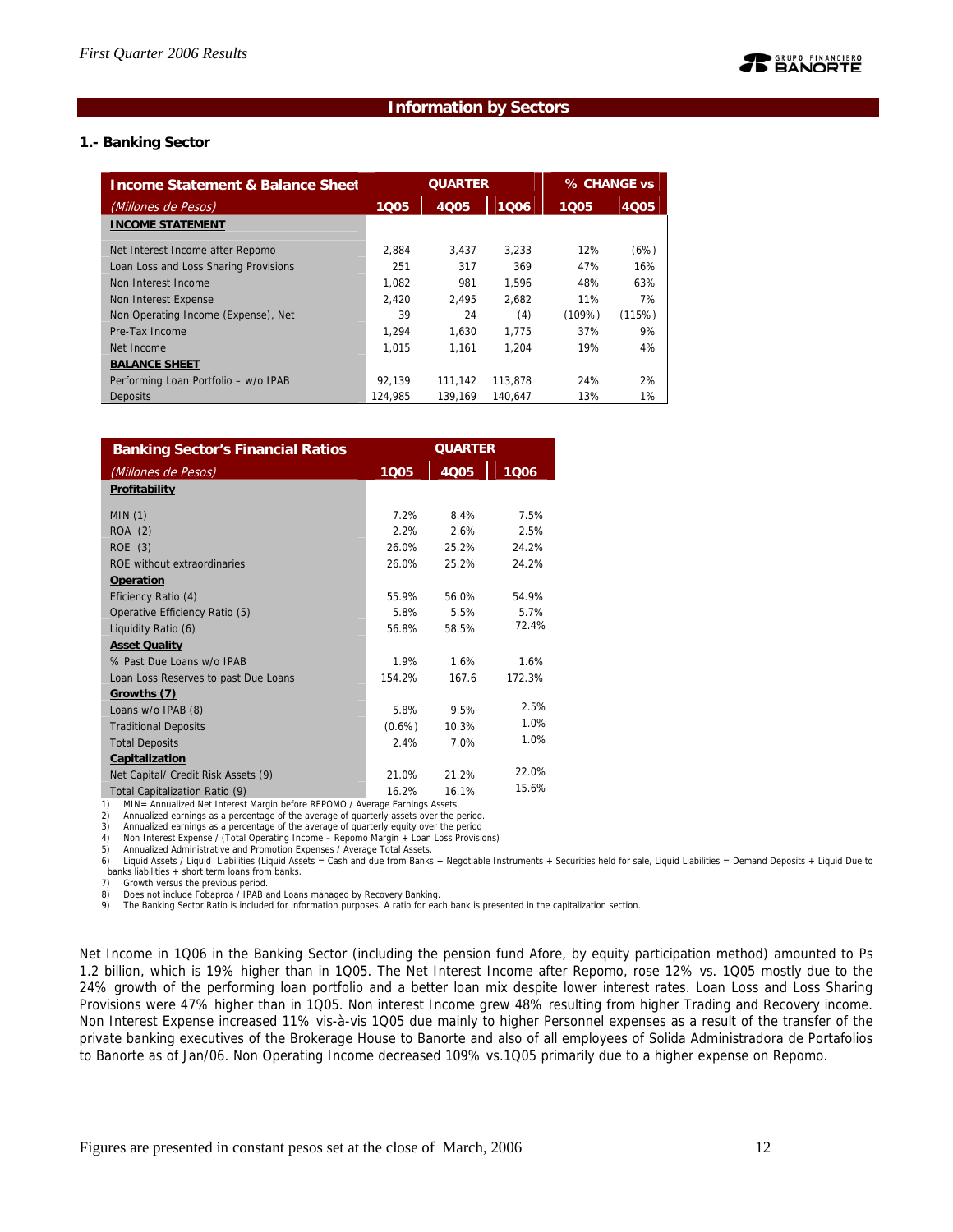## Information by Sectors

### 1.- Banking Sector

| Income Statement & Balance Sheet | QUARTER | | | % CHANGE vs | |
|---|---|---|---|---|---|
| *(Millones de Pesos)* | 1Q05 | 4Q05 | 1Q06 | 1Q05 | 4Q05 |
| **INCOME STATEMENT** | | | | | |
| Net Interest Income after Repomo | 2,884 | 3,437 | 3,233 | 12% | (6%) |
| Loan Loss and Loss Sharing Provisions | 251 | 317 | 369 | 47% | 16% |
| Non Interest Income | 1,082 | 981 | 1,596 | 48% | 63% |
| Non Interest Expense | 2,420 | 2,495 | 2,682 | 11% | 7% |
| Non Operating Income (Expense), Net | 39 | 24 | (4) | (109%) | (115%) |
| Pre-Tax Income | 1,294 | 1,630 | 1,775 | 37% | 9% |
| Net Income | 1,015 | 1,161 | 1,204 | 19% | 4% |
| **BALANCE SHEET** | | | | | |
| Performing Loan Portfolio – w/o IPAB | 92,139 | 111,142 | 113,878 | 24% | 2% |
| Deposits | 124,985 | 139,169 | 140,647 | 13% | 1% |

| Banking Sector's Financial Ratios | QUARTER | | |
|---|---|---|---|
| *(Millones de Pesos)* | 1Q05 | 4Q05 | 1Q06 |
| **Profitability** | | | |
| MIN (1) | 7.2% | 8.4% | 7.5% |
| ROA (2) | 2.2% | 2.6% | 2.5% |
| ROE (3) | 26.0% | 25.2% | 24.2% |
| ROE without extraordinaries | 26.0% | 25.2% | 24.2% |
| **Operation** | | | |
| Eficiency Ratio (4) | 55.9% | 56.0% | 54.9% |
| Operative Efficiency Ratio (5) | 5.8% | 5.5% | 5.7% |
| Liquidity Ratio (6) | 56.8% | 58.5% | 72.4% |
| **Asset Quality** | | | |
| % Past Due Loans w/o IPAB | 1.9% | 1.6% | 1.6% |
| Loan Loss Reserves to past Due Loans | 154.2% | 167.6 | 172.3% |
| **Growths (7)** | | | |
| Loans w/o IPAB (8) | 5.8% | 9.5% | 2.5% |
| Traditional Deposits | (0.6%) | 10.3% | 1.0% |
| Total Deposits | 2.4% | 7.0% | 1.0% |
| **Capitalization** | | | |
| Net Capital/ Credit Risk Assets (9) | 21.0% | 21.2% | 22.0% |
| Total Capitalization Ratio (9) | 16.2% | 16.1% | 15.6% |

1) MIN= Annualized Net Interest Margin before REPOMO / Average Earnings Assets.
2) Annualized earnings as a percentage of the average of quarterly assets over the period.
3) Annualized earnings as a percentage of the average of quarterly equity over the period
4) Non Interest Expense / (Total Operating Income – Repomo Margin + Loan Loss Provisions)
5) Annualized Administrative and Promotion Expenses / Average Total Assets.
6) Liquid Assets / Liquid Liabilities (Liquid Assets = Cash and due from Banks + Negotiable Instruments + Securities held for sale, Liquid Liabilities = Demand Deposits + Liquid Due to banks liabilities + short term loans from banks.
7) Growth versus the previous period.
8) Does not include Fobaproa / IPAB and Loans managed by Recovery Banking.
9) The Banking Sector Ratio is included for information purposes. A ratio for each bank is presented in the capitalization section.

Net Income in 1Q06 in the Banking Sector (including the pension fund Afore, by equity participation method) amounted to Ps 1.2 billion, which is 19% higher than in 1Q05. The Net Interest Income after Repomo, rose 12% vs. 1Q05 mostly due to the 24% growth of the performing loan portfolio and a better loan mix despite lower interest rates. Loan Loss and Loss Sharing Provisions were 47% higher than in 1Q05. Non interest Income grew 48% resulting from higher Trading and Recovery income. Non Interest Expense increased 11% vis-à-vis 1Q05 due mainly to higher Personnel expenses as a result of the transfer of the private banking executives of the Brokerage House to Banorte and also of all employees of Solida Administradora de Portafolios to Banorte as of Jan/06. Non Operating Income decreased 109% vs.1Q05 primarily due to a higher expense on Repomo.

Figures are presented in constant pesos set at the close of March, 2006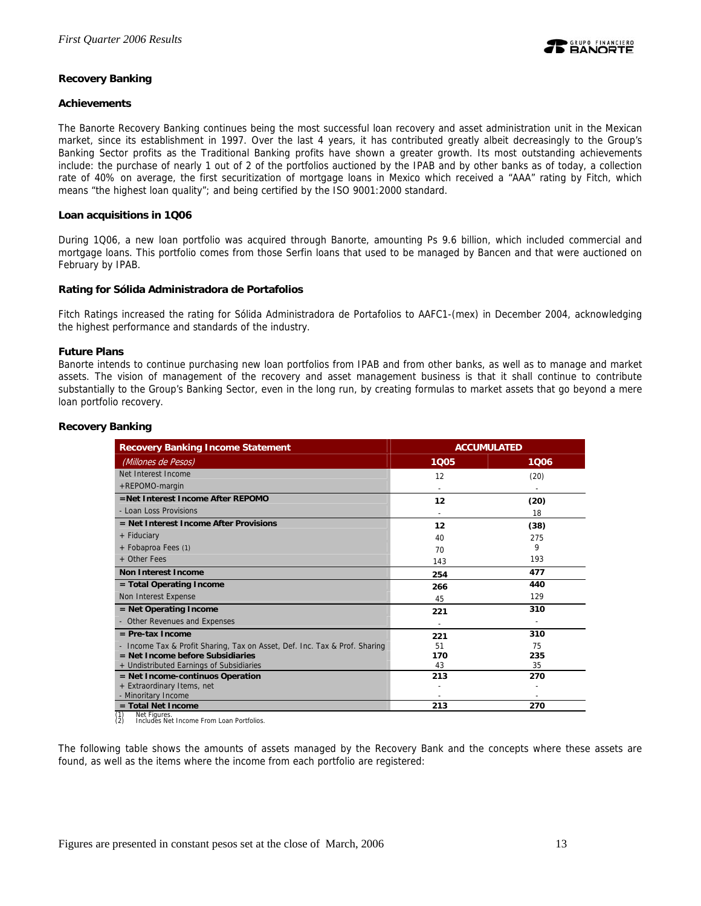## Recovery Banking

### Achievements

The Banorte Recovery Banking continues being the most successful loan recovery and asset administration unit in the Mexican market, since its establishment in 1997. Over the last 4 years, it has contributed greatly albeit decreasingly to the Group's Banking Sector profits as the Traditional Banking profits have shown a greater growth. Its most outstanding achievements include: the purchase of nearly 1 out of 2 of the portfolios auctioned by the IPAB and by other banks as of today, a collection rate of 40% on average, the first securitization of mortgage loans in Mexico which received a "AAA" rating by Fitch, which means "the highest loan quality"; and being certified by the ISO 9001:2000 standard.

### Loan acquisitions in 1Q06

During 1Q06, a new loan portfolio was acquired through Banorte, amounting Ps 9.6 billion, which included commercial and mortgage loans. This portfolio comes from those Serfin loans that used to be managed by Bancen and that were auctioned on February by IPAB.

### Rating for Sólida Administradora de Portafolios

Fitch Ratings increased the rating for Sólida Administradora de Portafolios to AAFC1-(mex) in December 2004, acknowledging the highest performance and standards of the industry.

### Future Plans

Banorte intends to continue purchasing new loan portfolios from IPAB and from other banks, as well as to manage and market assets. The vision of management of the recovery and asset management business is that it shall continue to contribute substantially to the Group's Banking Sector, even in the long run, by creating formulas to market assets that go beyond a mere loan portfolio recovery.

### Recovery Banking

| Recovery Banking Income Statement | ACCUMULATED | |
|---|---|---|
| *(Millones de Pesos)* | 1Q05 | 1Q06 |
| Net Interest Income | 12 | (20) |
| +REPOMO-margin | - | - |
| **=Net Interest Income After REPOMO** | **12** | **(20)** |
| - Loan Loss Provisions | - | 18 |
| **= Net Interest Income After Provisions** | **12** | **(38)** |
| + Fiduciary | 40 | 275 |
| + Fobaproa Fees (1) | 70 | 9 |
| + Other Fees | 143 | 193 |
| **Non Interest Income** | **254** | **477** |
| **= Total Operating Income** | **266** | **440** |
| Non Interest Expense | 45 | 129 |
| **= Net Operating Income** | **221** | **310** |
| - Other Revenues and Expenses | - | - |
| **= Pre-tax Income** | **221** | **310** |
| - Income Tax & Profit Sharing, Tax on Asset, Def. Inc. Tax & Prof. Sharing | 51 | 75 |
| **= Net Income before Subsidiaries** | **170** | **235** |
| + Undistributed Earnings of Subsidiaries | 43 | 35 |
| **= Net Income-continuos Operation** | **213** | **270** |
| + Extraordinary Items, net | - | - |
| - Minoritary Income | - | - |
| **= Total Net Income** | **213** | **270** |

(1) Net Figures.
(2) Includes Net Income From Loan Portfolios.

The following table shows the amounts of assets managed by the Recovery Bank and the concepts where these assets are found, as well as the items where the income from each portfolio are registered: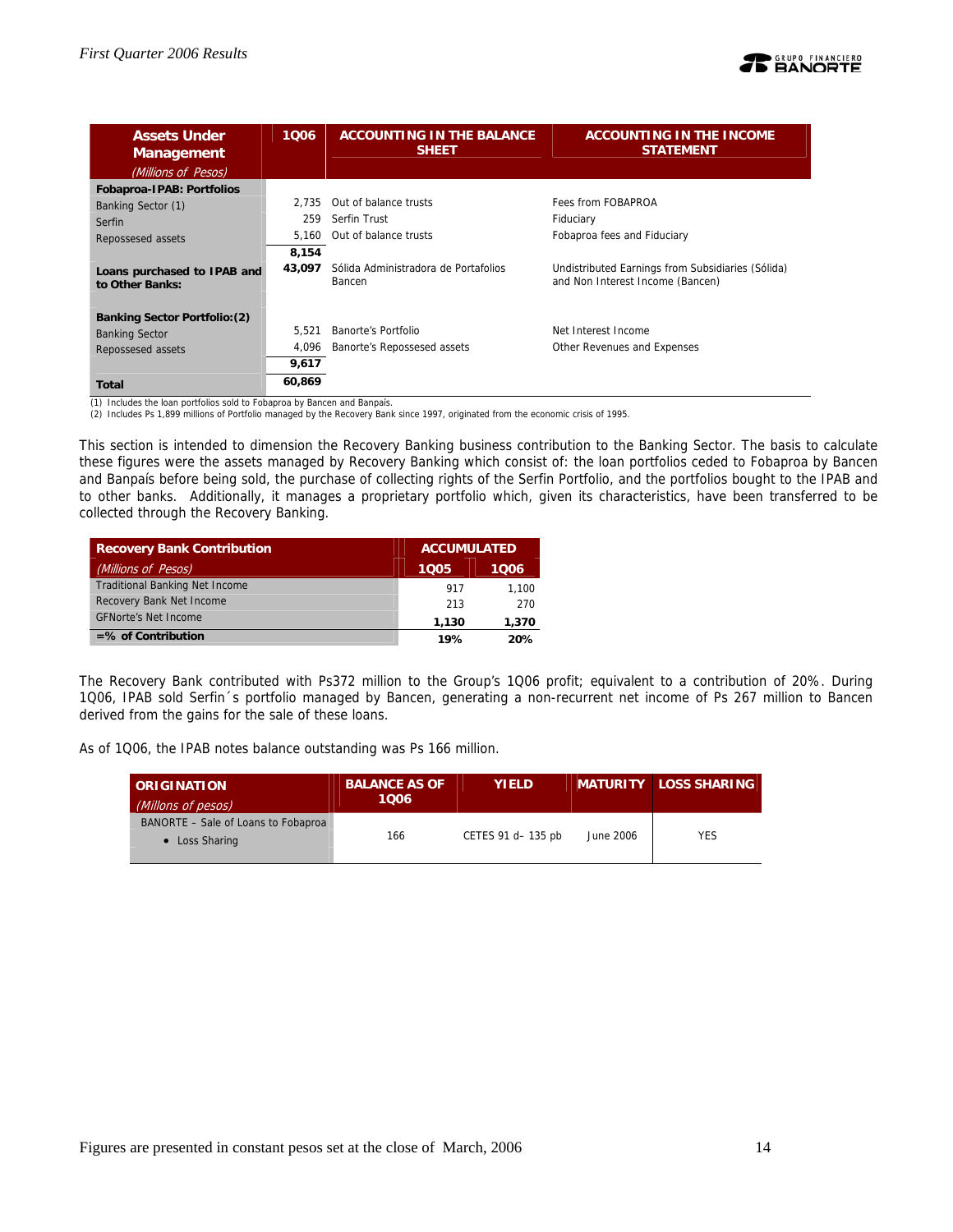| Assets Under Management *(Millions of Pesos)* | 1Q06 | ACCOUNTING IN THE BALANCE SHEET | ACCOUNTING IN THE INCOME STATEMENT |
|---|---|---|---|
| **Fobaproa-IPAB: Portfolios** | | | |
| Banking Sector (1) | 2,735 | Out of balance trusts | Fees from FOBAPROA |
| Serfin | 259 | Serfin Trust | Fiduciary |
| Repossessed assets | 5,160 | Out of balance trusts | Fobaproa fees and Fiduciary |
| | **8,154** | | |
| **Loans purchased to IPAB and to Other Banks:** | **43,097** | Sólida Administradora de Portafolios Bancen | Undistributed Earnings from Subsidiaries (Sólida) and Non Interest Income (Bancen) |
| **Banking Sector Portfolio:(2)** | | | |
| Banking Sector | 5,521 | Banorte's Portfolio | Net Interest Income |
| Repossessed assets | 4,096 | Banorte's Repossesed assets | Other Revenues and Expenses |
| | **9,617** | | |
| **Total** | **60,869** | | |

(1) Includes the loan portfolios sold to Fobaproa by Bancen and Banpaís.
(2) Includes Ps 1,899 millions of Portfolio managed by the Recovery Bank since 1997, originated from the economic crisis of 1995.

This section is intended to dimension the Recovery Banking business contribution to the Banking Sector. The basis to calculate these figures were the assets managed by Recovery Banking which consist of: the loan portfolios ceded to Fobaproa by Bancen and Banpaís before being sold, the purchase of collecting rights of the Serfin Portfolio, and the portfolios bought to the IPAB and to other banks. Additionally, it manages a proprietary portfolio which, given its characteristics, have been transferred to be collected through the Recovery Banking.

| Recovery Bank Contribution *(Millions of Pesos)* | ACCUMULATED 1Q05 | 1Q06 |
|---|---|---|
| Traditional Banking Net Income | 917 | 1,100 |
| Recovery Bank Net Income | 213 | 270 |
| GFNorte's Net Income | **1,130** | **1,370** |
| **=% of Contribution** | **19%** | **20%** |

The Recovery Bank contributed with Ps372 million to the Group's 1Q06 profit; equivalent to a contribution of 20%. During 1Q06, IPAB sold Serfin´s portfolio managed by Bancen, generating a non-recurrent net income of Ps 267 million to Bancen derived from the gains for the sale of these loans.

As of 1Q06, the IPAB notes balance outstanding was Ps 166 million.

| ORIGINATION *(Millons of pesos)* | BALANCE AS OF 1Q06 | YIELD | MATURITY | LOSS SHARING |
|---|---|---|---|---|
| BANORTE – Sale of Loans to Fobaproa<br>• Loss Sharing | 166 | CETES 91 d– 135 pb | June 2006 | YES |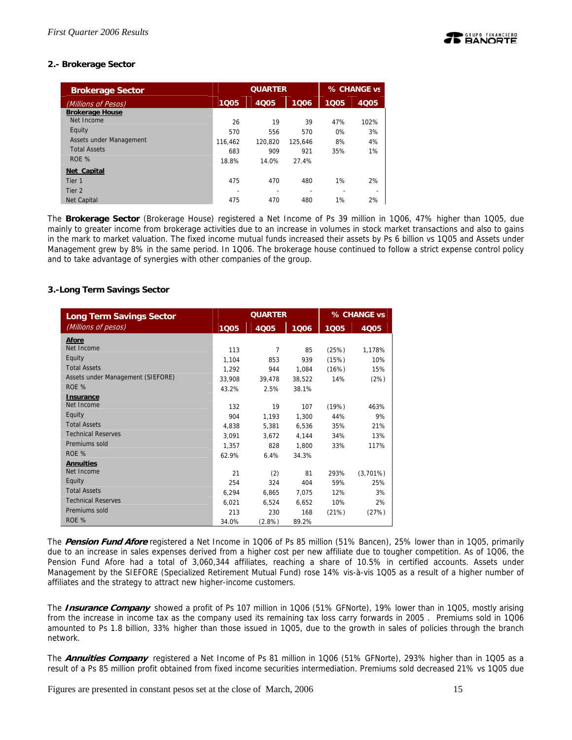### 2.- Brokerage Sector

| Brokerage Sector | QUARTER | | | % CHANGE vs | |
|---|---|---|---|---|---|
| (Millions of Pesos) | 1Q05 | 4Q05 | 1Q06 | 1Q05 | 4Q05 |
| **Brokerage House** | | | | | |
| Net Income | 26 | 19 | 39 | 47% | 102% |
| Equity | 570 | 556 | 570 | 0% | 3% |
| Assets under Management | 116,462 | 120,820 | 125,646 | 8% | 4% |
| Total Assets | 683 | 909 | 921 | 35% | 1% |
| ROE % | 18.8% | 14.0% | 27.4% | | |
| **Net Capital** | | | | | |
| Tier 1 | 475 | 470 | 480 | 1% | 2% |
| Tier 2 | - | - | - | - | - |
| Net Capital | 475 | 470 | 480 | 1% | 2% |

The **Brokerage Sector** (Brokerage House) registered a Net Income of Ps 39 million in 1Q06, 47% higher than 1Q05, due mainly to greater income from brokerage activities due to an increase in volumes in stock market transactions and also to gains in the mark to market valuation. The fixed income mutual funds increased their assets by Ps 6 billion vs 1Q05 and Assets under Management grew by 8% in the same period. In 1Q06. The brokerage house continued to follow a strict expense control policy and to take advantage of synergies with other companies of the group.

### 3.-Long Term Savings Sector

| Long Term Savings Sector | QUARTER | | | % CHANGE vs | |
|---|---|---|---|---|---|
| (Millions of pesos) | 1Q05 | 4Q05 | 1Q06 | 1Q05 | 4Q05 |
| **Afore** | | | | | |
| Net Income | 113 | 7 | 85 | (25%) | 1,178% |
| Equity | 1,104 | 853 | 939 | (15%) | 10% |
| Total Assets | 1,292 | 944 | 1,084 | (16%) | 15% |
| Assets under Management (SIEFORE) | 33,908 | 39,478 | 38,522 | 14% | (2%) |
| ROE % | 43.2% | 2.5% | 38.1% | | |
| **Insurance** | | | | | |
| Net Income | 132 | 19 | 107 | (19%) | 463% |
| Equity | 904 | 1,193 | 1,300 | 44% | 9% |
| Total Assets | 4,838 | 5,381 | 6,536 | 35% | 21% |
| Technical Reserves | 3,091 | 3,672 | 4,144 | 34% | 13% |
| Premiums sold | 1,357 | 828 | 1,800 | 33% | 117% |
| ROE % | 62.9% | 6.4% | 34.3% | | |
| **Annuities** | | | | | |
| Net Income | 21 | (2) | 81 | 293% | (3,701%) |
| Equity | 254 | 324 | 404 | 59% | 25% |
| Total Assets | 6,294 | 6,865 | 7,075 | 12% | 3% |
| Technical Reserves | 6,021 | 6,524 | 6,652 | 10% | 2% |
| Premiums sold | 213 | 230 | 168 | (21%) | (27%) |
| ROE % | 34.0% | (2.8%) | 89.2% | | |

The ***Pension Fund Afore*** registered a Net Income in 1Q06 of Ps 85 million (51% Bancen), 25% lower than in 1Q05, primarily due to an increase in sales expenses derived from a higher cost per new affiliate due to tougher competition. As of 1Q06, the Pension Fund Afore had a total of 3,060,344 affiliates, reaching a share of 10.5% in certified accounts. Assets under Management by the SIEFORE (Specialized Retirement Mutual Fund) rose 14% vis-à-vis 1Q05 as a result of a higher number of affiliates and the strategy to attract new higher-income customers.

The ***Insurance Company*** showed a profit of Ps 107 million in 1Q06 (51% GFNorte), 19% lower than in 1Q05, mostly arising from the increase in income tax as the company used its remaining tax loss carry forwards in 2005 . Premiums sold in 1Q06 amounted to Ps 1.8 billion, 33% higher than those issued in 1Q05, due to the growth in sales of policies through the branch network.

The ***Annuities Company*** registered a Net Income of Ps 81 million in 1Q06 (51% GFNorte), 293% higher than in 1Q05 as a result of a Ps 85 million profit obtained from fixed income securities intermediation. Premiums sold decreased 21% vs 1Q05 due

Figures are presented in constant pesos set at the close of March, 2006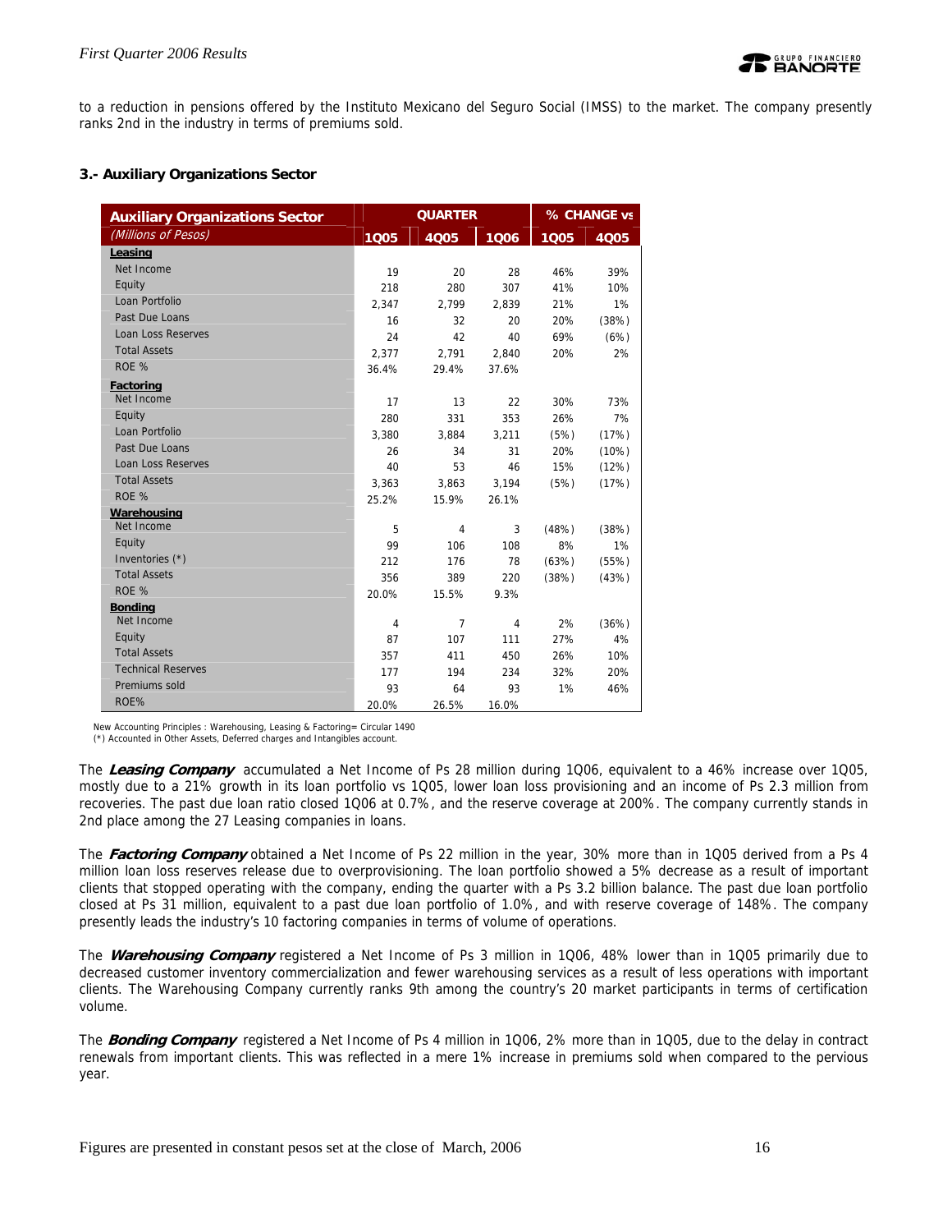to a reduction in pensions offered by the Instituto Mexicano del Seguro Social (IMSS) to the market. The company presently ranks 2nd in the industry in terms of premiums sold.

### 3.- Auxiliary Organizations Sector

| Auxiliary Organizations Sector | QUARTER | | | % CHANGE vs | |
|---|---|---|---|---|---|
| *(Millions of Pesos)* | 1Q05 | 4Q05 | 1Q06 | 1Q05 | 4Q05 |
| **Leasing** | | | | | |
| Net Income | 19 | 20 | 28 | 46% | 39% |
| Equity | 218 | 280 | 307 | 41% | 10% |
| Loan Portfolio | 2,347 | 2,799 | 2,839 | 21% | 1% |
| Past Due Loans | 16 | 32 | 20 | 20% | (38%) |
| Loan Loss Reserves | 24 | 42 | 40 | 69% | (6%) |
| Total Assets | 2,377 | 2,791 | 2,840 | 20% | 2% |
| ROE % | 36.4% | 29.4% | 37.6% | | |
| **Factoring** | | | | | |
| Net Income | 17 | 13 | 22 | 30% | 73% |
| Equity | 280 | 331 | 353 | 26% | 7% |
| Loan Portfolio | 3,380 | 3,884 | 3,211 | (5%) | (17%) |
| Past Due Loans | 26 | 34 | 31 | 20% | (10%) |
| Loan Loss Reserves | 40 | 53 | 46 | 15% | (12%) |
| Total Assets | 3,363 | 3,863 | 3,194 | (5%) | (17%) |
| ROE % | 25.2% | 15.9% | 26.1% | | |
| **Warehousing** | | | | | |
| Net Income | 5 | 4 | 3 | (48%) | (38%) |
| Equity | 99 | 106 | 108 | 8% | 1% |
| Inventories (*) | 212 | 176 | 78 | (63%) | (55%) |
| Total Assets | 356 | 389 | 220 | (38%) | (43%) |
| ROE % | 20.0% | 15.5% | 9.3% | | |
| **Bonding** | | | | | |
| Net Income | 4 | 7 | 4 | 2% | (36%) |
| Equity | 87 | 107 | 111 | 27% | 4% |
| Total Assets | 357 | 411 | 450 | 26% | 10% |
| Technical Reserves | 177 | 194 | 234 | 32% | 20% |
| Premiums sold | 93 | 64 | 93 | 1% | 46% |
| ROE% | 20.0% | 26.5% | 16.0% | | |

New Accounting Principles : Warehousing, Leasing & Factoring= Circular 1490
(*) Accounted in Other Assets, Deferred charges and Intangibles account.

The ***Leasing Company*** accumulated a Net Income of Ps 28 million during 1Q06, equivalent to a 46% increase over 1Q05, mostly due to a 21% growth in its loan portfolio vs 1Q05, lower loan loss provisioning and an income of Ps 2.3 million from recoveries. The past due loan ratio closed 1Q06 at 0.7%, and the reserve coverage at 200%. The company currently stands in 2nd place among the 27 Leasing companies in loans.

The ***Factoring Company*** obtained a Net Income of Ps 22 million in the year, 30% more than in 1Q05 derived from a Ps 4 million loan loss reserves release due to overprovisioning. The loan portfolio showed a 5% decrease as a result of important clients that stopped operating with the company, ending the quarter with a Ps 3.2 billion balance. The past due loan portfolio closed at Ps 31 million, equivalent to a past due loan portfolio of 1.0%, and with reserve coverage of 148%. The company presently leads the industry's 10 factoring companies in terms of volume of operations.

The ***Warehousing Company*** registered a Net Income of Ps 3 million in 1Q06, 48% lower than in 1Q05 primarily due to decreased customer inventory commercialization and fewer warehousing services as a result of less operations with important clients. The Warehousing Company currently ranks 9th among the country's 20 market participants in terms of certification volume.

The ***Bonding Company*** registered a Net Income of Ps 4 million in 1Q06, 2% more than in 1Q05, due to the delay in contract renewals from important clients. This was reflected in a mere 1% increase in premiums sold when compared to the pervious year.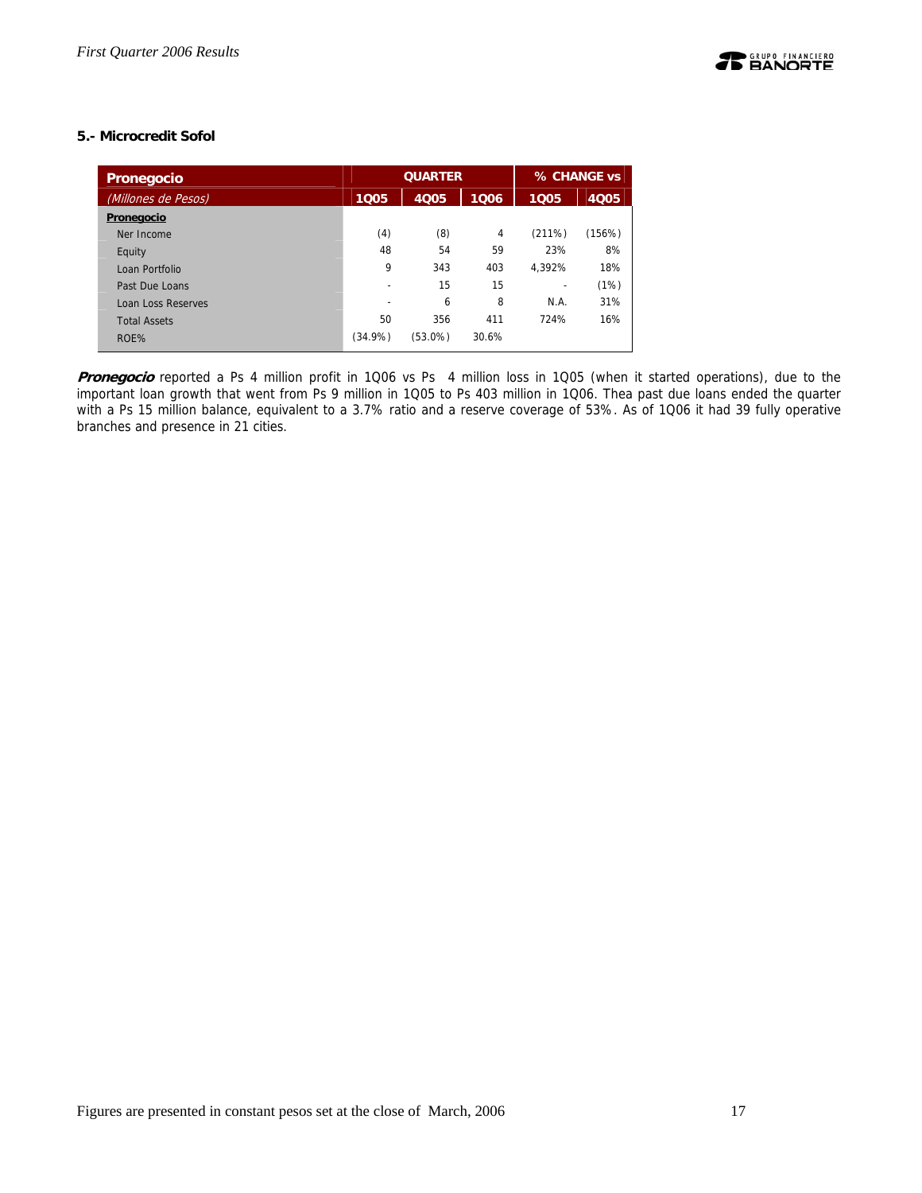### 5.- Microcredit Sofol

| Pronegocio | QUARTER | | | % CHANGE vs | |
|---|---|---|---|---|---|
| *(Millones de Pesos)* | 1Q05 | 4Q05 | 1Q06 | 1Q05 | 4Q05 |
| **Pronegocio** | | | | | |
| Ner Income | (4) | (8) | 4 | (211%) | (156%) |
| Equity | 48 | 54 | 59 | 23% | 8% |
| Loan Portfolio | 9 | 343 | 403 | 4,392% | 18% |
| Past Due Loans | - | 15 | 15 | - | (1%) |
| Loan Loss Reserves | - | 6 | 8 | N.A. | 31% |
| Total Assets | 50 | 356 | 411 | 724% | 16% |
| ROE% | (34.9%) | (53.0%) | 30.6% | | |

***Pronegocio*** reported a Ps 4 million profit in 1Q06 vs Ps 4 million loss in 1Q05 (when it started operations), due to the important loan growth that went from Ps 9 million in 1Q05 to Ps 403 million in 1Q06. Thea past due loans ended the quarter with a Ps 15 million balance, equivalent to a 3.7% ratio and a reserve coverage of 53%. As of 1Q06 it had 39 fully operative branches and presence in 21 cities.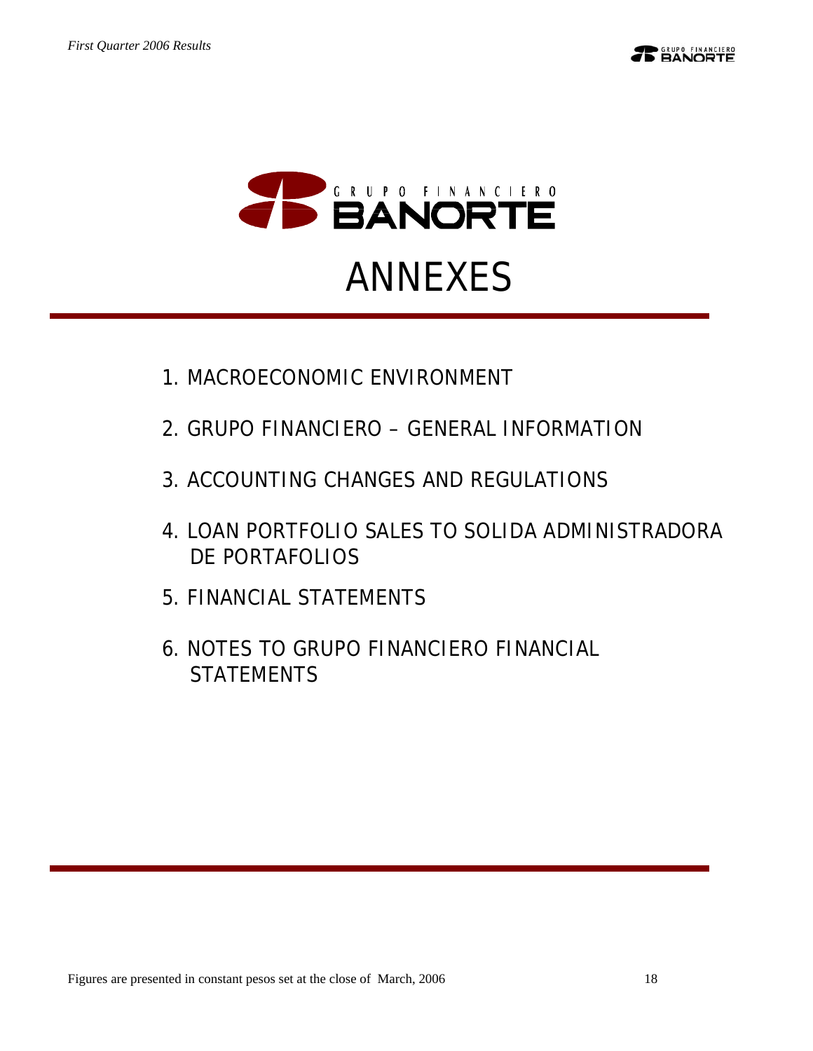# GRUPO FINANCIERO BANORTE

# ANNEXES

1. MACROECONOMIC ENVIRONMENT
2. GRUPO FINANCIERO – GENERAL INFORMATION
3. ACCOUNTING CHANGES AND REGULATIONS
4. LOAN PORTFOLIO SALES TO SOLIDA ADMINISTRADORA DE PORTAFOLIOS
5. FINANCIAL STATEMENTS
6. NOTES TO GRUPO FINANCIERO FINANCIAL STATEMENTS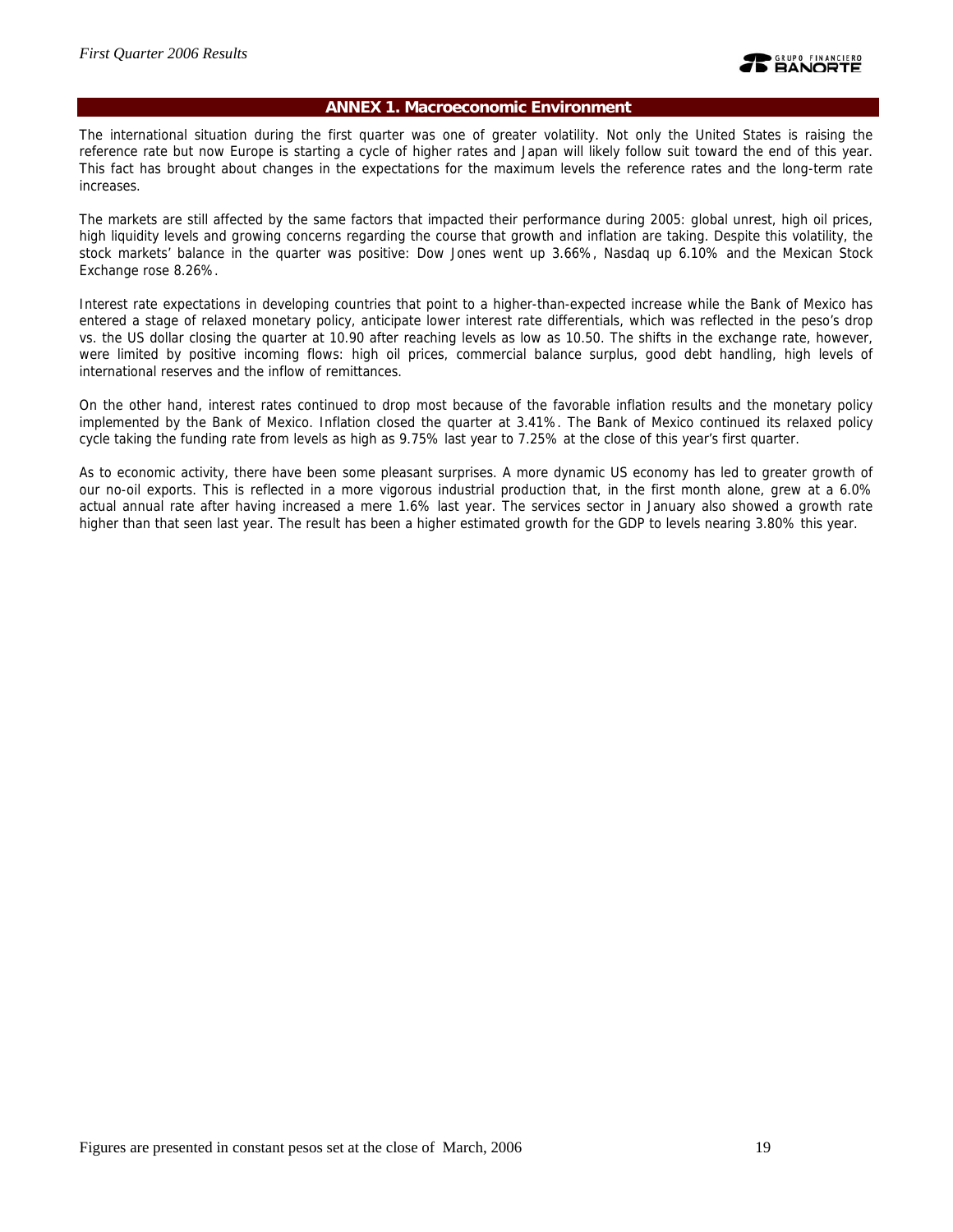## ANNEX 1. Macroeconomic Environment

The international situation during the first quarter was one of greater volatility. Not only the United States is raising the reference rate but now Europe is starting a cycle of higher rates and Japan will likely follow suit toward the end of this year. This fact has brought about changes in the expectations for the maximum levels the reference rates and the long-term rate increases.

The markets are still affected by the same factors that impacted their performance during 2005: global unrest, high oil prices, high liquidity levels and growing concerns regarding the course that growth and inflation are taking. Despite this volatility, the stock markets' balance in the quarter was positive: Dow Jones went up 3.66%, Nasdaq up 6.10% and the Mexican Stock Exchange rose 8.26%.

Interest rate expectations in developing countries that point to a higher-than-expected increase while the Bank of Mexico has entered a stage of relaxed monetary policy, anticipate lower interest rate differentials, which was reflected in the peso's drop vs. the US dollar closing the quarter at 10.90 after reaching levels as low as 10.50. The shifts in the exchange rate, however, were limited by positive incoming flows: high oil prices, commercial balance surplus, good debt handling, high levels of international reserves and the inflow of remittances.

On the other hand, interest rates continued to drop most because of the favorable inflation results and the monetary policy implemented by the Bank of Mexico. Inflation closed the quarter at 3.41%. The Bank of Mexico continued its relaxed policy cycle taking the funding rate from levels as high as 9.75% last year to 7.25% at the close of this year's first quarter.

As to economic activity, there have been some pleasant surprises. A more dynamic US economy has led to greater growth of our no-oil exports. This is reflected in a more vigorous industrial production that, in the first month alone, grew at a 6.0% actual annual rate after having increased a mere 1.6% last year. The services sector in January also showed a growth rate higher than that seen last year. The result has been a higher estimated growth for the GDP to levels nearing 3.80% this year.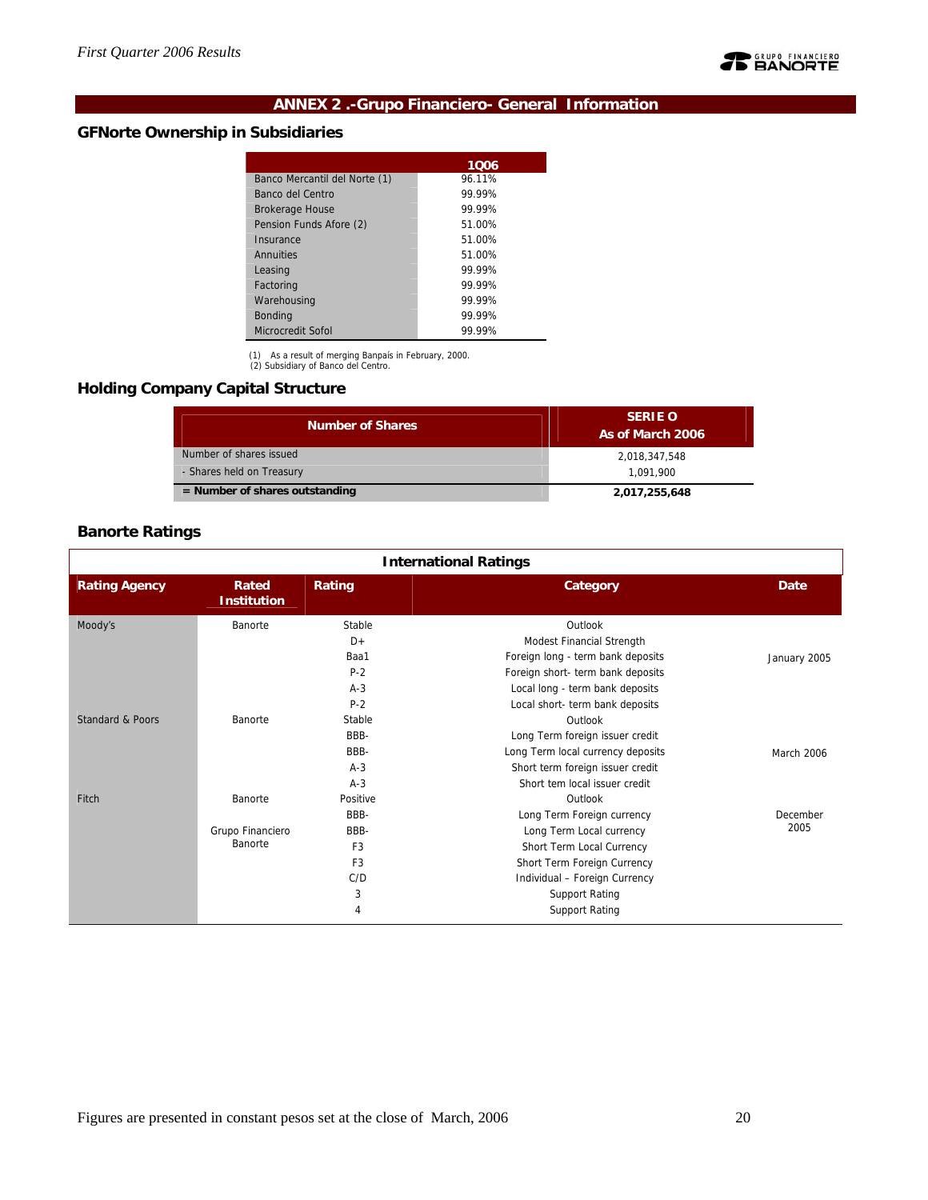## ANNEX 2 .-Grupo Financiero- General Information

### GFNorte Ownership in Subsidiaries

| | 1Q06 |
|---|---|
| Banco Mercantil del Norte (1) | 96.11% |
| Banco del Centro | 99.99% |
| Brokerage House | 99.99% |
| Pension Funds Afore (2) | 51.00% |
| Insurance | 51.00% |
| Annuities | 51.00% |
| Leasing | 99.99% |
| Factoring | 99.99% |
| Warehousing | 99.99% |
| Bonding | 99.99% |
| Microcredit Sofol | 99.99% |

(1) As a result of merging Banpaís in February, 2000.
(2) Subsidiary of Banco del Centro.

### Holding Company Capital Structure

| Number of Shares | SERIE O As of March 2006 |
|---|---|
| Number of shares issued | 2,018,347,548 |
| - Shares held on Treasury | 1,091,900 |
| **= Number of shares outstanding** | **2,017,255,648** |

### Banorte Ratings

| International Ratings | | | | |
|---|---|---|---|---|
| **Rating Agency** | **Rated Institution** | **Rating** | **Category** | **Date** |
| Moody's | Banorte | Stable | Outlook | |
| | | D+ | Modest Financial Strength | |
| | | Baa1 | Foreign long - term bank deposits | January 2005 |
| | | P-2 | Foreign short- term bank deposits | |
| | | A-3 | Local long - term bank deposits | |
| | | P-2 | Local short- term bank deposits | |
| Standard & Poors | Banorte | Stable | Outlook | |
| | | BBB- | Long Term foreign issuer credit | |
| | | BBB- | Long Term local currency deposits | March 2006 |
| | | A-3 | Short term foreign issuer credit | |
| | | A-3 | Short tem local issuer credit | |
| Fitch | Banorte | Positive | Outlook | |
| | | BBB- | Long Term Foreign currency | December 2005 |
| | Grupo Financiero Banorte | BBB- | Long Term Local currency | |
| | | F3 | Short Term Local Currency | |
| | | F3 | Short Term Foreign Currency | |
| | | C/D | Individual – Foreign Currency | |
| | | 3 | Support Rating | |
| | | 4 | Support Rating | |

Figures are presented in constant pesos set at the close of March, 2006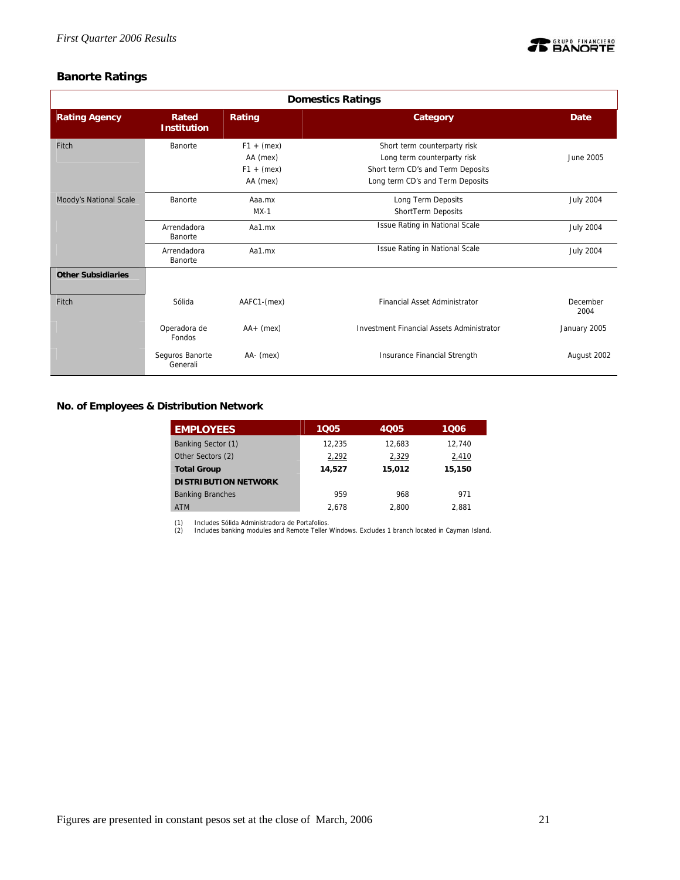## Banorte Ratings

| Domestics Ratings | | | | |
|---|---|---|---|---|
| **Rating Agency** | **Rated Institution** | **Rating** | **Category** | **Date** |
| Fitch | Banorte | F1 + (mex)<br>AA (mex)<br>F1 + (mex)<br>AA (mex) | Short term counterparty risk<br>Long term counterparty risk<br>Short term CD's and Term Deposits<br>Long term CD's and Term Deposits | June 2005 |
| Moody's National Scale | Banorte | Aaa.mx<br>MX-1 | Long Term Deposits<br>ShortTerm Deposits | July 2004 |
| | Arrendadora Banorte | Aa1.mx | Issue Rating in National Scale | July 2004 |
| | Arrendadora Banorte | Aa1.mx | Issue Rating in National Scale | July 2004 |
| **Other Subsidiaries** | | | | |
| Fitch | Sólida | AAFC1-(mex) | Financial Asset Administrator | December 2004 |
| | Operadora de Fondos | AA+ (mex) | Investment Financial Assets Administrator | January 2005 |
| | Seguros Banorte Generali | AA- (mex) | Insurance Financial Strength | August 2002 |

## No. of Employees & Distribution Network

| **EMPLOYEES** | **1Q05** | **4Q05** | **1Q06** |
|---|---|---|---|
| Banking Sector (1) | 12,235 | 12,683 | 12,740 |
| Other Sectors (2) | 2,292 | 2,329 | 2,410 |
| **Total Group** | **14,527** | **15,012** | **15,150** |
| **DISTRIBUTION NETWORK** | | | |
| Banking Branches | 959 | 968 | 971 |
| ATM | 2,678 | 2,800 | 2,881 |

(1) Includes Sólida Administradora de Portafolios.
(2) Includes banking modules and Remote Teller Windows. Excludes 1 branch located in Cayman Island.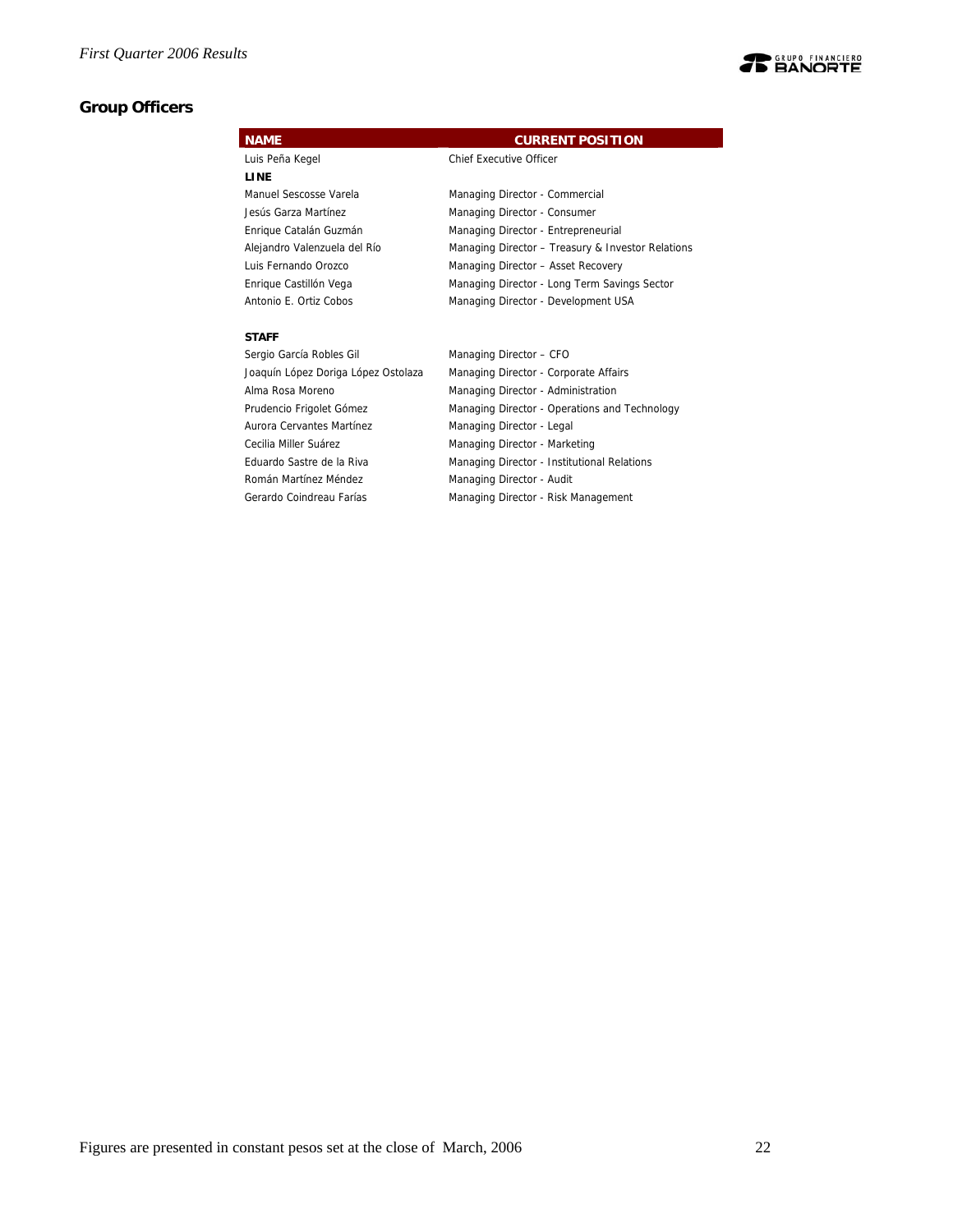## Group Officers

| NAME | CURRENT POSITION |
|---|---|
| Luis Peña Kegel | Chief Executive Officer |
| **LINE** | |
| Manuel Sescosse Varela | Managing Director - Commercial |
| Jesús Garza Martínez | Managing Director - Consumer |
| Enrique Catalán Guzmán | Managing Director - Entrepreneurial |
| Alejandro Valenzuela del Río | Managing Director – Treasury & Investor Relations |
| Luis Fernando Orozco | Managing Director – Asset Recovery |
| Enrique Castillón Vega | Managing Director - Long Term Savings Sector |
| Antonio E. Ortiz Cobos | Managing Director - Development USA |
| **STAFF** | |
| Sergio García Robles Gil | Managing Director – CFO |
| Joaquín López Doriga López Ostolaza | Managing Director - Corporate Affairs |
| Alma Rosa Moreno | Managing Director - Administration |
| Prudencio Frigolet Gómez | Managing Director - Operations and Technology |
| Aurora Cervantes Martínez | Managing Director - Legal |
| Cecilia Miller Suárez | Managing Director - Marketing |
| Eduardo Sastre de la Riva | Managing Director - Institutional Relations |
| Román Martínez Méndez | Managing Director - Audit |
| Gerardo Coindreau Farías | Managing Director - Risk Management |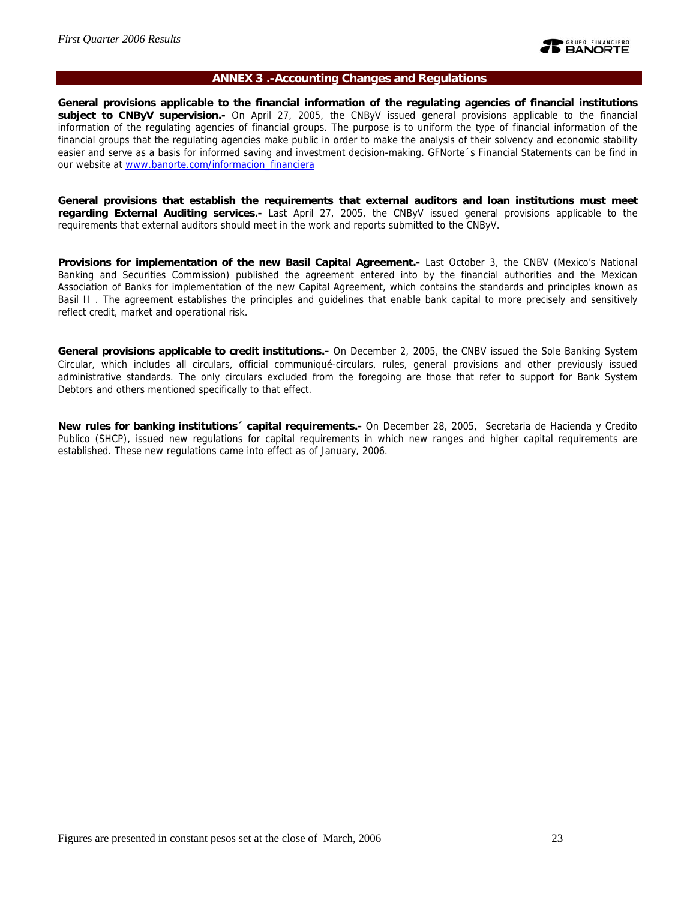## ANNEX 3 .-Accounting Changes and Regulations

**General provisions applicable to the financial information of the regulating agencies of financial institutions subject to CNByV supervision.-** On April 27, 2005, the CNByV issued general provisions applicable to the financial information of the regulating agencies of financial groups. The purpose is to uniform the type of financial information of the financial groups that the regulating agencies make public in order to make the analysis of their solvency and economic stability easier and serve as a basis for informed saving and investment decision-making. GFNorte´s Financial Statements can be find in our website at www.banorte.com/informacion_financiera

**General provisions that establish the requirements that external auditors and loan institutions must meet regarding External Auditing services.-** Last April 27, 2005, the CNByV issued general provisions applicable to the requirements that external auditors should meet in the work and reports submitted to the CNByV.

**Provisions for implementation of the new Basil Capital Agreement.-** Last October 3, the CNBV (Mexico's National Banking and Securities Commission) published the agreement entered into by the financial authorities and the Mexican Association of Banks for implementation of the new Capital Agreement, which contains the standards and principles known as Basil II . The agreement establishes the principles and guidelines that enable bank capital to more precisely and sensitively reflect credit, market and operational risk.

**General provisions applicable to credit institutions.–** On December 2, 2005, the CNBV issued the Sole Banking System Circular, which includes all circulars, official communiqué-circulars, rules, general provisions and other previously issued administrative standards. The only circulars excluded from the foregoing are those that refer to support for Bank System Debtors and others mentioned specifically to that effect.

**New rules for banking institutions´ capital requirements.-** On December 28, 2005, Secretaria de Hacienda y Credito Publico (SHCP), issued new regulations for capital requirements in which new ranges and higher capital requirements are established. These new regulations came into effect as of January, 2006.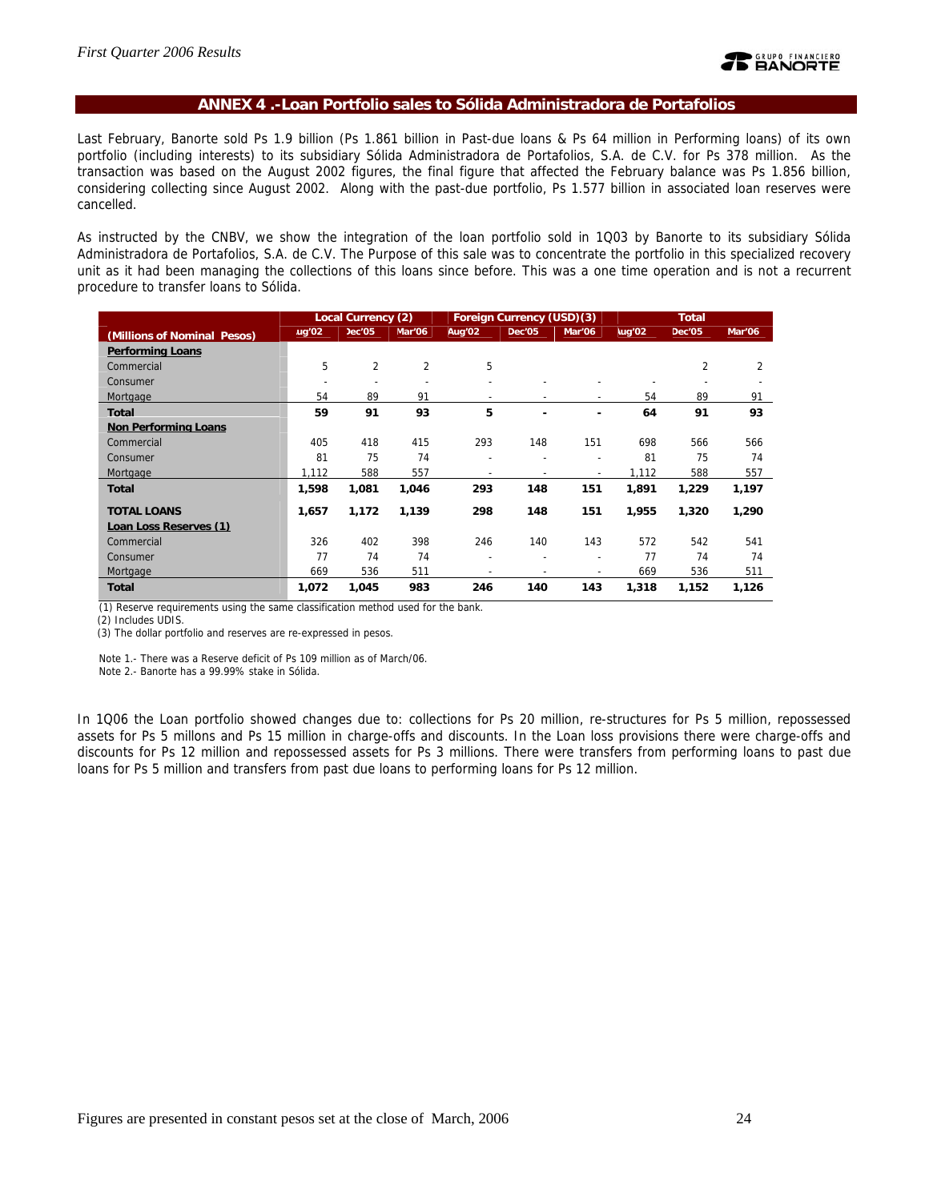## ANNEX 4 .-Loan Portfolio sales to Sólida Administradora de Portafolios

Last February, Banorte sold Ps 1.9 billion (Ps 1.861 billion in Past-due loans & Ps 64 million in Performing loans) of its own portfolio (including interests) to its subsidiary Sólida Administradora de Portafolios, S.A. de C.V. for Ps 378 million. As the transaction was based on the August 2002 figures, the final figure that affected the February balance was Ps 1.856 billion, considering collecting since August 2002. Along with the past-due portfolio, Ps 1.577 billion in associated loan reserves were cancelled.

As instructed by the CNBV, we show the integration of the loan portfolio sold in 1Q03 by Banorte to its subsidiary Sólida Administradora de Portafolios, S.A. de C.V. The Purpose of this sale was to concentrate the portfolio in this specialized recovery unit as it had been managing the collections of this loans since before. This was a one time operation and is not a recurrent procedure to transfer loans to Sólida.

| (Millions of Nominal Pesos) | Local Currency (2) | | | Foreign Currency (USD)(3) | | | Total | | |
|---|---|---|---|---|---|---|---|---|---|
| | Aug'02 | Dec'05 | Mar'06 | Aug'02 | Dec'05 | Mar'06 | Aug'02 | Dec'05 | Mar'06 |
| **Performing Loans** | | | | | | | | | |
| Commercial | 5 | 2 | 2 | 5 | | | | 2 | 2 |
| Consumer | - | - | - | - | - | - | - | - | - |
| Mortgage | 54 | 89 | 91 | - | - | - | 54 | 89 | 91 |
| **Total** | **59** | **91** | **93** | **5** | **-** | **-** | **64** | **91** | **93** |
| **Non Performing Loans** | | | | | | | | | |
| Commercial | 405 | 418 | 415 | 293 | 148 | 151 | 698 | 566 | 566 |
| Consumer | 81 | 75 | 74 | - | - | - | 81 | 75 | 74 |
| Mortgage | 1,112 | 588 | 557 | - | - | - | 1,112 | 588 | 557 |
| **Total** | **1,598** | **1,081** | **1,046** | **293** | **148** | **151** | **1,891** | **1,229** | **1,197** |
| **TOTAL LOANS** | **1,657** | **1,172** | **1,139** | **298** | **148** | **151** | **1,955** | **1,320** | **1,290** |
| **Loan Loss Reserves (1)** | | | | | | | | | |
| Commercial | 326 | 402 | 398 | 246 | 140 | 143 | 572 | 542 | 541 |
| Consumer | 77 | 74 | 74 | - | - | - | 77 | 74 | 74 |
| Mortgage | 669 | 536 | 511 | - | - | - | 669 | 536 | 511 |
| **Total** | **1,072** | **1,045** | **983** | **246** | **140** | **143** | **1,318** | **1,152** | **1,126** |

(1) Reserve requirements using the same classification method used for the bank.
(2) Includes UDIS.
(3) The dollar portfolio and reserves are re-expressed in pesos.

Note 1.- There was a Reserve deficit of Ps 109 million as of March/06.
Note 2.- Banorte has a 99.99% stake in Sólida.

In 1Q06 the Loan portfolio showed changes due to: collections for Ps 20 million, re-structures for Ps 5 million, repossessed assets for Ps 5 millons and Ps 15 million in charge-offs and discounts. In the Loan loss provisions there were charge-offs and discounts for Ps 12 million and repossessed assets for Ps 3 millions. There were transfers from performing loans to past due loans for Ps 5 million and transfers from past due loans to performing loans for Ps 12 million.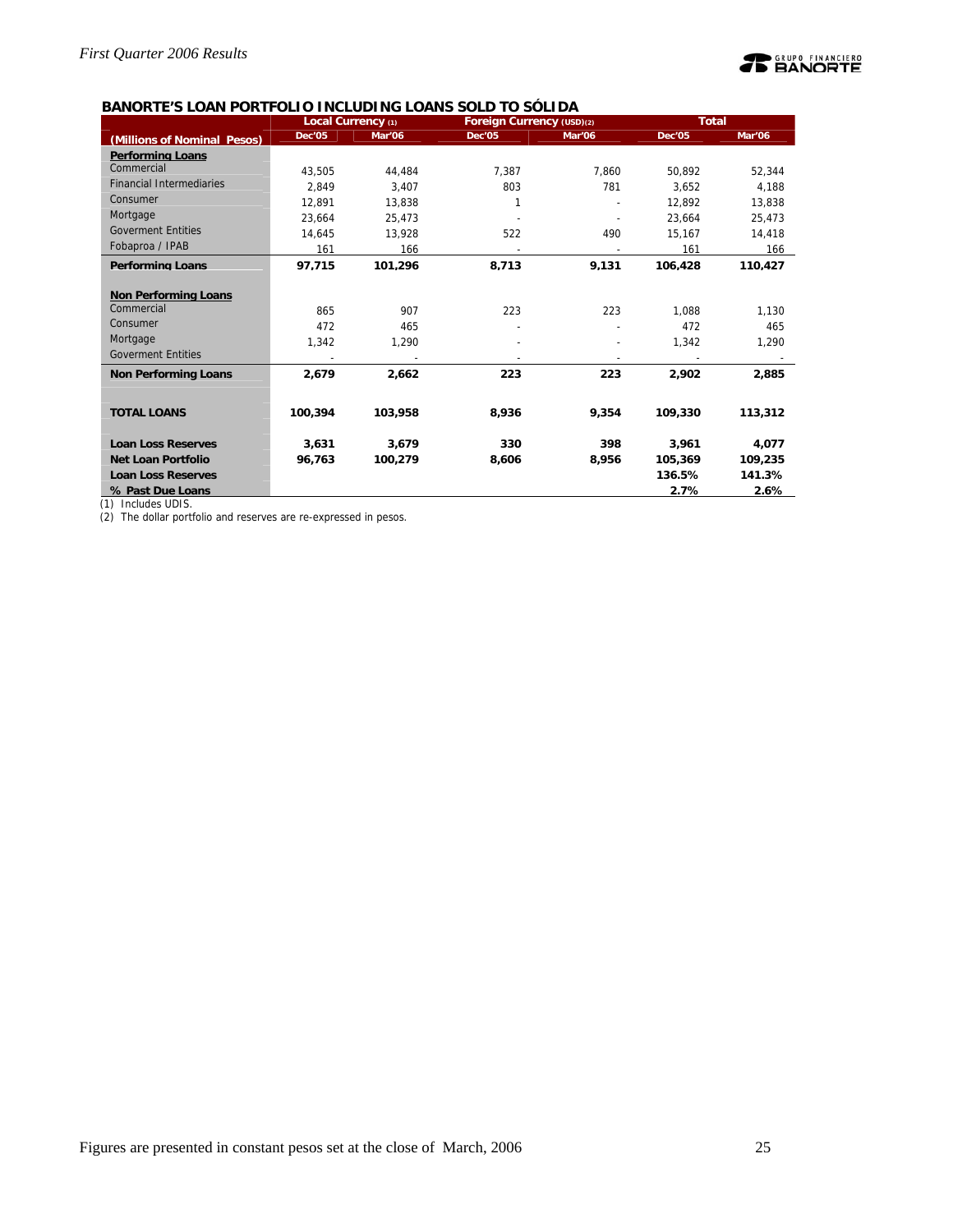### BANORTE'S LOAN PORTFOLIO INCLUDING LOANS SOLD TO SÓLIDA

| (Millions of Nominal Pesos) | Local Currency (1) | | Foreign Currency (USD)(2) | | Total | |
|---|---|---|---|---|---|---|
| | Dec'05 | Mar'06 | Dec'05 | Mar'06 | Dec'05 | Mar'06 |
| **Performing Loans** | | | | | | |
| Commercial | 43,505 | 44,484 | 7,387 | 7,860 | 50,892 | 52,344 |
| Financial Intermediaries | 2,849 | 3,407 | 803 | 781 | 3,652 | 4,188 |
| Consumer | 12,891 | 13,838 | 1 | - | 12,892 | 13,838 |
| Mortgage | 23,664 | 25,473 | - | - | 23,664 | 25,473 |
| Goverment Entities | 14,645 | 13,928 | 522 | 490 | 15,167 | 14,418 |
| Fobaproa / IPAB | 161 | 166 | - | - | 161 | 166 |
| **Performing Loans** | **97,715** | **101,296** | **8,713** | **9,131** | **106,428** | **110,427** |
| **Non Performing Loans** | | | | | | |
| Commercial | 865 | 907 | 223 | 223 | 1,088 | 1,130 |
| Consumer | 472 | 465 | - | - | 472 | 465 |
| Mortgage | 1,342 | 1,290 | - | - | 1,342 | 1,290 |
| Goverment Entities | - | - | - | - | - | - |
| **Non Performing Loans** | **2,679** | **2,662** | **223** | **223** | **2,902** | **2,885** |
| **TOTAL LOANS** | **100,394** | **103,958** | **8,936** | **9,354** | **109,330** | **113,312** |
| **Loan Loss Reserves** | **3,631** | **3,679** | **330** | **398** | **3,961** | **4,077** |
| **Net Loan Portfolio** | **96,763** | **100,279** | **8,606** | **8,956** | **105,369** | **109,235** |
| **Loan Loss Reserves** | | | | | **136.5%** | **141.3%** |
| **% Past Due Loans** | | | | | **2.7%** | **2.6%** |

(1) Includes UDIS.
(2) The dollar portfolio and reserves are re-expressed in pesos.

Figures are presented in constant pesos set at the close of March, 2006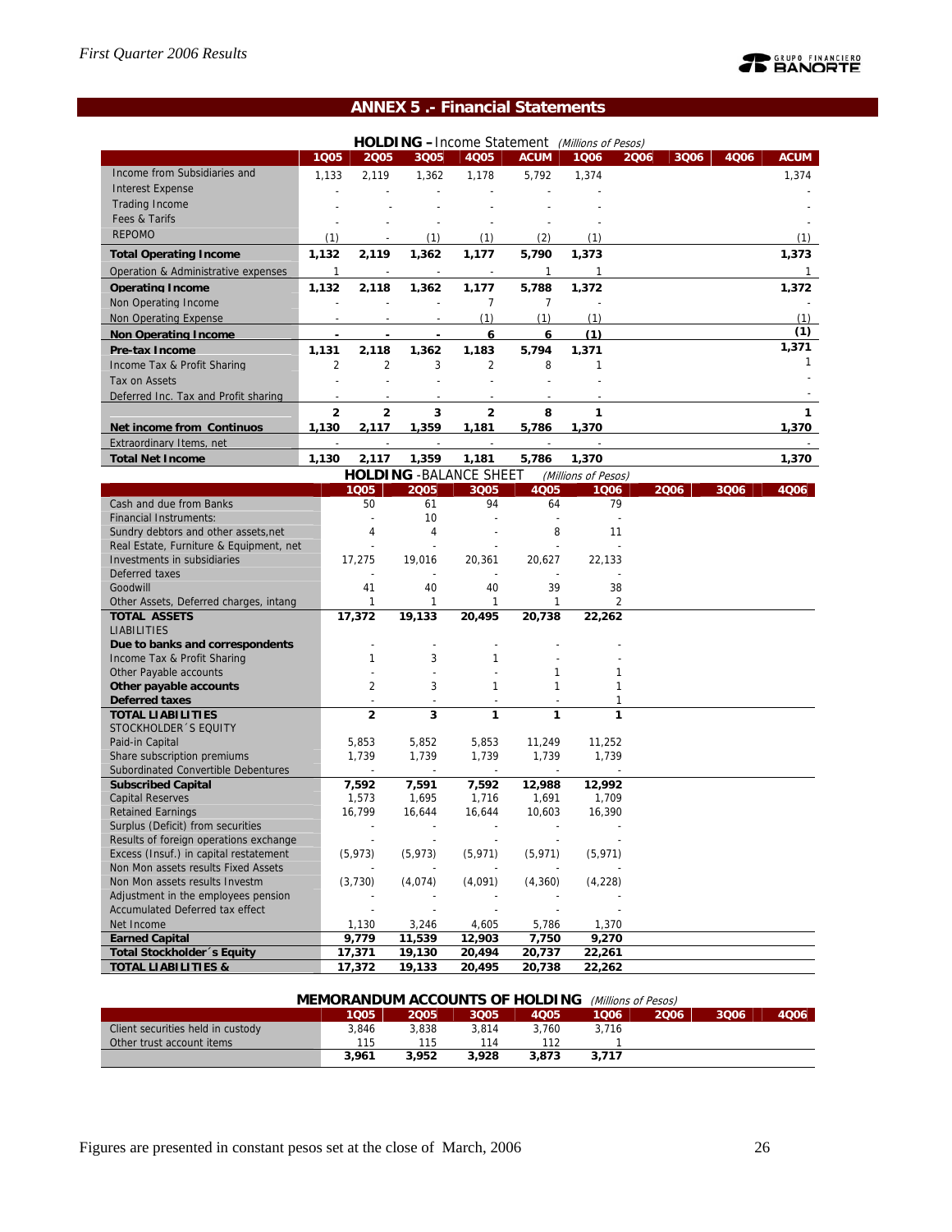## ANNEX 5 .- Financial Statements

**HOLDING – Income Statement** *(Millions of Pesos)*

| | 1Q05 | 2Q05 | 3Q05 | 4Q05 | ACUM | 1Q06 | 2Q06 | 3Q06 | 4Q06 | ACUM |
|---|---|---|---|---|---|---|---|---|---|---|
| Income from Subsidiaries and | 1,133 | 2,119 | 1,362 | 1,178 | 5,792 | 1,374 | | | | 1,374 |
| Interest Expense | - | - | - | - | - | - | | | | - |
| Trading Income | - | - | - | - | - | - | | | | - |
| Fees & Tarifs | - | - | - | - | - | - | | | | - |
| REPOMO | (1) | - | (1) | (1) | (2) | (1) | | | | (1) |
| **Total Operating Income** | **1,132** | **2,119** | **1,362** | **1,177** | **5,790** | **1,373** | | | | **1,373** |
| Operation & Administrative expenses | 1 | - | - | - | 1 | 1 | | | | 1 |
| **Operating Income** | **1,132** | **2,118** | **1,362** | **1,177** | **5,788** | **1,372** | | | | **1,372** |
| Non Operating Income | - | - | - | 7 | 7 | - | | | | - |
| Non Operating Expense | - | - | - | (1) | (1) | (1) | | | | (1) |
| **Non Operating Income** | **-** | **-** | **-** | **6** | **6** | **(1)** | | | | **(1)** |
| **Pre-tax Income** | **1,131** | **2,118** | **1,362** | **1,183** | **5,794** | **1,371** | | | | **1,371** |
| Income Tax & Profit Sharing | 2 | 2 | 3 | 2 | 8 | 1 | | | | 1 |
| Tax on Assets | - | - | - | - | - | - | | | | - |
| Deferred Inc. Tax and Profit sharing | - | - | - | - | - | - | | | | - |
| | **2** | **2** | **3** | **2** | **8** | **1** | | | | **1** |
| **Net income from Continuos** | **1,130** | **2,117** | **1,359** | **1,181** | **5,786** | **1,370** | | | | **1,370** |
| Extraordinary Items, net | - | - | - | - | - | - | | | | - |
| **Total Net Income** | **1,130** | **2,117** | **1,359** | **1,181** | **5,786** | **1,370** | | | | **1,370** |

**HOLDING - BALANCE SHEET** *(Millions of Pesos)*

| | 1Q05 | 2Q05 | 3Q05 | 4Q05 | 1Q06 | 2Q06 | 3Q06 | 4Q06 |
|---|---|---|---|---|---|---|---|---|
| Cash and due from Banks | 50 | 61 | 94 | 64 | 79 | | | |
| Financial Instruments: | - | 10 | - | - | - | | | |
| Sundry debtors and other assets,net | 4 | 4 | - | 8 | 11 | | | |
| Real Estate, Furniture & Equipment, net | - | - | - | - | - | | | |
| Investments in subsidiaries | 17,275 | 19,016 | 20,361 | 20,627 | 22,133 | | | |
| Deferred taxes | - | - | - | - | - | | | |
| Goodwill | 41 | 40 | 40 | 39 | 38 | | | |
| Other Assets, Deferred charges, intang | 1 | 1 | 1 | 1 | 2 | | | |
| **TOTAL ASSETS** | **17,372** | **19,133** | **20,495** | **20,738** | **22,262** | | | |
| LIABILITIES | | | | | | | | |
| **Due to banks and correspondents** | - | - | - | - | - | | | |
| Income Tax & Profit Sharing | 1 | 3 | 1 | - | - | | | |
| Other Payable accounts | - | - | - | 1 | 1 | | | |
| **Other payable accounts** | 2 | 3 | 1 | 1 | 1 | | | |
| **Deferred taxes** | - | - | - | - | 1 | | | |
| **TOTAL LIABILITIES** | **2** | **3** | **1** | **1** | **1** | | | |
| STOCKHOLDER´S EQUITY | | | | | | | | |
| Paid-in Capital | 5,853 | 5,852 | 5,853 | 11,249 | 11,252 | | | |
| Share subscription premiums | 1,739 | 1,739 | 1,739 | 1,739 | 1,739 | | | |
| Subordinated Convertible Debentures | - | - | - | - | - | | | |
| **Subscribed Capital** | **7,592** | **7,591** | **7,592** | **12,988** | **12,992** | | | |
| Capital Reserves | 1,573 | 1,695 | 1,716 | 1,691 | 1,709 | | | |
| Retained Earnings | 16,799 | 16,644 | 16,644 | 10,603 | 16,390 | | | |
| Surplus (Deficit) from securities | - | - | - | - | - | | | |
| Results of foreign operations exchange | - | - | - | - | - | | | |
| Excess (Insuf.) in capital restatement | (5,973) | (5,973) | (5,971) | (5,971) | (5,971) | | | |
| Non Mon assets results Fixed Assets | - | - | - | - | - | | | |
| Non Mon assets results Investm | (3,730) | (4,074) | (4,091) | (4,360) | (4,228) | | | |
| Adjustment in the employees pension | - | - | - | - | - | | | |
| Accumulated Deferred tax effect | - | - | - | - | - | | | |
| Net Income | 1,130 | 3,246 | 4,605 | 5,786 | 1,370 | | | |
| **Earned Capital** | **9,779** | **11,539** | **12,903** | **7,750** | **9,270** | | | |
| **Total Stockholder´s Equity** | **17,371** | **19,130** | **20,494** | **20,737** | **22,261** | | | |
| **TOTAL LIABILITIES &** | **17,372** | **19,133** | **20,495** | **20,738** | **22,262** | | | |

**MEMORANDUM ACCOUNTS OF HOLDING** *(Millions of Pesos)*

| | 1Q05 | 2Q05 | 3Q05 | 4Q05 | 1Q06 | 2Q06 | 3Q06 | 4Q06 |
|---|---|---|---|---|---|---|---|---|
| Client securities held in custody | 3,846 | 3,838 | 3,814 | 3,760 | 3,716 | | | |
| Other trust account items | 115 | 115 | 114 | 112 | 1 | | | |
| | **3,961** | **3,952** | **3,928** | **3,873** | **3,717** | | | |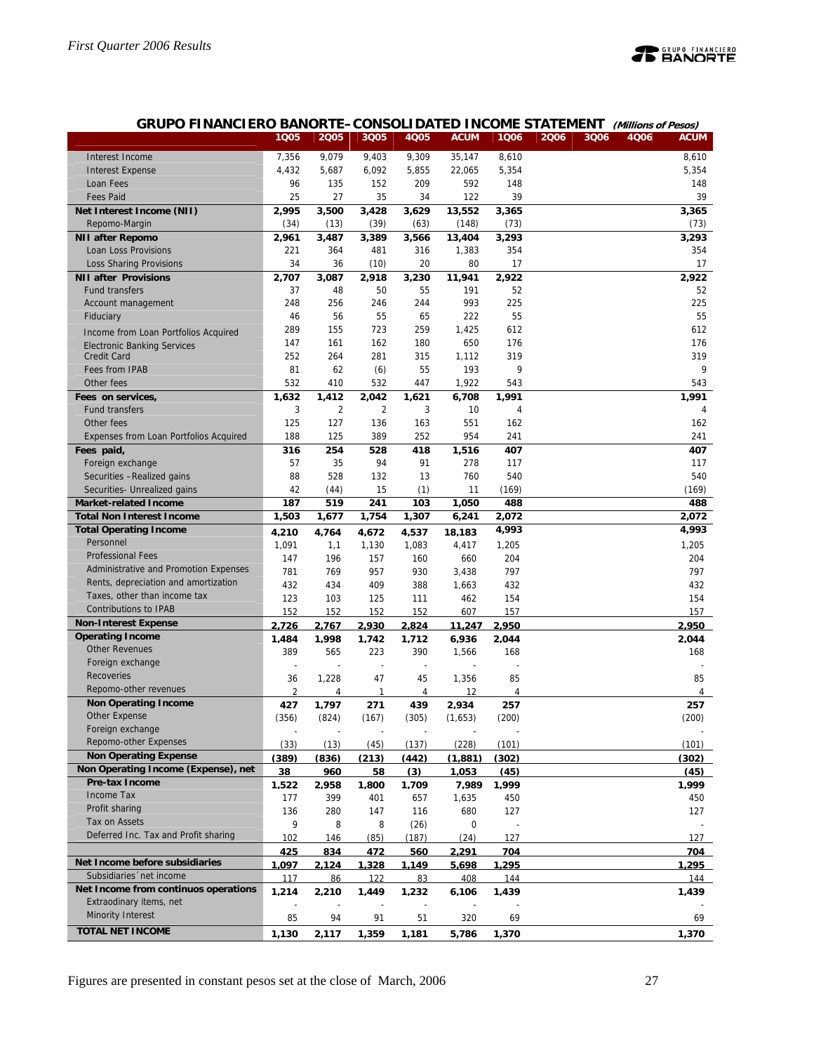## GRUPO FINANCIERO BANORTE– CONSOLIDATED INCOME STATEMENT *(Millions of Pesos)*

| | 1Q05 | 2Q05 | 3Q05 | 4Q05 | ACUM | 1Q06 | 2Q06 | 3Q06 | 4Q06 | ACUM |
|---|---|---|---|---|---|---|---|---|---|---|
| Interest Income | 7,356 | 9,079 | 9,403 | 9,309 | 35,147 | 8,610 | | | | 8,610 |
| Interest Expense | 4,432 | 5,687 | 6,092 | 5,855 | 22,065 | 5,354 | | | | 5,354 |
| Loan Fees | 96 | 135 | 152 | 209 | 592 | 148 | | | | 148 |
| Fees Paid | 25 | 27 | 35 | 34 | 122 | 39 | | | | 39 |
| **Net Interest Income (NII)** | **2,995** | **3,500** | **3,428** | **3,629** | **13,552** | **3,365** | | | | **3,365** |
| Repomo-Margin | (34) | (13) | (39) | (63) | (148) | (73) | | | | (73) |
| **NII after Repomo** | **2,961** | **3,487** | **3,389** | **3,566** | **13,404** | **3,293** | | | | **3,293** |
| Loan Loss Provisions | 221 | 364 | 481 | 316 | 1,383 | 354 | | | | 354 |
| Loss Sharing Provisions | 34 | 36 | (10) | 20 | 80 | 17 | | | | 17 |
| **NII after Provisions** | **2,707** | **3,087** | **2,918** | **3,230** | **11,941** | **2,922** | | | | **2,922** |
| Fund transfers | 37 | 48 | 50 | 55 | 191 | 52 | | | | 52 |
| Account management | 248 | 256 | 246 | 244 | 993 | 225 | | | | 225 |
| Fiduciary | 46 | 56 | 55 | 65 | 222 | 55 | | | | 55 |
| Income from Loan Portfolios Acquired | 289 | 155 | 723 | 259 | 1,425 | 612 | | | | 612 |
| Electronic Banking Services | 147 | 161 | 162 | 180 | 650 | 176 | | | | 176 |
| Credit Card | 252 | 264 | 281 | 315 | 1,112 | 319 | | | | 319 |
| Fees from IPAB | 81 | 62 | (6) | 55 | 193 | 9 | | | | 9 |
| Other fees | 532 | 410 | 532 | 447 | 1,922 | 543 | | | | 543 |
| **Fees on services,** | **1,632** | **1,412** | **2,042** | **1,621** | **6,708** | **1,991** | | | | **1,991** |
| Fund transfers | 3 | 2 | 2 | 3 | 10 | 4 | | | | 4 |
| Other fees | 125 | 127 | 136 | 163 | 551 | 162 | | | | 162 |
| Expenses from Loan Portfolios Acquired | 188 | 125 | 389 | 252 | 954 | 241 | | | | 241 |
| **Fees paid,** | **316** | **254** | **528** | **418** | **1,516** | **407** | | | | **407** |
| Foreign exchange | 57 | 35 | 94 | 91 | 278 | 117 | | | | 117 |
| Securities –Realized gains | 88 | 528 | 132 | 13 | 760 | 540 | | | | 540 |
| Securities- Unrealized gains | 42 | (44) | 15 | (1) | 11 | (169) | | | | (169) |
| **Market-related Income** | **187** | **519** | **241** | **103** | **1,050** | **488** | | | | **488** |
| **Total Non Interest Income** | **1,503** | **1,677** | **1,754** | **1,307** | **6,241** | **2,072** | | | | **2,072** |
| **Total Operating Income** | **4,210** | **4,764** | **4,672** | **4,537** | **18,183** | **4,993** | | | | **4,993** |
| Personnel | 1,091 | 1,1 | 1,130 | 1,083 | 4,417 | 1,205 | | | | 1,205 |
| Professional Fees | 147 | 196 | 157 | 160 | 660 | 204 | | | | 204 |
| Administrative and Promotion Expenses | 781 | 769 | 957 | 930 | 3,438 | 797 | | | | 797 |
| Rents, depreciation and amortization | 432 | 434 | 409 | 388 | 1,663 | 432 | | | | 432 |
| Taxes, other than income tax | 123 | 103 | 125 | 111 | 462 | 154 | | | | 154 |
| Contributions to IPAB | 152 | 152 | 152 | 152 | 607 | 157 | | | | 157 |
| **Non-Interest Expense** | **2,726** | **2,767** | **2,930** | **2,824** | **11,247** | **2,950** | | | | **2,950** |
| **Operating Income** | **1,484** | **1,998** | **1,742** | **1,712** | **6,936** | **2,044** | | | | **2,044** |
| Other Revenues | 389 | 565 | 223 | 390 | 1,566 | 168 | | | | 168 |
| Foreign exchange | - | - | - | - | - | - | | | | - |
| Recoveries | 36 | 1,228 | 47 | 45 | 1,356 | 85 | | | | 85 |
| Repomo-other revenues | 2 | 4 | 1 | 4 | 12 | 4 | | | | 4 |
| **Non Operating Income** | **427** | **1,797** | **271** | **439** | **2,934** | **257** | | | | **257** |
| Other Expense | (356) | (824) | (167) | (305) | (1,653) | (200) | | | | (200) |
| Foreign exchange | - | - | - | - | - | - | | | | - |
| Repomo-other Expenses | (33) | (13) | (45) | (137) | (228) | (101) | | | | (101) |
| **Non Operating Expense** | **(389)** | **(836)** | **(213)** | **(442)** | **(1,881)** | **(302)** | | | | **(302)** |
| **Non Operating Income (Expense), net** | **38** | **960** | **58** | **(3)** | **1,053** | **(45)** | | | | **(45)** |
| **Pre-tax Income** | **1,522** | **2,958** | **1,800** | **1,709** | **7,989** | **1,999** | | | | **1,999** |
| Income Tax | 177 | 399 | 401 | 657 | 1,635 | 450 | | | | 450 |
| Profit sharing | 136 | 280 | 147 | 116 | 680 | 127 | | | | 127 |
| Tax on Assets | 9 | 8 | 8 | (26) | 0 | - | | | | - |
| Deferred Inc. Tax and Profit sharing | 102 | 146 | (85) | (187) | (24) | 127 | | | | 127 |
| | **425** | **834** | **472** | **560** | **2,291** | **704** | | | | **704** |
| **Net Income before subsidiaries** | **1,097** | **2,124** | **1,328** | **1,149** | **5,698** | **1,295** | | | | **1,295** |
| Subsidiaries´net income | 117 | 86 | 122 | 83 | 408 | 144 | | | | 144 |
| **Net Income from continuos operations** | **1,214** | **2,210** | **1,449** | **1,232** | **6,106** | **1,439** | | | | **1,439** |
| Extraordinary items, net | - | - | - | - | - | - | | | | - |
| Minority Interest | 85 | 94 | 91 | 51 | 320 | 69 | | | | 69 |
| **TOTAL NET INCOME** | **1,130** | **2,117** | **1,359** | **1,181** | **5,786** | **1,370** | | | | **1,370** |

Figures are presented in constant pesos set at the close of March, 2006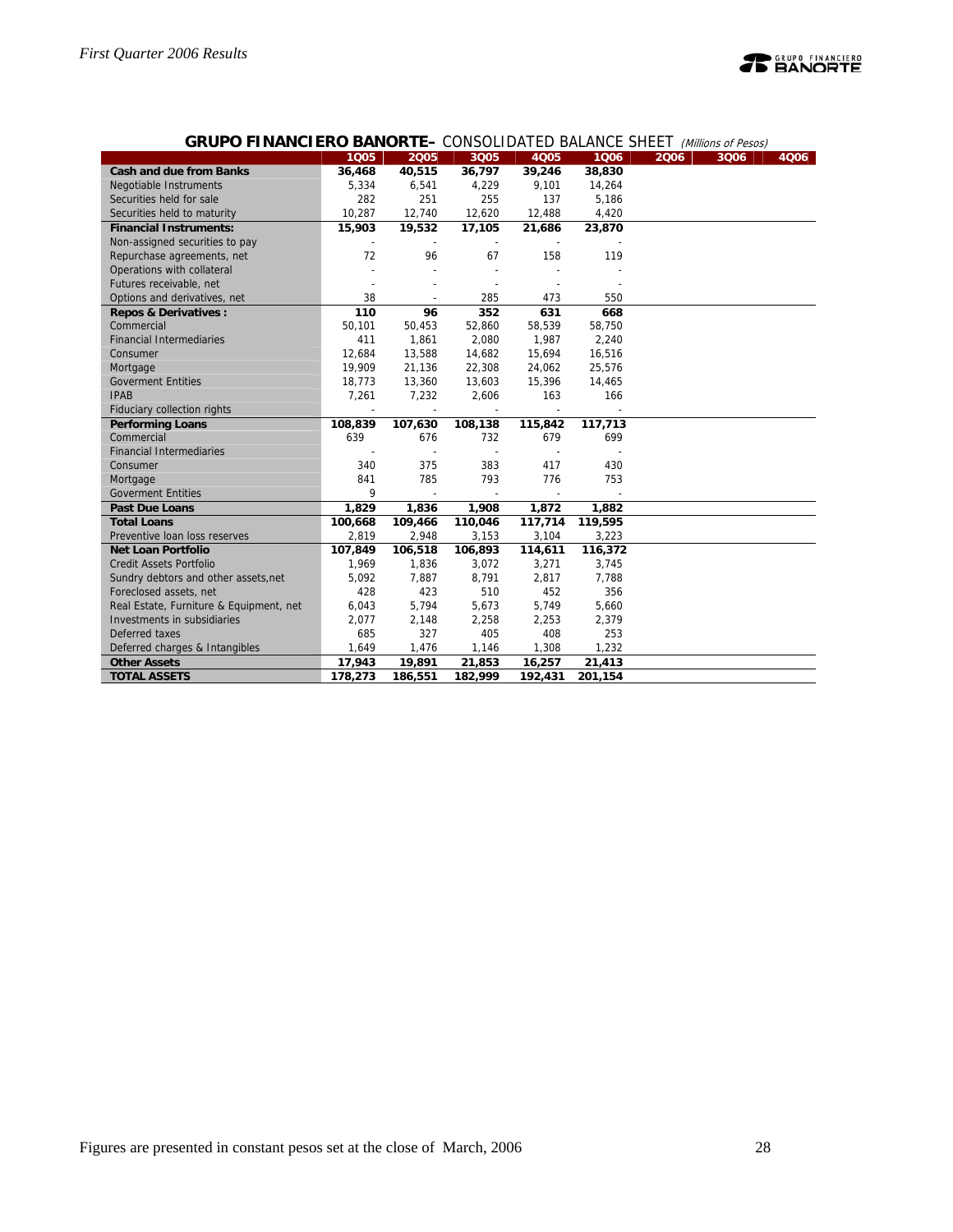## GRUPO FINANCIERO BANORTE– CONSOLIDATED BALANCE SHEET *(Millions of Pesos)*

| | 1Q05 | 2Q05 | 3Q05 | 4Q05 | 1Q06 | 2Q06 | 3Q06 | 4Q06 |
|---|---|---|---|---|---|---|---|---|
| **Cash and due from Banks** | **36,468** | **40,515** | **36,797** | **39,246** | **38,830** | | | |
| Negotiable Instruments | 5,334 | 6,541 | 4,229 | 9,101 | 14,264 | | | |
| Securities held for sale | 282 | 251 | 255 | 137 | 5,186 | | | |
| Securities held to maturity | 10,287 | 12,740 | 12,620 | 12,488 | 4,420 | | | |
| **Financial Instruments:** | **15,903** | **19,532** | **17,105** | **21,686** | **23,870** | | | |
| Non-assigned securities to pay | - | - | - | - | - | | | |
| Repurchase agreements, net | 72 | 96 | 67 | 158 | 119 | | | |
| Operations with collateral | - | - | - | - | - | | | |
| Futures receivable, net | - | - | - | - | - | | | |
| Options and derivatives, net | 38 | - | 285 | 473 | 550 | | | |
| **Repos & Derivatives :** | **110** | **96** | **352** | **631** | **668** | | | |
| Commercial | 50,101 | 50,453 | 52,860 | 58,539 | 58,750 | | | |
| Financial Intermediaries | 411 | 1,861 | 2,080 | 1,987 | 2,240 | | | |
| Consumer | 12,684 | 13,588 | 14,682 | 15,694 | 16,516 | | | |
| Mortgage | 19,909 | 21,136 | 22,308 | 24,062 | 25,576 | | | |
| Goverment Entities | 18,773 | 13,360 | 13,603 | 15,396 | 14,465 | | | |
| IPAB | 7,261 | 7,232 | 2,606 | 163 | 166 | | | |
| Fiduciary collection rights | - | - | - | - | - | | | |
| **Performing Loans** | **108,839** | **107,630** | **108,138** | **115,842** | **117,713** | | | |
| Commercial | 639 | 676 | 732 | 679 | 699 | | | |
| Financial Intermediaries | - | - | - | - | - | | | |
| Consumer | 340 | 375 | 383 | 417 | 430 | | | |
| Mortgage | 841 | 785 | 793 | 776 | 753 | | | |
| Goverment Entities | 9 | - | - | - | - | | | |
| **Past Due Loans** | **1,829** | **1,836** | **1,908** | **1,872** | **1,882** | | | |
| **Total Loans** | **100,668** | **109,466** | **110,046** | **117,714** | **119,595** | | | |
| Preventive loan loss reserves | 2,819 | 2,948 | 3,153 | 3,104 | 3,223 | | | |
| **Net Loan Portfolio** | **107,849** | **106,518** | **106,893** | **114,611** | **116,372** | | | |
| Credit Assets Portfolio | 1,969 | 1,836 | 3,072 | 3,271 | 3,745 | | | |
| Sundry debtors and other assets,net | 5,092 | 7,887 | 8,791 | 2,817 | 7,788 | | | |
| Foreclosed assets, net | 428 | 423 | 510 | 452 | 356 | | | |
| Real Estate, Furniture & Equipment, net | 6,043 | 5,794 | 5,673 | 5,749 | 5,660 | | | |
| Investments in subsidiaries | 2,077 | 2,148 | 2,258 | 2,253 | 2,379 | | | |
| Deferred taxes | 685 | 327 | 405 | 408 | 253 | | | |
| Deferred charges & Intangibles | 1,649 | 1,476 | 1,146 | 1,308 | 1,232 | | | |
| **Other Assets** | **17,943** | **19,891** | **21,853** | **16,257** | **21,413** | | | |
| **TOTAL ASSETS** | **178,273** | **186,551** | **182,999** | **192,431** | **201,154** | | | |

Figures are presented in constant pesos set at the close of March, 2006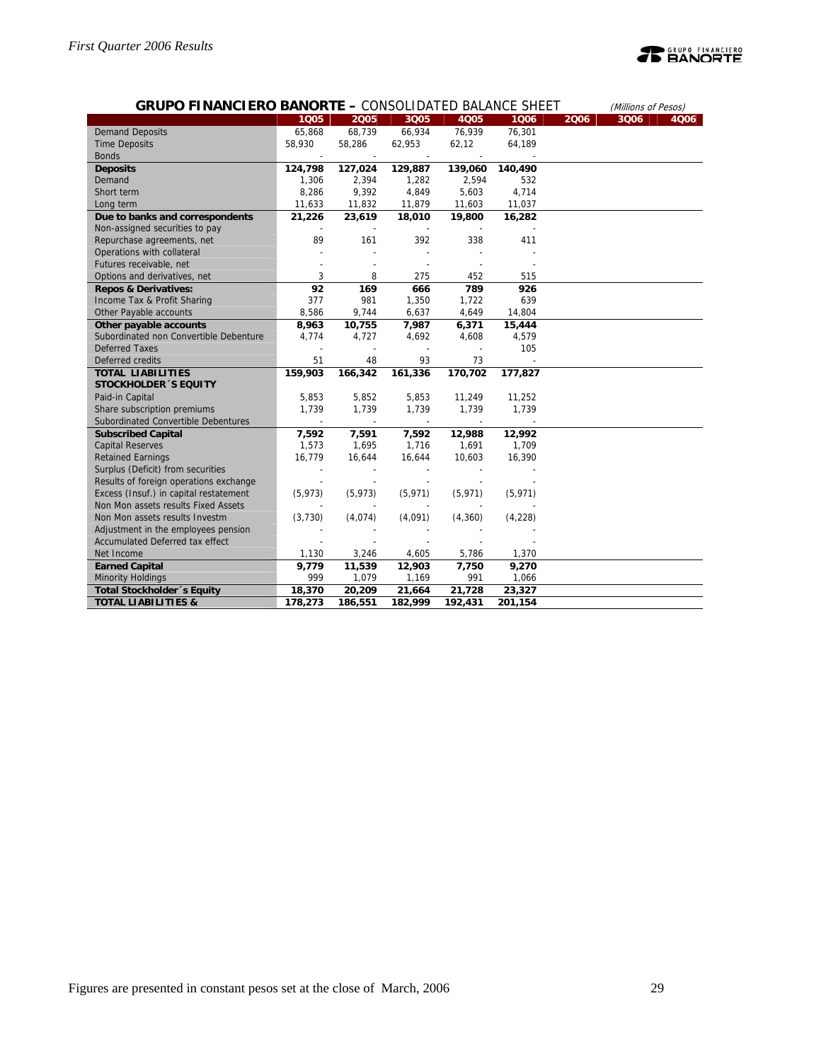## GRUPO FINANCIERO BANORTE – CONSOLIDATED BALANCE SHEET

*(Millions of Pesos)*

| | 1Q05 | 2Q05 | 3Q05 | 4Q05 | 1Q06 | 2Q06 | 3Q06 | 4Q06 |
|---|---|---|---|---|---|---|---|---|
| Demand Deposits | 65,868 | 68,739 | 66,934 | 76,939 | 76,301 | | | |
| Time Deposits | 58,930 | 58,286 | 62,953 | 62,12 | 64,189 | | | |
| Bonds | - | - | - | - | - | | | |
| **Deposits** | **124,798** | **127,024** | **129,887** | **139,060** | **140,490** | | | |
| Demand | 1,306 | 2,394 | 1,282 | 2,594 | 532 | | | |
| Short term | 8,286 | 9,392 | 4,849 | 5,603 | 4,714 | | | |
| Long term | 11,633 | 11,832 | 11,879 | 11,603 | 11,037 | | | |
| **Due to banks and correspondents** | **21,226** | **23,619** | **18,010** | **19,800** | **16,282** | | | |
| Non-assigned securities to pay | - | - | - | - | - | | | |
| Repurchase agreements, net | 89 | 161 | 392 | 338 | 411 | | | |
| Operations with collateral | - | - | - | - | - | | | |
| Futures receivable, net | - | - | - | - | - | | | |
| Options and derivatives, net | 3 | 8 | 275 | 452 | 515 | | | |
| **Repos & Derivatives:** | **92** | **169** | **666** | **789** | **926** | | | |
| Income Tax & Profit Sharing | 377 | 981 | 1,350 | 1,722 | 639 | | | |
| Other Payable accounts | 8,586 | 9,744 | 6,637 | 4,649 | 14,804 | | | |
| **Other payable accounts** | **8,963** | **10,755** | **7,987** | **6,371** | **15,444** | | | |
| Subordinated non Convertible Debenture | 4,774 | 4,727 | 4,692 | 4,608 | 4,579 | | | |
| Deferred Taxes | - | - | - | - | 105 | | | |
| Deferred credits | 51 | 48 | 93 | 73 | - | | | |
| **TOTAL LIABILITIES** | **159,903** | **166,342** | **161,336** | **170,702** | **177,827** | | | |
| **STOCKHOLDER´S EQUITY** | | | | | | | | |
| Paid-in Capital | 5,853 | 5,852 | 5,853 | 11,249 | 11,252 | | | |
| Share subscription premiums | 1,739 | 1,739 | 1,739 | 1,739 | 1,739 | | | |
| Subordinated Convertible Debentures | - | - | - | - | - | | | |
| **Subscribed Capital** | **7,592** | **7,591** | **7,592** | **12,988** | **12,992** | | | |
| Capital Reserves | 1,573 | 1,695 | 1,716 | 1,691 | 1,709 | | | |
| Retained Earnings | 16,779 | 16,644 | 16,644 | 10,603 | 16,390 | | | |
| Surplus (Deficit) from securities | - | - | - | - | - | | | |
| Results of foreign operations exchange | - | - | - | - | - | | | |
| Excess (Insuf.) in capital restatement | (5,973) | (5,973) | (5,971) | (5,971) | (5,971) | | | |
| Non Mon assets results Fixed Assets | - | - | - | - | - | | | |
| Non Mon assets results Investm | (3,730) | (4,074) | (4,091) | (4,360) | (4,228) | | | |
| Adjustment in the employees pension | - | - | - | - | - | | | |
| Accumulated Deferred tax effect | - | - | - | - | - | | | |
| Net Income | 1,130 | 3,246 | 4,605 | 5,786 | 1,370 | | | |
| **Earned Capital** | **9,779** | **11,539** | **12,903** | **7,750** | **9,270** | | | |
| Minority Holdings | 999 | 1,079 | 1,169 | 991 | 1,066 | | | |
| **Total Stockholder´s Equity** | **18,370** | **20,209** | **21,664** | **21,728** | **23,327** | | | |
| **TOTAL LIABILITIES &** | **178,273** | **186,551** | **182,999** | **192,431** | **201,154** | | | |

Figures are presented in constant pesos set at the close of March, 2006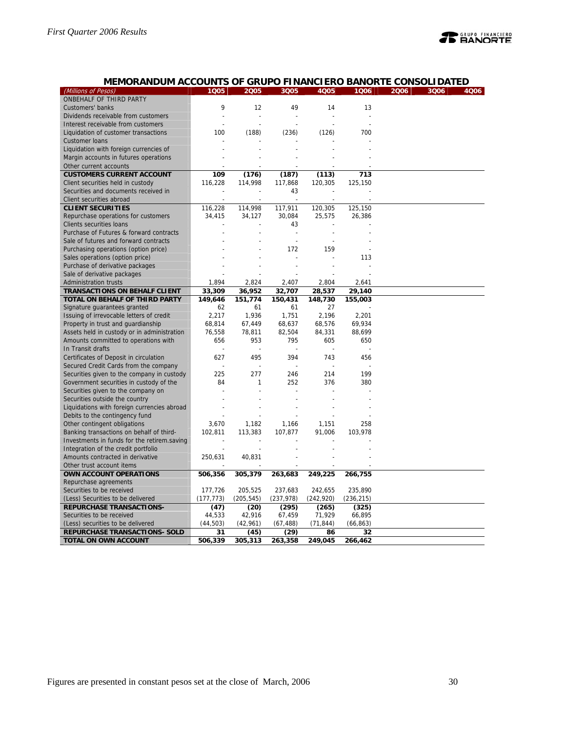## MEMORANDUM ACCOUNTS OF GRUPO FINANCIERO BANORTE CONSOLIDATED

| (Millions of Pesos) | 1Q05 | 2Q05 | 3Q05 | 4Q05 | 1Q06 | 2Q06 | 3Q06 | 4Q06 |
|---|---|---|---|---|---|---|---|---|
| ONBEHALF OF THIRD PARTY | | | | | | | | |
| Customers' banks | 9 | 12 | 49 | 14 | 13 | | | |
| Dividends receivable from customers | - | - | - | - | - | | | |
| Interest receivable from customers | - | - | - | - | - | | | |
| Liquidation of customer transactions | 100 | (188) | (236) | (126) | 700 | | | |
| Customer loans | - | - | - | - | - | | | |
| Liquidation with foreign currencies of | - | - | - | - | - | | | |
| Margin accounts in futures operations | - | - | - | - | - | | | |
| Other current accounts | - | - | - | - | - | | | |
| **CUSTOMERS CURRENT ACCOUNT** | **109** | **(176)** | **(187)** | **(113)** | **713** | | | |
| Client securities held in custody | 116,228 | 114,998 | 117,868 | 120,305 | 125,150 | | | |
| Securities and documents received in | - | - | 43 | - | - | | | |
| Client securities abroad | - | - | - | - | - | | | |
| **CLIENT SECURITIES** | 116,228 | 114,998 | 117,911 | 120,305 | 125,150 | | | |
| Repurchase operations for customers | 34,415 | 34,127 | 30,084 | 25,575 | 26,386 | | | |
| Clients securities loans | - | - | 43 | - | - | | | |
| Purchase of Futures & forward contracts | - | - | - | - | - | | | |
| Sale of futures and forward contracts | - | - | - | - | - | | | |
| Purchasing operations (option price) | - | - | 172 | 159 | - | | | |
| Sales operations (option price) | - | - | - | - | 113 | | | |
| Purchase of derivative packages | - | - | - | - | - | | | |
| Sale of derivative packages | - | - | - | - | - | | | |
| Administration trusts | 1,894 | 2,824 | 2,407 | 2,804 | 2,641 | | | |
| **TRANSACTIONS ON BEHALF CLIENT** | **33,309** | **36,952** | **32,707** | **28,537** | **29,140** | | | |
| **TOTAL ON BEHALF OF THIRD PARTY** | **149,646** | **151,774** | **150,431** | **148,730** | **155,003** | | | |
| Signature guarantees granted | 62 | 61 | 61 | 27 | - | | | |
| Issuing of irrevocable letters of credit | 2,217 | 1,936 | 1,751 | 2,196 | 2,201 | | | |
| Property in trust and guardianship | 68,814 | 67,449 | 68,637 | 68,576 | 69,934 | | | |
| Assets held in custody or in administration | 76,558 | 78,811 | 82,504 | 84,331 | 88,699 | | | |
| Amounts committed to operations with | 656 | 953 | 795 | 605 | 650 | | | |
| In Transit drafts | - | - | - | - | - | | | |
| Certificates of Deposit in circulation | 627 | 495 | 394 | 743 | 456 | | | |
| Secured Credit Cards from the company | - | - | - | - | - | | | |
| Securities given to the company in custody | 225 | 277 | 246 | 214 | 199 | | | |
| Government securities in custody of the | 84 | 1 | 252 | 376 | 380 | | | |
| Securities given to the company on | - | - | - | - | - | | | |
| Securities outside the country | - | - | - | - | - | | | |
| Liquidations with foreign currencies abroad | - | - | - | - | - | | | |
| Debits to the contingency fund | - | - | - | - | - | | | |
| Other contingent obligations | 3,670 | 1,182 | 1,166 | 1,151 | 258 | | | |
| Banking transactions on behalf of third- | 102,811 | 113,383 | 107,877 | 91,006 | 103,978 | | | |
| Investments in funds for the retirem.saving | - | - | - | - | - | | | |
| Integration of the credit portfolio | - | - | - | - | - | | | |
| Amounts contracted in derivative | 250,631 | 40,831 | - | - | - | | | |
| Other trust account items | - | - | - | - | - | | | |
| **OWN ACCOUNT OPERATIONS** | **506,356** | **305,379** | **263,683** | **249,225** | **266,755** | | | |
| Repurchase agreements | | | | | | | | |
| Securities to be received | 177,726 | 205,525 | 237,683 | 242,655 | 235,890 | | | |
| (Less) Securities to be delivered | (177,773) | (205,545) | (237,978) | (242,920) | (236,215) | | | |
| **REPURCHASE TRANSACTIONS-** | **(47)** | **(20)** | **(295)** | **(265)** | **(325)** | | | |
| Securities to be received | 44,533 | 42,916 | 67,459 | 71,929 | 66,895 | | | |
| (Less) securities to be delivered | (44,503) | (42,961) | (67,488) | (71,844) | (66,863) | | | |
| **REPURCHASE TRANSACTIONS- SOLD** | **31** | **(45)** | **(29)** | **86** | **32** | | | |
| **TOTAL ON OWN ACCOUNT** | **506,339** | **305,313** | **263,358** | **249,045** | **266,462** | | | |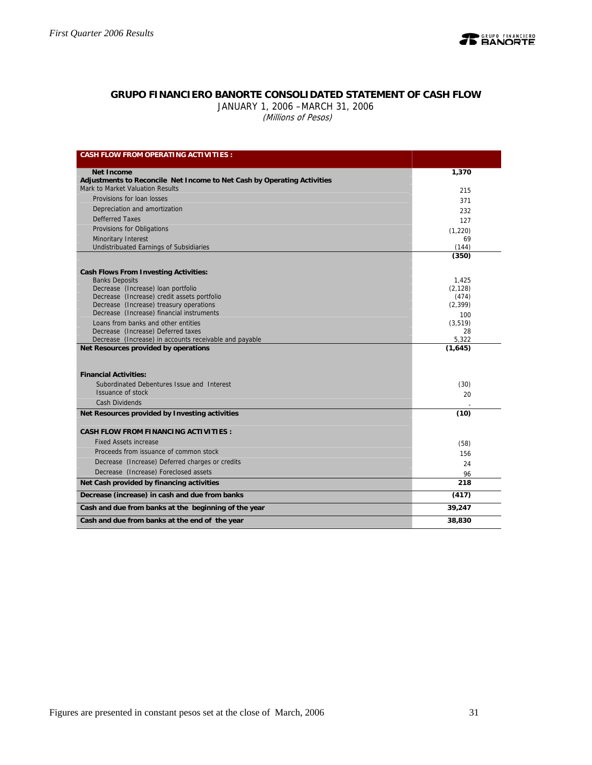## GRUPO FINANCIERO BANORTE CONSOLIDATED STATEMENT OF CASH FLOW

JANUARY 1, 2006 –MARCH 31, 2006

*(Millions of Pesos)*

| **CASH FLOW FROM OPERATING ACTIVITIES :** | |
|---|---|
| **Net Income** | **1,370** |
| **Adjustments to Reconcile Net Income to Net Cash by Operating Activities** | |
| Mark to Market Valuation Results | 215 |
| Provisions for loan losses | 371 |
| Depreciation and amortization | 232 |
| Defferred Taxes | 127 |
| Provisions for Obligations | (1,220) |
| Minoritary Interest | 69 |
| Undistributed Earnings of Subsidiaries | (144) |
| | **(350)** |
| **Cash Flows From Investing Activities:** | |
| Banks Deposits | 1,425 |
| Decrease (Increase) loan portfolio | (2,128) |
| Decrease (Increase) credit assets portfolio | (474) |
| Decrease (Increase) treasury operations | (2,399) |
| Decrease (Increase) financial instruments | 100 |
| Loans from banks and other entities | (3,519) |
| Decrease (Increase) Deferred taxes | 28 |
| Decrease (Increase) in accounts receivable and payable | 5,322 |
| **Net Resources provided by operations** | **(1,645)** |
| **Financial Activities:** | |
| Subordinated Debentures Issue and Interest | (30) |
| Issuance of stock | 20 |
| Cash Dividends | - |
| **Net Resources provided by Investing activities** | **(10)** |
| **CASH FLOW FROM FINANCING ACTIVITIES :** | |
| Fixed Assets increase | (58) |
| Proceeds from issuance of common stock | 156 |
| Decrease (Increase) Deferred charges or credits | 24 |
| Decrease (Increase) Foreclosed assets | 96 |
| **Net Cash provided by financing activities** | **218** |
| **Decrease (increase) in cash and due from banks** | **(417)** |
| **Cash and due from banks at the beginning of the year** | **39,247** |
| **Cash and due from banks at the end of the year** | **38,830** |

Figures are presented in constant pesos set at the close of March, 2006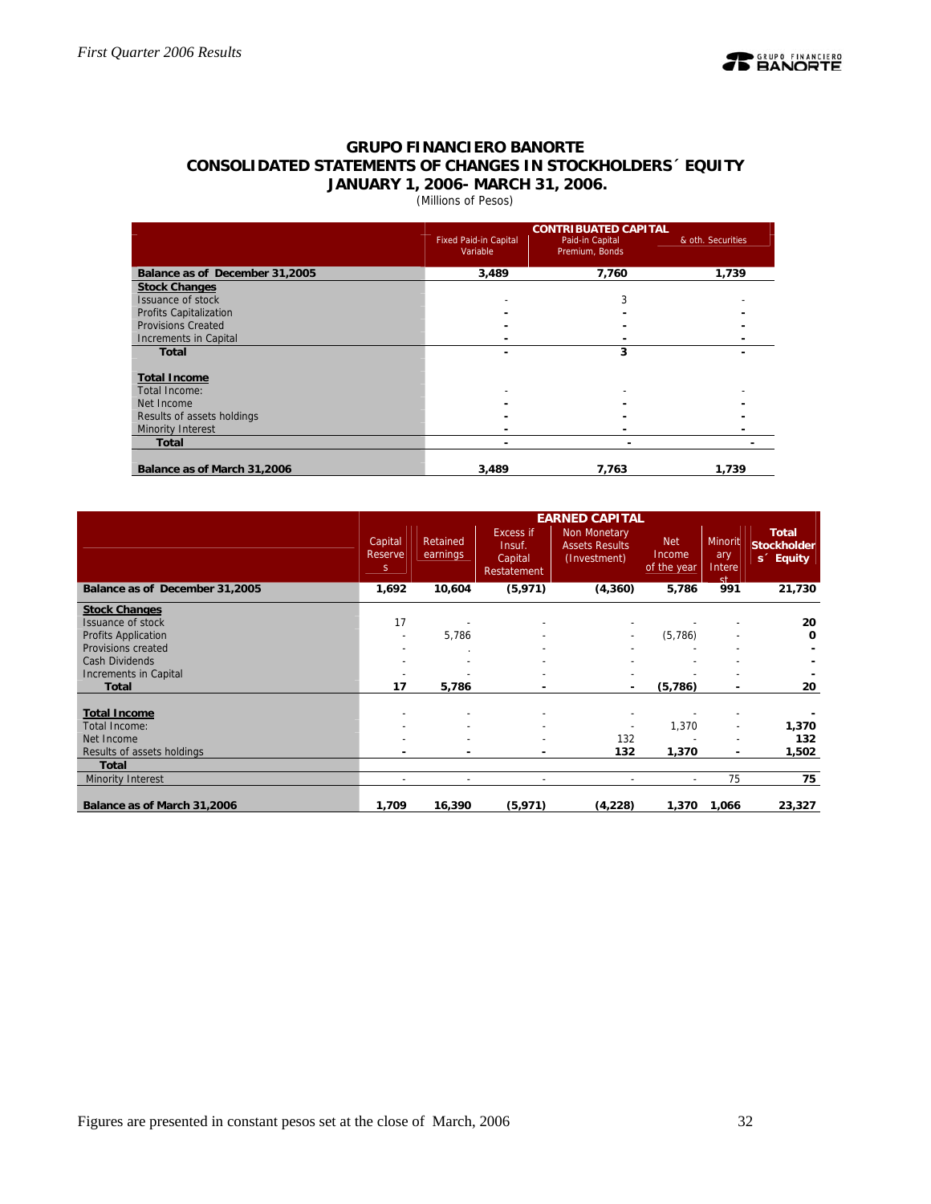# GRUPO FINANCIERO BANORTE
## CONSOLIDATED STATEMENTS OF CHANGES IN STOCKHOLDERS´ EQUITY
### JANUARY 1, 2006- MARCH 31, 2006.

(Millions of Pesos)

| | CONTRIBUATED CAPITAL | | |
|---|---|---|---|
| | Fixed Paid-in Capital Variable | Paid-in Capital Premium, Bonds | & oth. Securities |
| **Balance as of December 31,2005** | **3,489** | **7,760** | **1,739** |
| **Stock Changes** | | | |
| Issuance of stock | - | 3 | - |
| Profits Capitalization | - | - | - |
| Provisions Created | - | - | - |
| Increments in Capital | - | - | - |
| **Total** | - | **3** | - |
| | | | |
| **Total Income** | | | |
| Total Income: | - | - | - |
| Net Income | - | - | - |
| Results of assets holdings | - | - | - |
| Minority Interest | - | - | - |
| **Total** | - | - | - |
| | | | |
| **Balance as of March 31,2006** | **3,489** | **7,763** | **1,739** |

| | EARNED CAPITAL | | | | | | |
|---|---|---|---|---|---|---|---|
| | Capital Reserves | Retained earnings | Excess if Insuf. Capital Restatement | Non Monetary Assets Results (Investment) | Net Income of the year | Minoritary Interest | **Total Stockholders´ Equity** |
| **Balance as of December 31,2005** | **1,692** | **10,604** | **(5,971)** | **(4,360)** | **5,786** | **991** | **21,730** |
| **Stock Changes** | | | | | | | |
| Issuance of stock | 17 | - | - | - | - | - | **20** |
| Profits Application | - | 5,786 | - | - | (5,786) | - | **0** |
| Provisions created | - | . | - | - | - | - | **-** |
| Cash Dividends | - | - | - | - | - | - | **-** |
| Increments in Capital | - | - | - | - | - | - | **-** |
| **Total** | **17** | **5,786** | **-** | **-** | **(5,786)** | **-** | **20** |
| | | | | | | | |
| **Total Income** | - | - | - | - | - | - | **-** |
| Total Income: | - | - | - | - | 1,370 | - | **1,370** |
| Net Income | - | - | - | 132 | - | - | **132** |
| Results of assets holdings | **-** | **-** | **-** | **132** | **1,370** | **-** | **1,502** |
| **Total** | | | | | | | |
| Minority Interest | - | - | - | - | - | 75 | **75** |
| | | | | | | | |
| **Balance as of March 31,2006** | **1,709** | **16,390** | **(5,971)** | **(4,228)** | **1,370** | **1,066** | **23,327** |

Figures are presented in constant pesos set at the close of March, 2006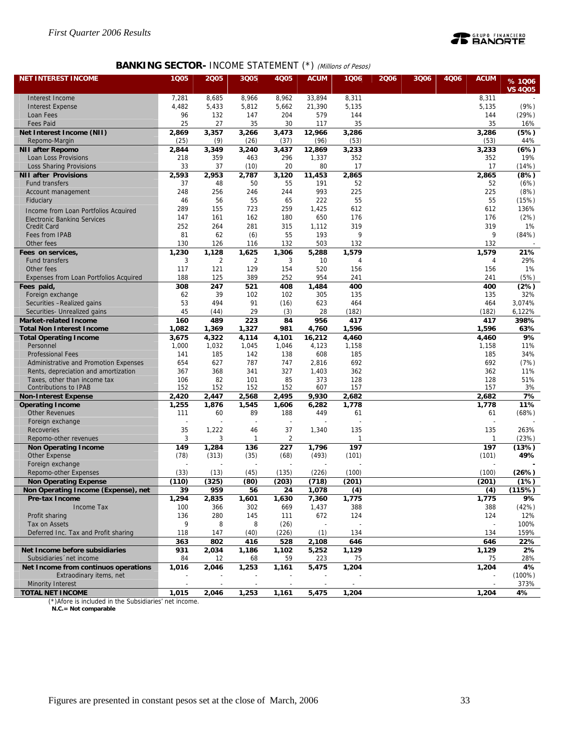## BANKING SECTOR- INCOME STATEMENT (*) *(Millions of Pesos)*

| NET INTEREST INCOME | 1Q05 | 2Q05 | 3Q05 | 4Q05 | ACUM | 1Q06 | 2Q06 | 3Q06 | 4Q06 | ACUM | % 1Q06 VS 4Q05 |
|---|---|---|---|---|---|---|---|---|---|---|---|
| Interest Income | 7,281 | 8,685 | 8,966 | 8,962 | 33,894 | 8,311 | | | | 8,311 | - |
| Interest Expense | 4,482 | 5,433 | 5,812 | 5,662 | 21,390 | 5,135 | | | | 5,135 | (9%) |
| Loan Fees | 96 | 132 | 147 | 204 | 579 | 144 | | | | 144 | (29%) |
| Fees Paid | 25 | 27 | 35 | 30 | 117 | 35 | | | | 35 | 16% |
| **Net Interest Income (NII)** | **2,869** | **3,357** | **3,266** | **3,473** | **12,966** | **3,286** | | | | **3,286** | **(5%)** |
| Repomo-Margin | (25) | (9) | (26) | (37) | (96) | (53) | | | | (53) | 44% |
| **NII after Repomo** | **2,844** | **3,349** | **3,240** | **3,437** | **12,869** | **3,233** | | | | **3,233** | **(6%)** |
| Loan Loss Provisions | 218 | 359 | 463 | 296 | 1,337 | 352 | | | | 352 | 19% |
| Loss Sharing Provisions | 33 | 37 | (10) | 20 | 80 | 17 | | | | 17 | (14%) |
| **NII after Provisions** | **2,593** | **2,953** | **2,787** | **3,120** | **11,453** | **2,865** | | | | **2,865** | **(8%)** |
| Fund transfers | 37 | 48 | 50 | 55 | 191 | 52 | | | | 52 | (6%) |
| Account management | 248 | 256 | 246 | 244 | 993 | 225 | | | | 225 | (8%) |
| Fiduciary | 46 | 56 | 55 | 65 | 222 | 55 | | | | 55 | (15%) |
| Income from Loan Portfolios Acquired | 289 | 155 | 723 | 259 | 1,425 | 612 | | | | 612 | 136% |
| Electronic Banking Services | 147 | 161 | 162 | 180 | 650 | 176 | | | | 176 | (2%) |
| Credit Card | 252 | 264 | 281 | 315 | 1,112 | 319 | | | | 319 | 1% |
| Fees from IPAB | 81 | 62 | (6) | 55 | 193 | 9 | | | | 9 | (84%) |
| Other fees | 130 | 126 | 116 | 132 | 503 | 132 | | | | 132 | - |
| **Fees on services,** | **1,230** | **1,128** | **1,625** | **1,306** | **5,288** | **1,579** | | | | **1,579** | **21%** |
| Fund transfers | 3 | 2 | 2 | 3 | 10 | 4 | | | | 4 | 29% |
| Other fees | 117 | 121 | 129 | 154 | 520 | 156 | | | | 156 | 1% |
| Expenses from Loan Portfolios Acquired | 188 | 125 | 389 | 252 | 954 | 241 | | | | 241 | (5%) |
| **Fees paid,** | **308** | **247** | **521** | **408** | **1,484** | **400** | | | | **400** | **(2%)** |
| Foreign exchange | 62 | 39 | 102 | 102 | 305 | 135 | | | | 135 | 32% |
| Securities –Realized gains | 53 | 494 | 91 | (16) | 623 | 464 | | | | 464 | 3,074% |
| Securities- Unrealized gains | 45 | (44) | 29 | (3) | 28 | (182) | | | | (182) | 6,122% |
| **Market-related Income** | **160** | **489** | **223** | **84** | **956** | **417** | | | | **417** | **398%** |
| **Total Non Interest Income** | **1,082** | **1,369** | **1,327** | **981** | **4,760** | **1,596** | | | | **1,596** | **63%** |
| **Total Operating Income** | **3,675** | **4,322** | **4,114** | **4,101** | **16,212** | **4,460** | | | | **4,460** | **9%** |
| Personnel | 1,000 | 1,032 | 1,045 | 1,046 | 4,123 | 1,158 | | | | 1,158 | 11% |
| Professional Fees | 141 | 185 | 142 | 138 | 608 | 185 | | | | 185 | 34% |
| Administrative and Promotion Expenses | 654 | 627 | 787 | 747 | 2,816 | 692 | | | | 692 | (7%) |
| Rents, depreciation and amortization | 367 | 368 | 341 | 327 | 1,403 | 362 | | | | 362 | 11% |
| Taxes, other than income tax | 106 | 82 | 101 | 85 | 373 | 128 | | | | 128 | 51% |
| Contributions to IPAB | 152 | 152 | 152 | 152 | 607 | 157 | | | | 157 | 3% |
| **Non-Interest Expense** | **2,420** | **2,447** | **2,568** | **2,495** | **9,930** | **2,682** | | | | **2,682** | **7%** |
| **Operating Income** | **1,255** | **1,876** | **1,545** | **1,606** | **6,282** | **1,778** | | | | **1,778** | **11%** |
| Other Revenues | 111 | 60 | 89 | 188 | 449 | 61 | | | | 61 | (68%) |
| Foreign exchange | - | - | - | - | - | - | | | | - | - |
| Recoveries | 35 | 1,222 | 46 | 37 | 1,340 | 135 | | | | 135 | 263% |
| Repomo-other revenues | 3 | 3 | 1 | 2 | | 1 | | | | 1 | (23%) |
| **Non Operating Income** | **149** | **1,284** | **136** | **227** | **1,796** | **197** | | | | **197** | **(13%)** |
| Other Expense | (78) | (313) | (35) | (68) | (493) | (101) | | | | (101) | **49%** |
| Foreign exchange | - | - | - | - | - | - | | | | - | **-** |
| Repomo-other Expenses | (33) | (13) | (45) | (135) | (226) | (100) | | | | (100) | **(26%)** |
| **Non Operating Expense** | **(110)** | **(325)** | **(80)** | **(203)** | **(718)** | **(201)** | | | | **(201)** | **(1%)** |
| **Non Operating Income (Expense), net** | **39** | **959** | **56** | **24** | **1,078** | **(4)** | | | | **(4)** | **(115%)** |
| **Pre-tax Income** | **1,294** | **2,835** | **1,601** | **1,630** | **7,360** | **1,775** | | | | **1,775** | **9%** |
| Income Tax | 100 | 366 | 302 | 669 | 1,437 | 388 | | | | 388 | (42%) |
| Profit sharing | 136 | 280 | 145 | 111 | 672 | 124 | | | | 124 | 12% |
| Tax on Assets | 9 | 8 | 8 | (26) | - | - | | | | - | 100% |
| Deferred Inc. Tax and Profit sharing | 118 | 147 | (40) | (226) | (1) | 134 | | | | 134 | 159% |
| | **363** | **802** | **416** | **528** | **2,108** | **646** | | | | **646** | **22%** |
| **Net Income before subsidiaries** | **931** | **2,034** | **1,186** | **1,102** | **5,252** | **1,129** | | | | **1,129** | **2%** |
| Subsidiaries´ net income | 84 | 12 | 68 | 59 | 223 | 75 | | | | 75 | 28% |
| **Net Income from continuos operations** | **1,016** | **2,046** | **1,253** | **1,161** | **5,475** | **1,204** | | | | **1,204** | **4%** |
| Extraordinary items, net | - | - | - | - | - | - | | | | - | (100%) |
| Minority Interest | - | - | - | - | - | - | | | | - | 373% |
| **TOTAL NET INCOME** | **1,015** | **2,046** | **1,253** | **1,161** | **5,475** | **1,204** | | | | **1,204** | **4%** |

(*)Afore is included in the Subsidiaries' net income.
**N.C.= Not comparable**

Figures are presented in constant pesos set at the close of March, 2006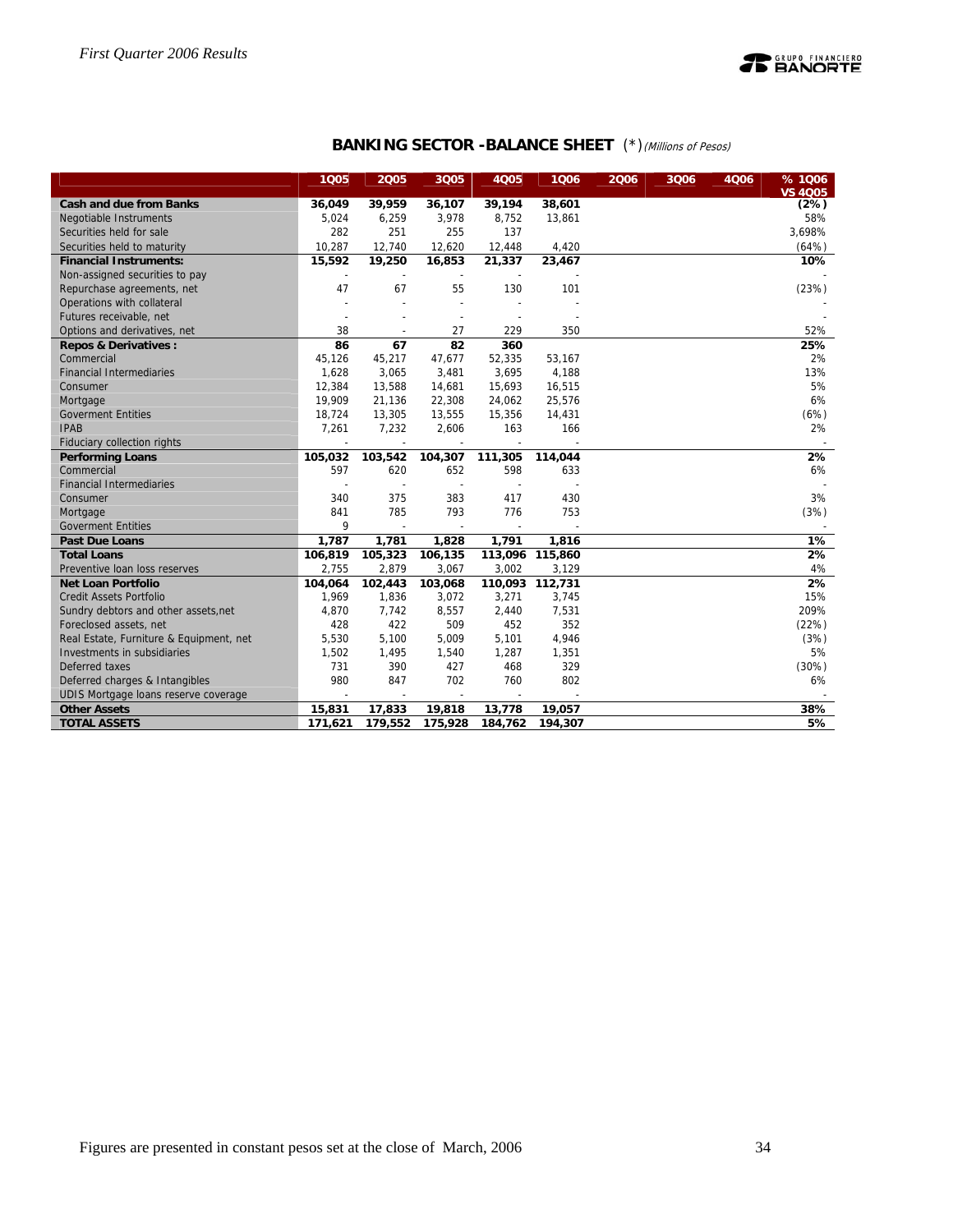## BANKING SECTOR -BALANCE SHEET (*) *(Millions of Pesos)*

| | 1Q05 | 2Q05 | 3Q05 | 4Q05 | 1Q06 | 2Q06 | 3Q06 | 4Q06 | % 1Q06 VS 4Q05 |
|---|---|---|---|---|---|---|---|---|---|
| **Cash and due from Banks** | **36,049** | **39,959** | **36,107** | **39,194** | **38,601** | | | | **(2%)** |
| Negotiable Instruments | 5,024 | 6,259 | 3,978 | 8,752 | 13,861 | | | | 58% |
| Securities held for sale | 282 | 251 | 255 | 137 | | | | | 3,698% |
| Securities held to maturity | 10,287 | 12,740 | 12,620 | 12,448 | 4,420 | | | | (64%) |
| **Financial Instruments:** | **15,592** | **19,250** | **16,853** | **21,337** | **23,467** | | | | **10%** |
| Non-assigned securities to pay | - | - | - | - | - | | | | - |
| Repurchase agreements, net | 47 | 67 | 55 | 130 | 101 | | | | (23%) |
| Operations with collateral | - | - | - | - | - | | | | - |
| Futures receivable, net | - | - | - | - | - | | | | - |
| Options and derivatives, net | 38 | - | 27 | 229 | 350 | | | | 52% |
| **Repos & Derivatives :** | **86** | **67** | **82** | **360** | | | | | **25%** |
| Commercial | 45,126 | 45,217 | 47,677 | 52,335 | 53,167 | | | | 2% |
| Financial Intermediaries | 1,628 | 3,065 | 3,481 | 3,695 | 4,188 | | | | 13% |
| Consumer | 12,384 | 13,588 | 14,681 | 15,693 | 16,515 | | | | 5% |
| Mortgage | 19,909 | 21,136 | 22,308 | 24,062 | 25,576 | | | | 6% |
| Goverment Entities | 18,724 | 13,305 | 13,555 | 15,356 | 14,431 | | | | (6%) |
| IPAB | 7,261 | 7,232 | 2,606 | 163 | 166 | | | | 2% |
| Fiduciary collection rights | - | - | - | - | - | | | | - |
| **Performing Loans** | **105,032** | **103,542** | **104,307** | **111,305** | **114,044** | | | | **2%** |
| Commercial | 597 | 620 | 652 | 598 | 633 | | | | 6% |
| Financial Intermediaries | - | - | - | - | - | | | | - |
| Consumer | 340 | 375 | 383 | 417 | 430 | | | | 3% |
| Mortgage | 841 | 785 | 793 | 776 | 753 | | | | (3%) |
| Goverment Entities | 9 | - | - | - | - | | | | - |
| **Past Due Loans** | **1,787** | **1,781** | **1,828** | **1,791** | **1,816** | | | | **1%** |
| **Total Loans** | **106,819** | **105,323** | **106,135** | **113,096** | **115,860** | | | | **2%** |
| Preventive loan loss reserves | 2,755 | 2,879 | 3,067 | 3,002 | 3,129 | | | | 4% |
| **Net Loan Portfolio** | **104,064** | **102,443** | **103,068** | **110,093** | **112,731** | | | | **2%** |
| Credit Assets Portfolio | 1,969 | 1,836 | 3,072 | 3,271 | 3,745 | | | | 15% |
| Sundry debtors and other assets,net | 4,870 | 7,742 | 8,557 | 2,440 | 7,531 | | | | 209% |
| Foreclosed assets, net | 428 | 422 | 509 | 452 | 352 | | | | (22%) |
| Real Estate, Furniture & Equipment, net | 5,530 | 5,100 | 5,009 | 5,101 | 4,946 | | | | (3%) |
| Investments in subsidiaries | 1,502 | 1,495 | 1,540 | 1,287 | 1,351 | | | | 5% |
| Deferred taxes | 731 | 390 | 427 | 468 | 329 | | | | (30%) |
| Deferred charges & Intangibles | 980 | 847 | 702 | 760 | 802 | | | | 6% |
| UDIS Mortgage loans reserve coverage | - | - | - | - | - | | | | - |
| **Other Assets** | **15,831** | **17,833** | **19,818** | **13,778** | **19,057** | | | | **38%** |
| **TOTAL ASSETS** | **171,621** | **179,552** | **175,928** | **184,762** | **194,307** | | | | **5%** |

Figures are presented in constant pesos set at the close of March, 2006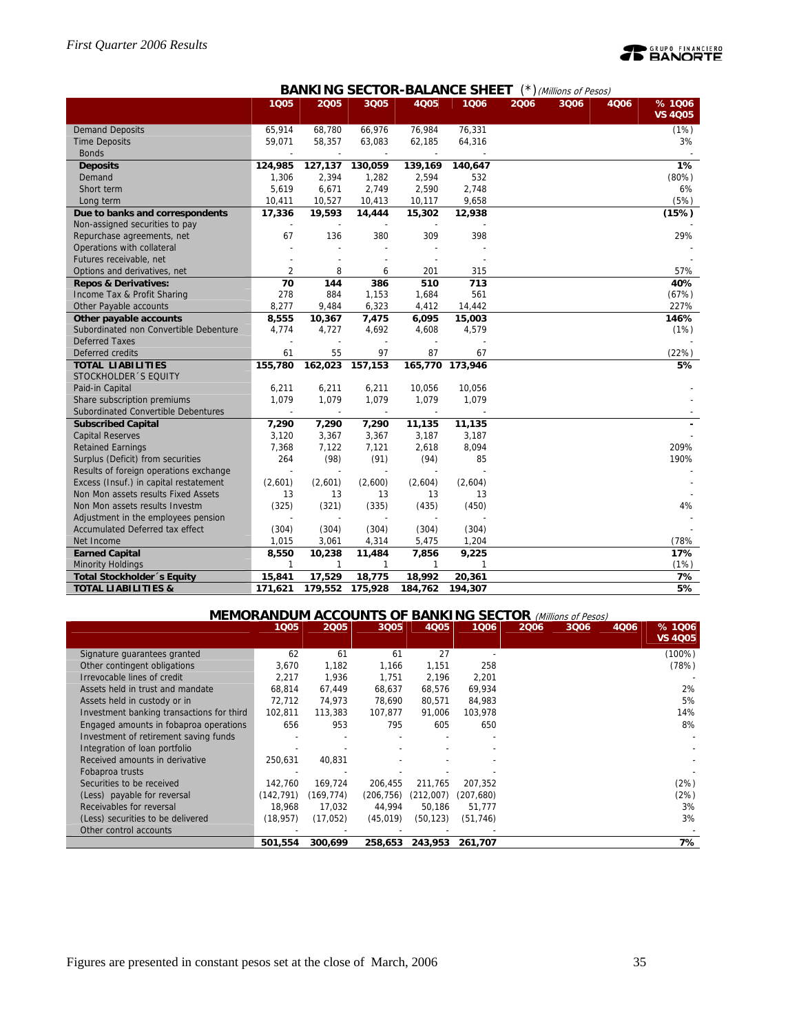## BANKING SECTOR-BALANCE SHEET (*) *(Millions of Pesos)*

| | 1Q05 | 2Q05 | 3Q05 | 4Q05 | 1Q06 | 2Q06 | 3Q06 | 4Q06 | % 1Q06 VS 4Q05 |
|---|---|---|---|---|---|---|---|---|---|
| Demand Deposits | 65,914 | 68,780 | 66,976 | 76,984 | 76,331 | | | | (1%) |
| Time Deposits | 59,071 | 58,357 | 63,083 | 62,185 | 64,316 | | | | 3% |
| Bonds | - | - | - | - | - | | | | - |
| **Deposits** | **124,985** | **127,137** | **130,059** | **139,169** | **140,647** | | | | **1%** |
| Demand | 1,306 | 2,394 | 1,282 | 2,594 | 532 | | | | (80%) |
| Short term | 5,619 | 6,671 | 2,749 | 2,590 | 2,748 | | | | 6% |
| Long term | 10,411 | 10,527 | 10,413 | 10,117 | 9,658 | | | | (5%) |
| **Due to banks and correspondents** | **17,336** | **19,593** | **14,444** | **15,302** | **12,938** | | | | **(15%)** |
| Non-assigned securities to pay | - | - | - | - | - | | | | - |
| Repurchase agreements, net | 67 | 136 | 380 | 309 | 398 | | | | 29% |
| Operations with collateral | - | - | - | - | - | | | | - |
| Futures receivable, net | - | - | - | - | - | | | | - |
| Options and derivatives, net | 2 | 8 | 6 | 201 | 315 | | | | 57% |
| **Repos & Derivatives:** | **70** | **144** | **386** | **510** | **713** | | | | **40%** |
| Income Tax & Profit Sharing | 278 | 884 | 1,153 | 1,684 | 561 | | | | (67%) |
| Other Payable accounts | 8,277 | 9,484 | 6,323 | 4,412 | 14,442 | | | | 227% |
| **Other payable accounts** | **8,555** | **10,367** | **7,475** | **6,095** | **15,003** | | | | **146%** |
| Subordinated non Convertible Debenture | 4,774 | 4,727 | 4,692 | 4,608 | 4,579 | | | | (1%) |
| Deferred Taxes | - | - | - | - | - | | | | - |
| Deferred credits | 61 | 55 | 97 | 87 | 67 | | | | (22%) |
| **TOTAL LIABILITIES** | **155,780** | **162,023** | **157,153** | **165,770** | **173,946** | | | | **5%** |
| STOCKHOLDER´S EQUITY | | | | | | | | | |
| Paid-in Capital | 6,211 | 6,211 | 6,211 | 10,056 | 10,056 | | | | - |
| Share subscription premiums | 1,079 | 1,079 | 1,079 | 1,079 | 1,079 | | | | - |
| Subordinated Convertible Debentures | - | - | - | - | - | | | | - |
| **Subscribed Capital** | **7,290** | **7,290** | **7,290** | **11,135** | **11,135** | | | | **-** |
| Capital Reserves | 3,120 | 3,367 | 3,367 | 3,187 | 3,187 | | | | - |
| Retained Earnings | 7,368 | 7,122 | 7,121 | 2,618 | 8,094 | | | | 209% |
| Surplus (Deficit) from securities | 264 | (98) | (91) | (94) | 85 | | | | 190% |
| Results of foreign operations exchange | - | - | - | - | - | | | | - |
| Excess (Insuf.) in capital restatement | (2,601) | (2,601) | (2,600) | (2,604) | (2,604) | | | | - |
| Non Mon assets results Fixed Assets | 13 | 13 | 13 | 13 | 13 | | | | - |
| Non Mon assets results Investm | (325) | (321) | (335) | (435) | (450) | | | | 4% |
| Adjustment in the employees pension | - | - | - | - | - | | | | - |
| Accumulated Deferred tax effect | (304) | (304) | (304) | (304) | (304) | | | | - |
| Net Income | 1,015 | 3,061 | 4,314 | 5,475 | 1,204 | | | | (78% |
| **Earned Capital** | **8,550** | **10,238** | **11,484** | **7,856** | **9,225** | | | | **17%** |
| Minority Holdings | 1 | 1 | 1 | 1 | 1 | | | | (1%) |
| **Total Stockholder´s Equity** | **15,841** | **17,529** | **18,775** | **18,992** | **20,361** | | | | **7%** |
| **TOTAL LIABILITIES &** | **171,621** | **179,552** | **175,928** | **184,762** | **194,307** | | | | **5%** |

## MEMORANDUM ACCOUNTS OF BANKING SECTOR *(Millions of Pesos)*

| | 1Q05 | 2Q05 | 3Q05 | 4Q05 | 1Q06 | 2Q06 | 3Q06 | 4Q06 | % 1Q06 VS 4Q05 |
|---|---|---|---|---|---|---|---|---|---|
| Signature guarantees granted | 62 | 61 | 61 | 27 | - | | | | (100%) |
| Other contingent obligations | 3,670 | 1,182 | 1,166 | 1,151 | 258 | | | | (78%) |
| Irrevocable lines of credit | 2,217 | 1,936 | 1,751 | 2,196 | 2,201 | | | | - |
| Assets held in trust and mandate | 68,814 | 67,449 | 68,637 | 68,576 | 69,934 | | | | 2% |
| Assets held in custody or in | 72,712 | 74,973 | 78,690 | 80,571 | 84,983 | | | | 5% |
| Investment banking transactions for third | 102,811 | 113,383 | 107,877 | 91,006 | 103,978 | | | | 14% |
| Engaged amounts in fobaproa operations | 656 | 953 | 795 | 605 | 650 | | | | 8% |
| Investment of retirement saving funds | - | - | - | - | - | | | | - |
| Integration of loan portfolio | - | - | - | - | - | | | | - |
| Received amounts in derivative | 250,631 | 40,831 | - | - | - | | | | - |
| Fobaproa trusts | - | - | - | - | - | | | | - |
| Securities to be received | 142,760 | 169,724 | 206,455 | 211,765 | 207,352 | | | | (2%) |
| (Less) payable for reversal | (142,791) | (169,774) | (206,756) | (212,007) | (207,680) | | | | (2%) |
| Receivables for reversal | 18,968 | 17,032 | 44,994 | 50,186 | 51,777 | | | | 3% |
| (Less) securities to be delivered | (18,957) | (17,052) | (45,019) | (50,123) | (51,746) | | | | 3% |
| Other control accounts | - | - | - | - | - | | | | - |
| | **501,554** | **300,699** | **258,653** | **243,953** | **261,707** | | | | **7%** |

Figures are presented in constant pesos set at the close of March, 2006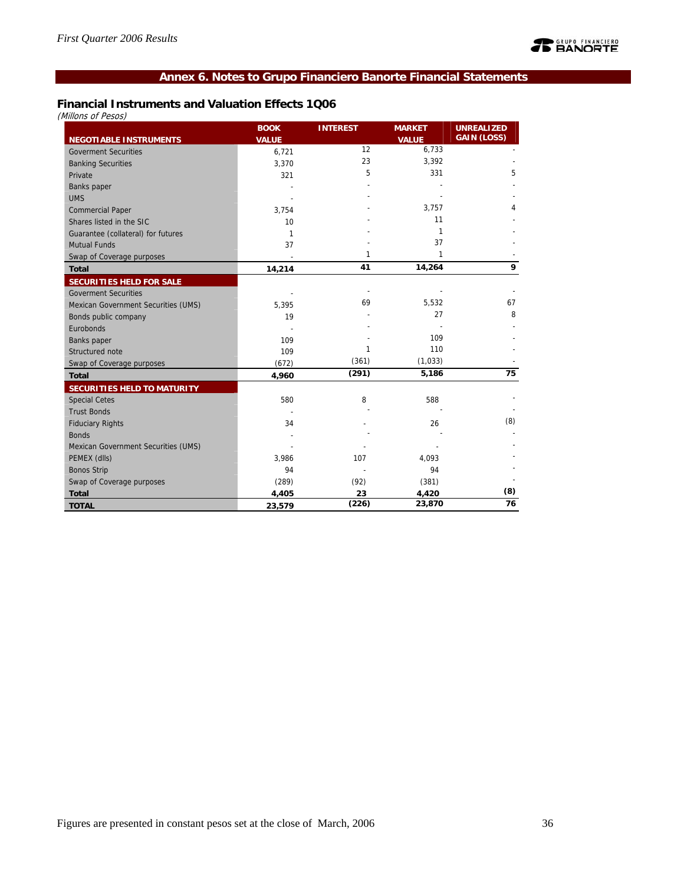## Annex 6. Notes to Grupo Financiero Banorte Financial Statements

### Financial Instruments and Valuation Effects 1Q06

*(Millons of Pesos)*

| NEGOTIABLE INSTRUMENTS | BOOK VALUE | INTEREST | MARKET VALUE | UNREALIZED GAIN (LOSS) |
|---|---|---|---|---|
| Goverment Securities | 6,721 | 12 | 6,733 | - |
| Banking Securities | 3,370 | 23 | 3,392 | - |
| Private | 321 | 5 | 331 | 5 |
| Banks paper | - | - | - | - |
| UMS | - | - | - | - |
| Commercial Paper | 3,754 | - | 3,757 | 4 |
| Shares listed in the SIC | 10 | - | 11 | - |
| Guarantee (collateral) for futures | 1 | - | 1 | - |
| Mutual Funds | 37 | - | 37 | - |
| Swap of Coverage purposes | - | 1 | 1 | - |
| **Total** | **14,214** | **41** | **14,264** | **9** |
| **SECURITIES HELD FOR SALE** | | | | |
| Goverment Securities | - | - | - | - |
| Mexican Government Securities (UMS) | 5,395 | 69 | 5,532 | 67 |
| Bonds public company | 19 | - | 27 | 8 |
| Eurobonds | - | - | - | - |
| Banks paper | 109 | - | 109 | - |
| Structured note | 109 | 1 | 110 | - |
| Swap of Coverage purposes | (672) | (361) | (1,033) | - |
| **Total** | **4,960** | **(291)** | **5,186** | **75** |
| **SECURITIES HELD TO MATURITY** | | | | |
| Special Cetes | 580 | 8 | 588 | - |
| Trust Bonds | - | - | - | - |
| Fiduciary Rights | 34 | - | 26 | (8) |
| Bonds | - | - | - | - |
| Mexican Government Securities (UMS) | - | - | - | - |
| PEMEX (dlls) | 3,986 | 107 | 4,093 | - |
| Bonos Strip | 94 | - | 94 | - |
| Swap of Coverage purposes | (289) | (92) | (381) | - |
| **Total** | **4,405** | **23** | **4,420** | **(8)** |
| **TOTAL** | **23,579** | **(226)** | **23,870** | **76** |

Figures are presented in constant pesos set at the close of March, 2006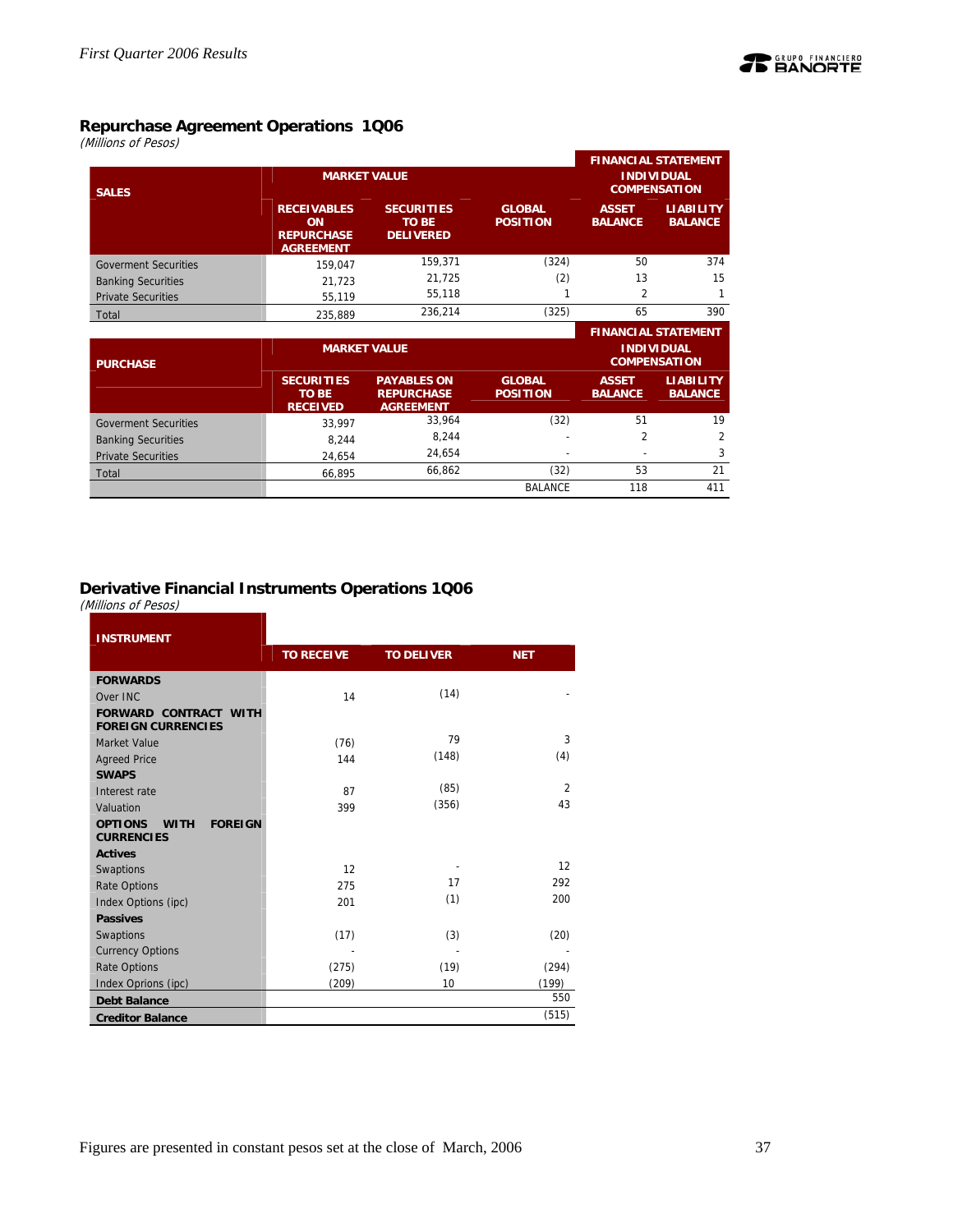## Repurchase Agreement Operations 1Q06

*(Millions of Pesos)*

| SALES | MARKET VALUE | | | FINANCIAL STATEMENT INDIVIDUAL COMPENSATION | |
|---|---|---|---|---|---|
| | RECEIVABLES ON REPURCHASE AGREEMENT | SECURITIES TO BE DELIVERED | GLOBAL POSITION | ASSET BALANCE | LIABILITY BALANCE |
| Goverment Securities | 159,047 | 159,371 | (324) | 50 | 374 |
| Banking Securities | 21,723 | 21,725 | (2) | 13 | 15 |
| Private Securities | 55,119 | 55,118 | 1 | 2 | 1 |
| Total | 235,889 | 236,214 | (325) | 65 | 390 |

| PURCHASE | MARKET VALUE | | | FINANCIAL STATEMENT INDIVIDUAL COMPENSATION | |
|---|---|---|---|---|---|
| | SECURITIES TO BE RECEIVED | PAYABLES ON REPURCHASE AGREEMENT | GLOBAL POSITION | ASSET BALANCE | LIABILITY BALANCE |
| Goverment Securities | 33,997 | 33,964 | (32) | 51 | 19 |
| Banking Securities | 8,244 | 8,244 | - | 2 | 2 |
| Private Securities | 24,654 | 24,654 | - | - | 3 |
| Total | 66,895 | 66,862 | (32) | 53 | 21 |
| | | | BALANCE | 118 | 411 |

## Derivative Financial Instruments Operations 1Q06

*(Millions of Pesos)*

| INSTRUMENT | TO RECEIVE | TO DELIVER | NET |
|---|---|---|---|
| **FORWARDS** | | | |
| Over INC | 14 | (14) | - |
| **FORWARD CONTRACT WITH FOREIGN CURRENCIES** | | | |
| Market Value | (76) | 79 | 3 |
| Agreed Price | 144 | (148) | (4) |
| **SWAPS** | | | |
| Interest rate | 87 | (85) | 2 |
| Valuation | 399 | (356) | 43 |
| **OPTIONS WITH FOREIGN CURRENCIES** | | | |
| **Actives** | | | |
| Swaptions | 12 | - | 12 |
| Rate Options | 275 | 17 | 292 |
| Index Options (ipc) | 201 | (1) | 200 |
| **Passives** | | | |
| Swaptions | (17) | (3) | (20) |
| Currency Options | - | - | - |
| Rate Options | (275) | (19) | (294) |
| Index Oprions (ipc) | (209) | 10 | (199) |
| **Debt Balance** | | | 550 |
| **Creditor Balance** | | | (515) |

Figures are presented in constant pesos set at the close of March, 2006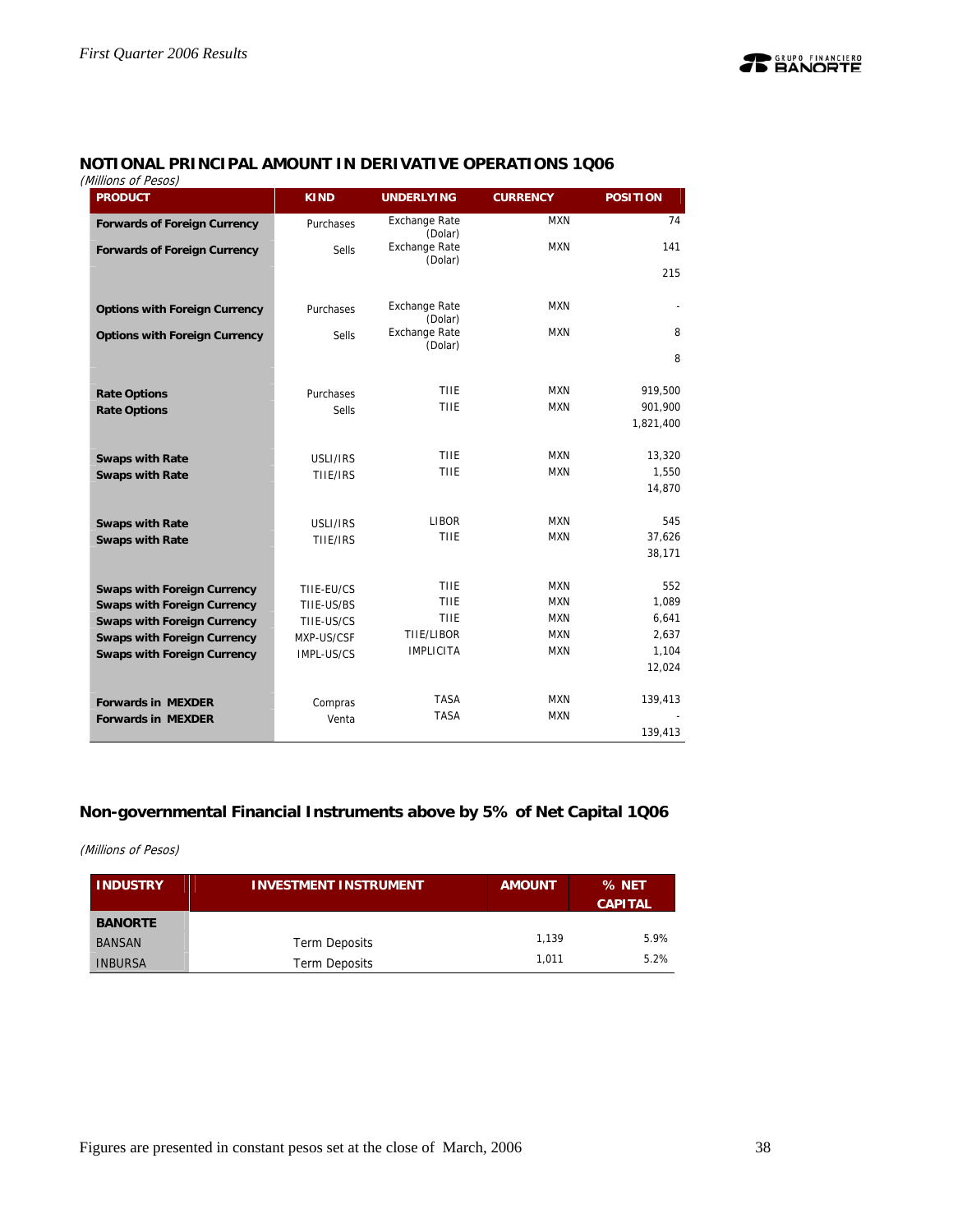## NOTIONAL PRINCIPAL AMOUNT IN DERIVATIVE OPERATIONS 1Q06

*(Millions of Pesos)*

| PRODUCT | KIND | UNDERLYING | CURRENCY | POSITION |
|---|---|---|---|---|
| **Forwards of Foreign Currency** | Purchases | Exchange Rate (Dolar) | MXN | 74 |
| **Forwards of Foreign Currency** | Sells | Exchange Rate (Dolar) | MXN | 141 |
| | | | | 215 |
| **Options with Foreign Currency** | Purchases | Exchange Rate (Dolar) | MXN | - |
| **Options with Foreign Currency** | Sells | Exchange Rate (Dolar) | MXN | 8 |
| | | | | 8 |
| **Rate Options** | Purchases | TIIE | MXN | 919,500 |
| **Rate Options** | Sells | TIIE | MXN | 901,900 |
| | | | | 1,821,400 |
| **Swaps with Rate** | USLI/IRS | TIIE | MXN | 13,320 |
| **Swaps with Rate** | TIIE/IRS | TIIE | MXN | 1,550 |
| | | | | 14,870 |
| **Swaps with Rate** | USLI/IRS | LIBOR | MXN | 545 |
| **Swaps with Rate** | TIIE/IRS | TIIE | MXN | 37,626 |
| | | | | 38,171 |
| **Swaps with Foreign Currency** | TIIE-EU/CS | TIIE | MXN | 552 |
| **Swaps with Foreign Currency** | TIIE-US/BS | TIIE | MXN | 1,089 |
| **Swaps with Foreign Currency** | TIIE-US/CS | TIIE | MXN | 6,641 |
| **Swaps with Foreign Currency** | MXP-US/CSF | TIIE/LIBOR | MXN | 2,637 |
| **Swaps with Foreign Currency** | IMPL-US/CS | IMPLICITA | MXN | 1,104 |
| | | | | 12,024 |
| **Forwards in MEXDER** | Compras | TASA | MXN | 139,413 |
| **Forwards in MEXDER** | Venta | TASA | MXN | - |
| | | | | 139,413 |

## Non-governmental Financial Instruments above by 5% of Net Capital 1Q06

*(Millions of Pesos)*

| INDUSTRY | INVESTMENT INSTRUMENT | AMOUNT | % NET CAPITAL |
|---|---|---|---|
| **BANORTE** | | | |
| BANSAN | Term Deposits | 1,139 | 5.9% |
| INBURSA | Term Deposits | 1,011 | 5.2% |

Figures are presented in constant pesos set at the close of March, 2006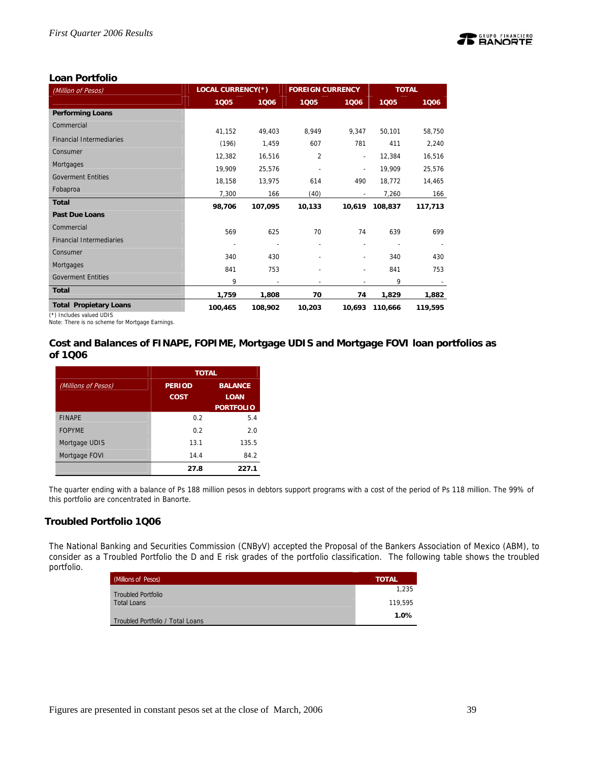## Loan Portfolio

| (Million of Pesos) | LOCAL CURRENCY(*) | | FOREIGN CURRENCY | | TOTAL | |
|---|---|---|---|---|---|---|
| | 1Q05 | 1Q06 | 1Q05 | 1Q06 | 1Q05 | 1Q06 |
| **Performing Loans** | | | | | | |
| Commercial | 41,152 | 49,403 | 8,949 | 9,347 | 50,101 | 58,750 |
| Financial Intermediaries | (196) | 1,459 | 607 | 781 | 411 | 2,240 |
| Consumer | 12,382 | 16,516 | 2 | - | 12,384 | 16,516 |
| Mortgages | 19,909 | 25,576 | - | - | 19,909 | 25,576 |
| Goverment Entities | 18,158 | 13,975 | 614 | 490 | 18,772 | 14,465 |
| Fobaproa | 7,300 | 166 | (40) | - | 7,260 | 166 |
| **Total** | **98,706** | **107,095** | **10,133** | **10,619** | **108,837** | **117,713** |
| **Past Due Loans** | | | | | | |
| Commercial | 569 | 625 | 70 | 74 | 639 | 699 |
| Financial Intermediaries | - | - | - | - | - | - |
| Consumer | 340 | 430 | - | - | 340 | 430 |
| Mortgages | 841 | 753 | - | - | 841 | 753 |
| Goverment Entities | 9 | - | - | - | 9 | - |
| **Total** | **1,759** | **1,808** | **70** | **74** | **1,829** | **1,882** |
| **Total Propietary Loans** | **100,465** | **108,902** | **10,203** | **10,693** | **110,666** | **119,595** |

(*) Includes valued UDIS
Note: There is no scheme for Mortgage Earnings.

## Cost and Balances of FINAPE, FOPIME, Mortgage UDIS and Mortgage FOVI loan portfolios as of 1Q06

| | TOTAL | |
|---|---|---|
| (Millions of Pesos) | PERIOD COST | BALANCE LOAN PORTFOLIO |
| FINAPE | 0.2 | 5.4 |
| FOPYME | 0.2 | 2.0 |
| Mortgage UDIS | 13.1 | 135.5 |
| Mortgage FOVI | 14.4 | 84.2 |
| | **27.8** | **227.1** |

The quarter ending with a balance of Ps 188 million pesos in debtors support programs with a cost of the period of Ps 118 million. The 99% of this portfolio are concentrated in Banorte.

## Troubled Portfolio 1Q06

The National Banking and Securities Commission (CNByV) accepted the Proposal of the Bankers Association of Mexico (ABM), to consider as a Troubled Portfolio the D and E risk grades of the portfolio classification. The following table shows the troubled portfolio.

| (Millions of Pesos) | TOTAL |
|---|---|
| Troubled Portfolio | 1,235 |
| Total Loans | 119,595 |
| Troubled Portfolio / Total Loans | **1.0%** |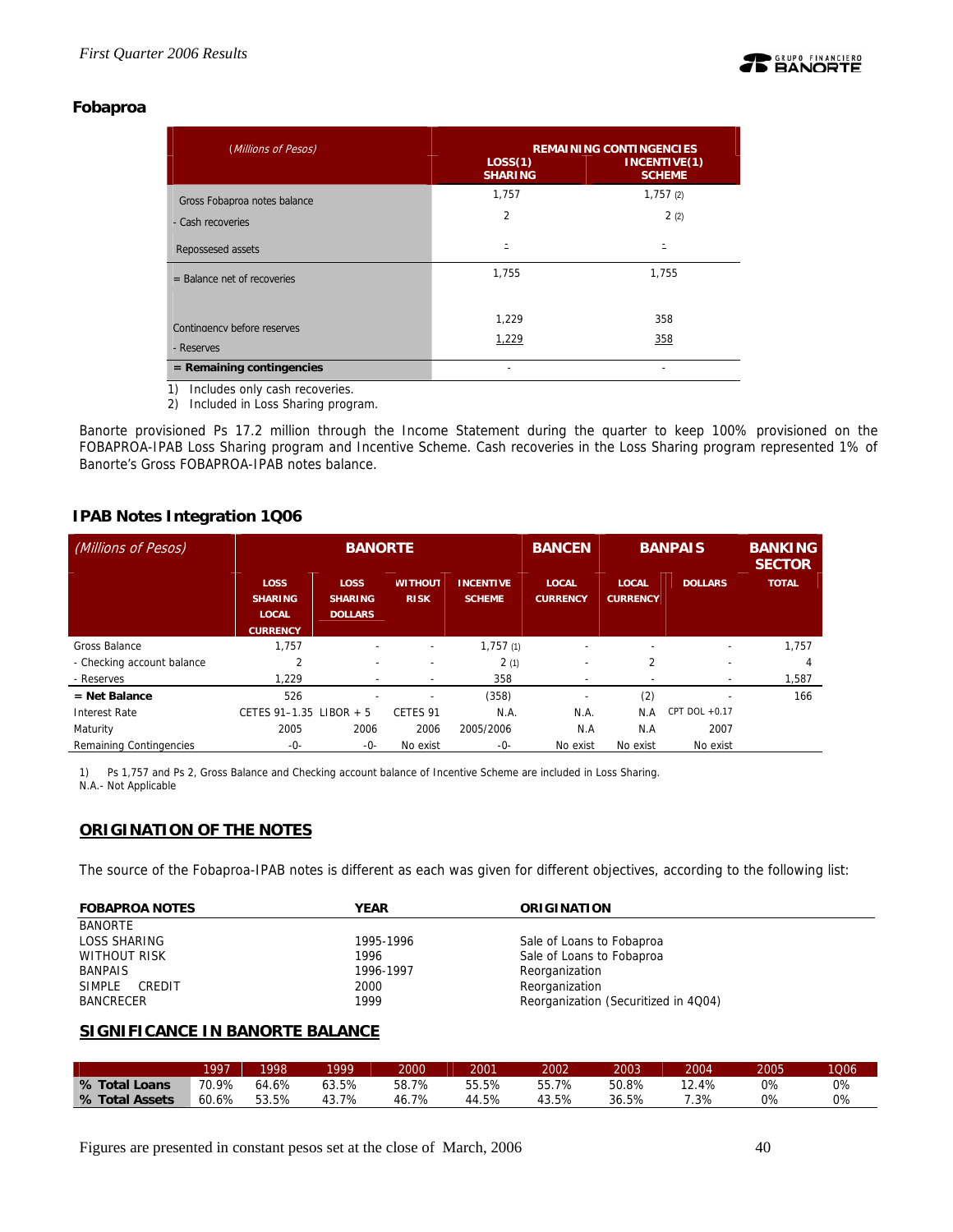## Fobaproa

| *(Millions of Pesos)* | REMAINING CONTINGENCIES | |
|---|---|---|
| | LOSS(1) SHARING | INCENTIVE(1) SCHEME |
| Gross Fobaproa notes balance | 1,757 | 1,757 (2) |
| - Cash recoveries | 2 | 2 (2) |
| Repossesed assets | - | - |
| = Balance net of recoveries | 1,755 | 1,755 |
| Contingency before reserves | 1,229 | 358 |
| - Reserves | 1,229 | 358 |
| **= Remaining contingencies** | - | - |

1) Includes only cash recoveries.
2) Included in Loss Sharing program.

Banorte provisioned Ps 17.2 million through the Income Statement during the quarter to keep 100% provisioned on the FOBAPROA-IPAB Loss Sharing program and Incentive Scheme. Cash recoveries in the Loss Sharing program represented 1% of Banorte's Gross FOBAPROA-IPAB notes balance.

## IPAB Notes Integration 1Q06

| *(Millions of Pesos)* | BANORTE | | | | BANCEN | BANPAIS | | BANKING SECTOR |
|---|---|---|---|---|---|---|---|---|
| | LOSS SHARING LOCAL CURRENCY | LOSS SHARING DOLLARS | WITHOUT RISK | INCENTIVE SCHEME | LOCAL CURRENCY | LOCAL CURRENCY | DOLLARS | TOTAL |
| Gross Balance | 1,757 | - | - | 1,757 (1) | - | - | - | 1,757 |
| - Checking account balance | 2 | - | - | 2 (1) | - | 2 | - | 4 |
| - Reserves | 1,229 | - | - | 358 | - | - | - | 1,587 |
| **= Net Balance** | 526 | - | - | (358) | - | (2) | - | 166 |
| Interest Rate | CETES 91–1.35 | LIBOR + 5 | CETES 91 | N.A. | N.A. | N.A | CPT DOL +0.17 | |
| Maturity | 2005 | 2006 | 2006 | 2005/2006 | N.A | N.A | 2007 | |
| Remaining Contingencies | -0- | -0- | No exist | -0- | No exist | No exist | No exist | |

1) Ps 1,757 and Ps 2, Gross Balance and Checking account balance of Incentive Scheme are included in Loss Sharing.
N.A.- Not Applicable

## ORIGINATION OF THE NOTES

The source of the Fobaproa-IPAB notes is different as each was given for different objectives, according to the following list:

| FOBAPROA NOTES | YEAR | ORIGINATION |
|---|---|---|
| BANORTE | | |
| LOSS SHARING | 1995-1996 | Sale of Loans to Fobaproa |
| WITHOUT RISK | 1996 | Sale of Loans to Fobaproa |
| BANPAIS | 1996-1997 | Reorganization |
| SIMPLE CREDIT | 2000 | Reorganization |
| BANCRECER | 1999 | Reorganization (Securitized in 4Q04) |

## SIGNIFICANCE IN BANORTE BALANCE

| | 1997 | 1998 | 1999 | 2000 | 2001 | 2002 | 2003 | 2004 | 2005 | 1Q06 |
|---|---|---|---|---|---|---|---|---|---|---|
| **% Total Loans** | 70.9% | 64.6% | 63.5% | 58.7% | 55.5% | 55.7% | 50.8% | 12.4% | 0% | 0% |
| **% Total Assets** | 60.6% | 53.5% | 43.7% | 46.7% | 44.5% | 43.5% | 36.5% | 7.3% | 0% | 0% |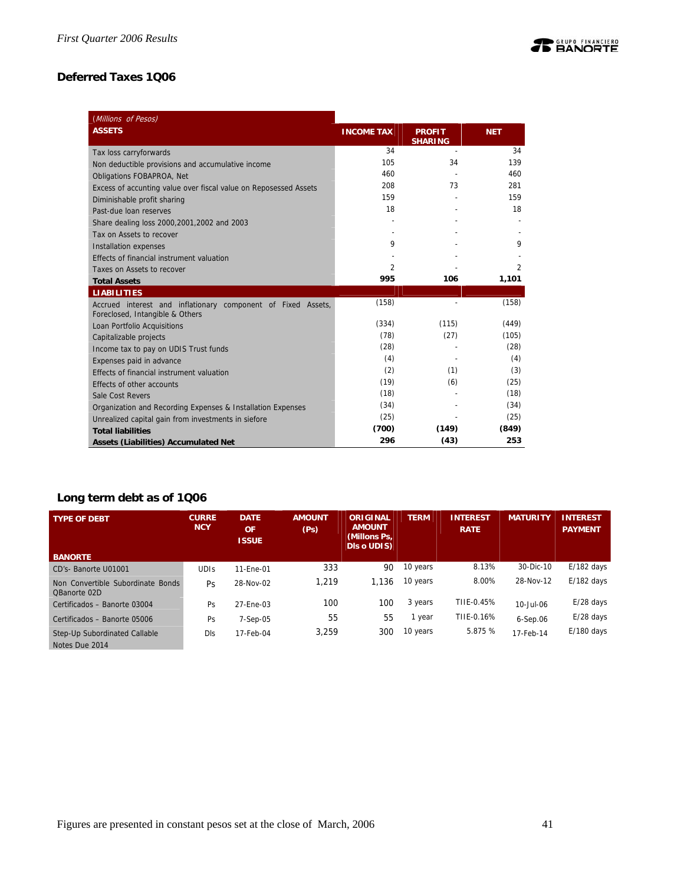## Deferred Taxes 1Q06

| *(Millions of Pesos)* **ASSETS** | **INCOME TAX** | **PROFIT SHARING** | **NET** |
|---|---|---|---|
| Tax loss carryforwards | 34 | - | 34 |
| Non deductible provisions and accumulative income | 105 | 34 | 139 |
| Obligations FOBAPROA, Net | 460 | - | 460 |
| Excess of accunting value over fiscal value on Reposessed Assets | 208 | 73 | 281 |
| Diminishable profit sharing | 159 | - | 159 |
| Past-due loan reserves | 18 | - | 18 |
| Share dealing loss 2000,2001,2002 and 2003 | - | - | - |
| Tax on Assets to recover | - | - | - |
| Installation expenses | 9 | - | 9 |
| Effects of financial instrument valuation | - | - | - |
| Taxes on Assets to recover | 2 | - | 2 |
| **Total Assets** | **995** | **106** | **1,101** |
| **LIABILITIES** | | | |
| Accrued interest and inflationary component of Fixed Assets, Foreclosed, Intangible & Others | (158) | - | (158) |
| Loan Portfolio Acquisitions | (334) | (115) | (449) |
| Capitalizable projects | (78) | (27) | (105) |
| Income tax to pay on UDIS Trust funds | (28) | - | (28) |
| Expenses paid in advance | (4) | - | (4) |
| Effects of financial instrument valuation | (2) | (1) | (3) |
| Effects of other accounts | (19) | (6) | (25) |
| Sale Cost Revers | (18) | - | (18) |
| Organization and Recording Expenses & Installation Expenses | (34) | - | (34) |
| Unrealized capital gain from investments in siefore | (25) | - | (25) |
| **Total liabilities** | **(700)** | **(149)** | **(849)** |
| **Assets (Liabilities) Accumulated Net** | **296** | **(43)** | **253** |

## Long term debt as of 1Q06

| **TYPE OF DEBT** **BANORTE** | **CURRENCY** | **DATE OF ISSUE** | **AMOUNT (Ps)** | **ORIGINAL AMOUNT (Millons Ps, Dls o UDIS)** | **TERM** | **INTEREST RATE** | **MATURITY** | **INTEREST PAYMENT** |
|---|---|---|---|---|---|---|---|---|
| CD's- Banorte U01001 | UDIs | 11-Ene-01 | 333 | 90 | 10 years | 8.13% | 30-Dic-10 | E/182 days |
| Non Convertible Subordinate Bonds QBanorte 02D | Ps | 28-Nov-02 | 1,219 | 1,136 | 10 years | 8.00% | 28-Nov-12 | E/182 days |
| Certificados – Banorte 03004 | Ps | 27-Ene-03 | 100 | 100 | 3 years | TIIE-0.45% | 10-Jul-06 | E/28 days |
| Certificados – Banorte 05006 | Ps | 7-Sep-05 | 55 | 55 | 1 year | TIIE-0.16% | 6-Sep.06 | E/28 days |
| Step-Up Subordinated Callable Notes Due 2014 | Dls | 17-Feb-04 | 3,259 | 300 | 10 years | 5.875 % | 17-Feb-14 | E/180 days |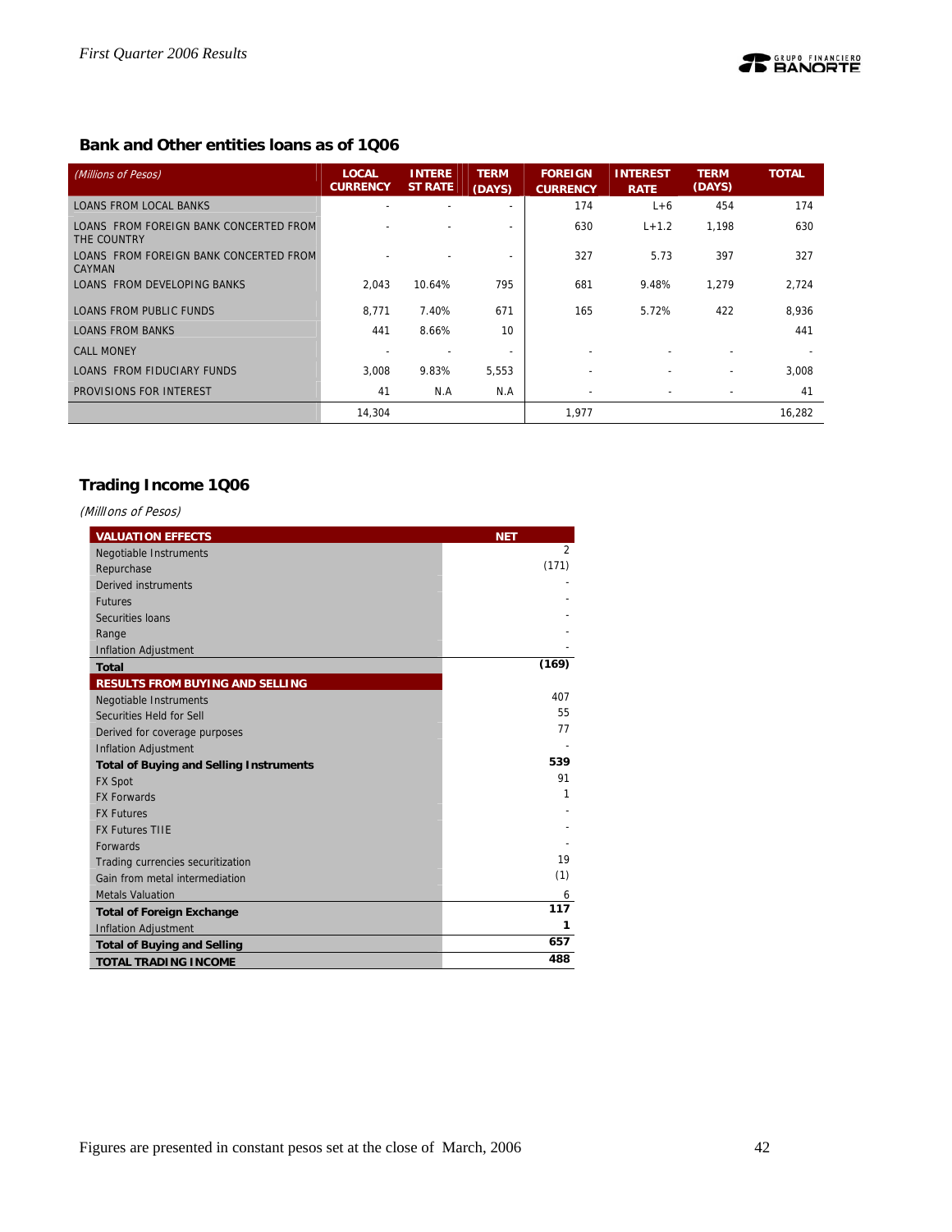## Bank and Other entities loans as of 1Q06

| *(Millions of Pesos)* | LOCAL CURRENCY | INTEREST RATE | TERM (DAYS) | FOREIGN CURRENCY | INTEREST RATE | TERM (DAYS) | TOTAL |
|---|---|---|---|---|---|---|---|
| LOANS FROM LOCAL BANKS | - | - | - | 174 | L+6 | 454 | 174 |
| LOANS FROM FOREIGN BANK CONCERTED FROM THE COUNTRY | - | - | - | 630 | L+1.2 | 1,198 | 630 |
| LOANS FROM FOREIGN BANK CONCERTED FROM CAYMAN | - | - | - | 327 | 5.73 | 397 | 327 |
| LOANS FROM DEVELOPING BANKS | 2,043 | 10.64% | 795 | 681 | 9.48% | 1,279 | 2,724 |
| LOANS FROM PUBLIC FUNDS | 8,771 | 7.40% | 671 | 165 | 5.72% | 422 | 8,936 |
| LOANS FROM BANKS | 441 | 8.66% | 10 | | | | 441 |
| CALL MONEY | - | - | - | - | - | - | - |
| LOANS FROM FIDUCIARY FUNDS | 3,008 | 9.83% | 5,553 | - | - | - | 3,008 |
| PROVISIONS FOR INTEREST | 41 | N.A | N.A | - | - | - | 41 |
| | 14,304 | | | 1,977 | | | 16,282 |

## Trading Income 1Q06

*(Milllons of Pesos)*

| VALUATION EFFECTS | NET |
|---|---|
| Negotiable Instruments | 2 |
| Repurchase | (171) |
| Derived instruments | - |
| Futures | - |
| Securities loans | - |
| Range | - |
| Inflation Adjustment | - |
| **Total** | **(169)** |
| **RESULTS FROM BUYING AND SELLING** | |
| Negotiable Instruments | 407 |
| Securities Held for Sell | 55 |
| Derived for coverage purposes | 77 |
| Inflation Adjustment | - |
| **Total of Buying and Selling Instruments** | **539** |
| FX Spot | 91 |
| FX Forwards | 1 |
| FX Futures | - |
| FX Futures TIIE | - |
| Forwards | - |
| Trading currencies securitization | 19 |
| Gain from metal intermediation | (1) |
| Metals Valuation | 6 |
| **Total of Foreign Exchange** | **117** |
| Inflation Adjustment | **1** |
| **Total of Buying and Selling** | **657** |
| **TOTAL TRADING INCOME** | **488** |

Figures are presented in constant pesos set at the close of March, 2006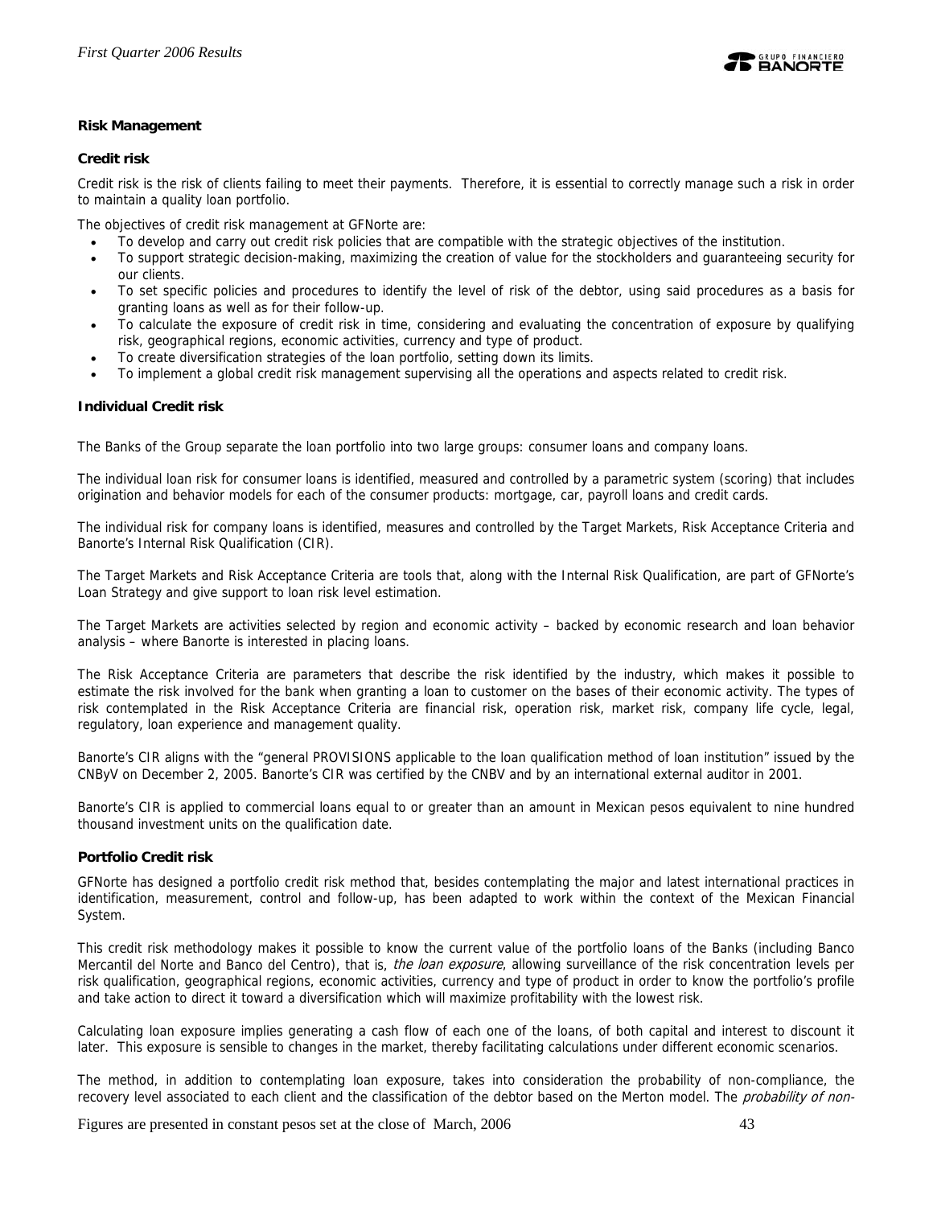**Risk Management**

**Credit risk**

Credit risk is the risk of clients failing to meet their payments. Therefore, it is essential to correctly manage such a risk in order to maintain a quality loan portfolio.

The objectives of credit risk management at GFNorte are:

- To develop and carry out credit risk policies that are compatible with the strategic objectives of the institution.
- To support strategic decision-making, maximizing the creation of value for the stockholders and guaranteeing security for our clients.
- To set specific policies and procedures to identify the level of risk of the debtor, using said procedures as a basis for granting loans as well as for their follow-up.
- To calculate the exposure of credit risk in time, considering and evaluating the concentration of exposure by qualifying risk, geographical regions, economic activities, currency and type of product.
- To create diversification strategies of the loan portfolio, setting down its limits.
- To implement a global credit risk management supervising all the operations and aspects related to credit risk.

**Individual Credit risk**

The Banks of the Group separate the loan portfolio into two large groups: consumer loans and company loans.

The individual loan risk for consumer loans is identified, measured and controlled by a parametric system (scoring) that includes origination and behavior models for each of the consumer products: mortgage, car, payroll loans and credit cards.

The individual risk for company loans is identified, measures and controlled by the Target Markets, Risk Acceptance Criteria and Banorte's Internal Risk Qualification (CIR).

The Target Markets and Risk Acceptance Criteria are tools that, along with the Internal Risk Qualification, are part of GFNorte's Loan Strategy and give support to loan risk level estimation.

The Target Markets are activities selected by region and economic activity – backed by economic research and loan behavior analysis – where Banorte is interested in placing loans.

The Risk Acceptance Criteria are parameters that describe the risk identified by the industry, which makes it possible to estimate the risk involved for the bank when granting a loan to customer on the bases of their economic activity. The types of risk contemplated in the Risk Acceptance Criteria are financial risk, operation risk, market risk, company life cycle, legal, regulatory, loan experience and management quality.

Banorte's CIR aligns with the "general PROVISIONS applicable to the loan qualification method of loan institution" issued by the CNByV on December 2, 2005. Banorte's CIR was certified by the CNBV and by an international external auditor in 2001.

Banorte's CIR is applied to commercial loans equal to or greater than an amount in Mexican pesos equivalent to nine hundred thousand investment units on the qualification date.

**Portfolio Credit risk**

GFNorte has designed a portfolio credit risk method that, besides contemplating the major and latest international practices in identification, measurement, control and follow-up, has been adapted to work within the context of the Mexican Financial System.

This credit risk methodology makes it possible to know the current value of the portfolio loans of the Banks (including Banco Mercantil del Norte and Banco del Centro), that is, *the loan exposure*, allowing surveillance of the risk concentration levels per risk qualification, geographical regions, economic activities, currency and type of product in order to know the portfolio's profile and take action to direct it toward a diversification which will maximize profitability with the lowest risk.

Calculating loan exposure implies generating a cash flow of each one of the loans, of both capital and interest to discount it later. This exposure is sensible to changes in the market, thereby facilitating calculations under different economic scenarios.

The method, in addition to contemplating loan exposure, takes into consideration the probability of non-compliance, the recovery level associated to each client and the classification of the debtor based on the Merton model. The *probability of non-*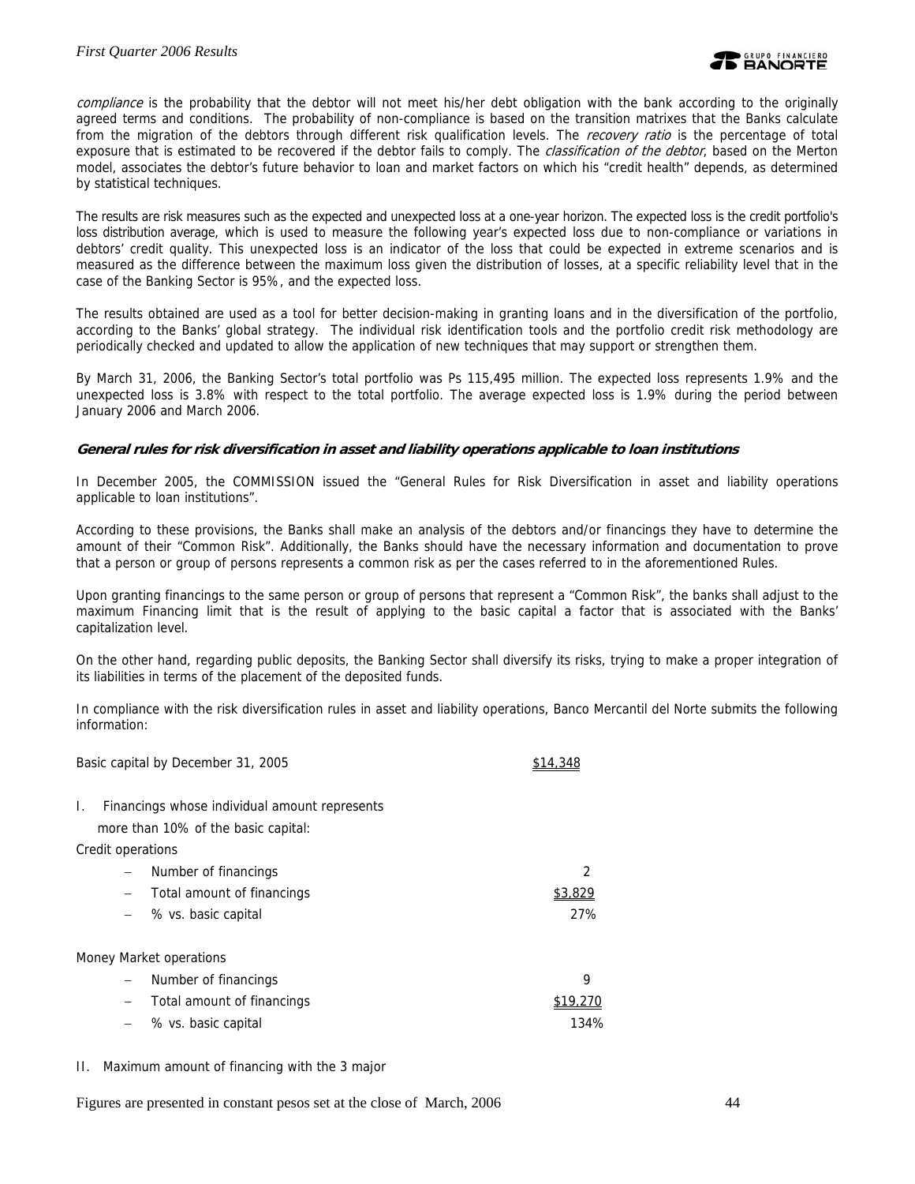*compliance* is the probability that the debtor will not meet his/her debt obligation with the bank according to the originally agreed terms and conditions. The probability of non-compliance is based on the transition matrixes that the Banks calculate from the migration of the debtors through different risk qualification levels. The *recovery ratio* is the percentage of total exposure that is estimated to be recovered if the debtor fails to comply. The *classification of the debtor*, based on the Merton model, associates the debtor's future behavior to loan and market factors on which his "credit health" depends, as determined by statistical techniques.

The results are risk measures such as the expected and unexpected loss at a one-year horizon. The expected loss is the credit portfolio's loss distribution average, which is used to measure the following year's expected loss due to non-compliance or variations in debtors' credit quality. This unexpected loss is an indicator of the loss that could be expected in extreme scenarios and is measured as the difference between the maximum loss given the distribution of losses, at a specific reliability level that in the case of the Banking Sector is 95%, and the expected loss.

The results obtained are used as a tool for better decision-making in granting loans and in the diversification of the portfolio, according to the Banks' global strategy. The individual risk identification tools and the portfolio credit risk methodology are periodically checked and updated to allow the application of new techniques that may support or strengthen them.

By March 31, 2006, the Banking Sector's total portfolio was Ps 115,495 million. The expected loss represents 1.9% and the unexpected loss is 3.8% with respect to the total portfolio. The average expected loss is 1.9% during the period between January 2006 and March 2006.

### *General rules for risk diversification in asset and liability operations applicable to loan institutions*

In December 2005, the COMMISSION issued the "General Rules for Risk Diversification in asset and liability operations applicable to loan institutions".

According to these provisions, the Banks shall make an analysis of the debtors and/or financings they have to determine the amount of their "Common Risk". Additionally, the Banks should have the necessary information and documentation to prove that a person or group of persons represents a common risk as per the cases referred to in the aforementioned Rules.

Upon granting financings to the same person or group of persons that represent a "Common Risk", the banks shall adjust to the maximum Financing limit that is the result of applying to the basic capital a factor that is associated with the Banks' capitalization level.

On the other hand, regarding public deposits, the Banking Sector shall diversify its risks, trying to make a proper integration of its liabilities in terms of the placement of the deposited funds.

In compliance with the risk diversification rules in asset and liability operations, Banco Mercantil del Norte submits the following information:

| | |
|---|---|
| Basic capital by December 31, 2005 | $14,348 |
| I. Financings whose individual amount represents more than 10% of the basic capital: | |
| Credit operations | |
| – Number of financings | 2 |
| – Total amount of financings | $3,829 |
| – % vs. basic capital | 27% |
| Money Market operations | |
| – Number of financings | 9 |
| – Total amount of financings | $19,270 |
| – % vs. basic capital | 134% |

II. Maximum amount of financing with the 3 major

Figures are presented in constant pesos set at the close of March, 2006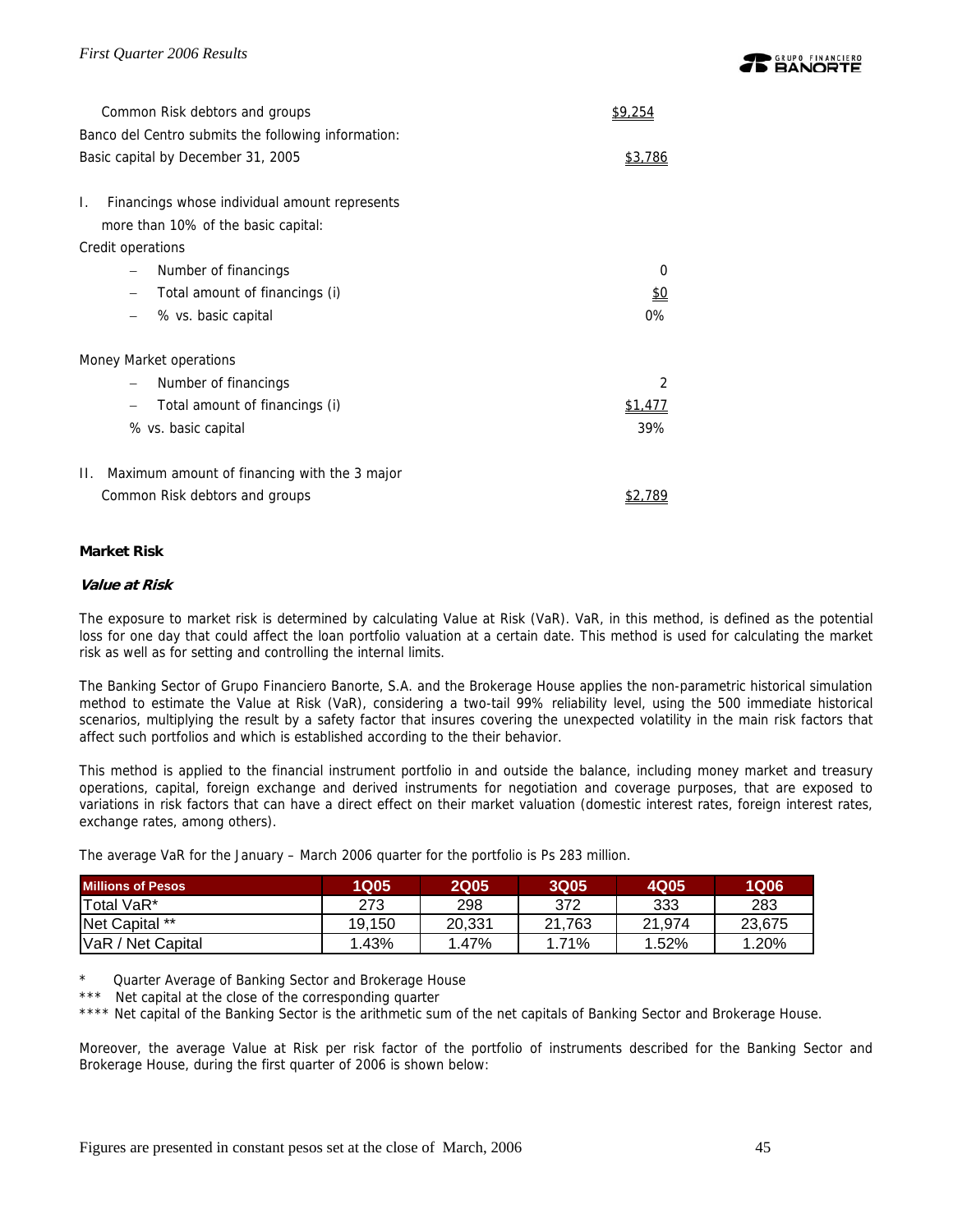Common Risk debtors and groups $9,254

Banco del Centro submits the following information:

Basic capital by December 31, 2005 $3,786

I. Financings whose individual amount represents more than 10% of the basic capital:

Credit operations

- Number of financings 0
- Total amount of financings (i) $0
- % vs. basic capital 0%

Money Market operations

- Number of financings 2
- Total amount of financings (i) $1,477

% vs. basic capital 39%

II. Maximum amount of financing with the 3 major Common Risk debtors and groups $2,789

**Market Risk**

***Value at Risk***

The exposure to market risk is determined by calculating Value at Risk (VaR). VaR, in this method, is defined as the potential loss for one day that could affect the loan portfolio valuation at a certain date. This method is used for calculating the market risk as well as for setting and controlling the internal limits.

The Banking Sector of Grupo Financiero Banorte, S.A. and the Brokerage House applies the non-parametric historical simulation method to estimate the Value at Risk (VaR), considering a two-tail 99% reliability level, using the 500 immediate historical scenarios, multiplying the result by a safety factor that insures covering the unexpected volatility in the main risk factors that affect such portfolios and which is established according to the their behavior.

This method is applied to the financial instrument portfolio in and outside the balance, including money market and treasury operations, capital, foreign exchange and derived instruments for negotiation and coverage purposes, that are exposed to variations in risk factors that can have a direct effect on their market valuation (domestic interest rates, foreign interest rates, exchange rates, among others).

The average VaR for the January – March 2006 quarter for the portfolio is Ps 283 million.

| Millions of Pesos | 1Q05 | 2Q05 | 3Q05 | 4Q05 | 1Q06 |
|---|---|---|---|---|---|
| Total VaR* | 273 | 298 | 372 | 333 | 283 |
| Net Capital ** | 19,150 | 20,331 | 21,763 | 21,974 | 23,675 |
| VaR / Net Capital | 1.43% | 1.47% | 1.71% | 1.52% | 1.20% |

\* Quarter Average of Banking Sector and Brokerage House

\*\*\* Net capital at the close of the corresponding quarter

\*\*\*\* Net capital of the Banking Sector is the arithmetic sum of the net capitals of Banking Sector and Brokerage House.

Moreover, the average Value at Risk per risk factor of the portfolio of instruments described for the Banking Sector and Brokerage House, during the first quarter of 2006 is shown below: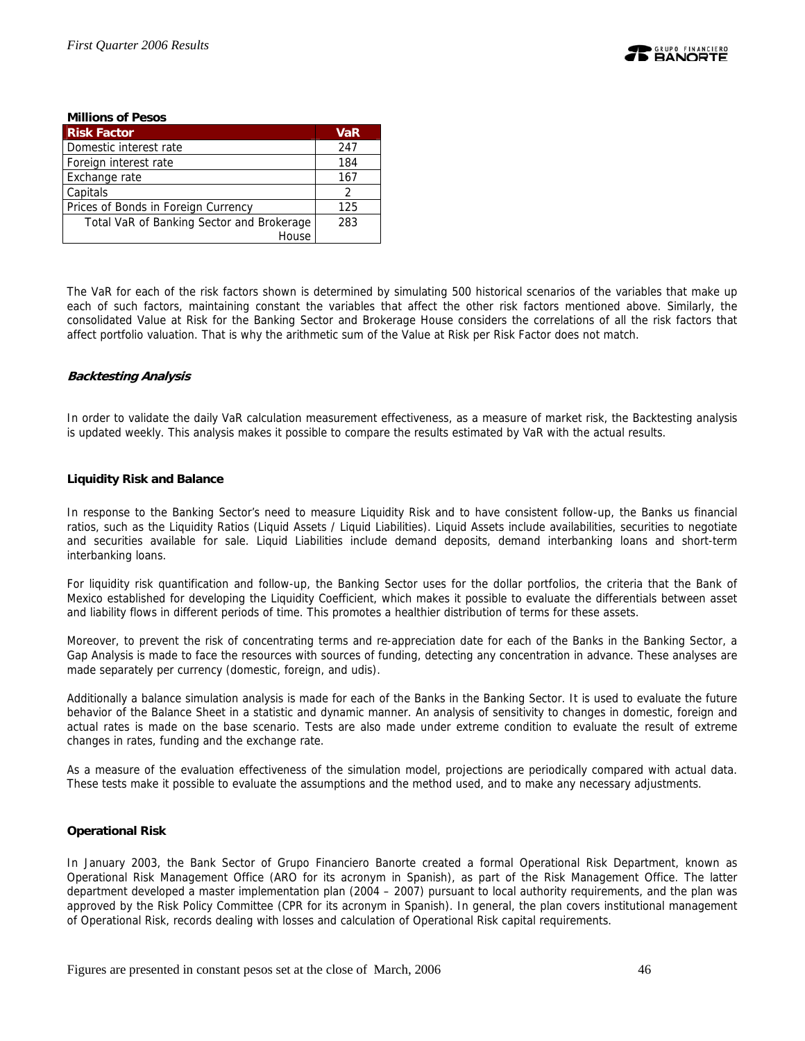**Millions of Pesos**

| Risk Factor | VaR |
| --- | --- |
| Domestic interest rate | 247 |
| Foreign interest rate | 184 |
| Exchange rate | 167 |
| Capitals | 2 |
| Prices of Bonds in Foreign Currency | 125 |
| Total VaR of Banking Sector and Brokerage House | 283 |

The VaR for each of the risk factors shown is determined by simulating 500 historical scenarios of the variables that make up each of such factors, maintaining constant the variables that affect the other risk factors mentioned above. Similarly, the consolidated Value at Risk for the Banking Sector and Brokerage House considers the correlations of all the risk factors that affect portfolio valuation. That is why the arithmetic sum of the Value at Risk per Risk Factor does not match.

***Backtesting Analysis***

In order to validate the daily VaR calculation measurement effectiveness, as a measure of market risk, the Backtesting analysis is updated weekly. This analysis makes it possible to compare the results estimated by VaR with the actual results.

**Liquidity Risk and Balance**

In response to the Banking Sector's need to measure Liquidity Risk and to have consistent follow-up, the Banks us financial ratios, such as the Liquidity Ratios (Liquid Assets / Liquid Liabilities). Liquid Assets include availabilities, securities to negotiate and securities available for sale. Liquid Liabilities include demand deposits, demand interbanking loans and short-term interbanking loans.

For liquidity risk quantification and follow-up, the Banking Sector uses for the dollar portfolios, the criteria that the Bank of Mexico established for developing the Liquidity Coefficient, which makes it possible to evaluate the differentials between asset and liability flows in different periods of time. This promotes a healthier distribution of terms for these assets.

Moreover, to prevent the risk of concentrating terms and re-appreciation date for each of the Banks in the Banking Sector, a Gap Analysis is made to face the resources with sources of funding, detecting any concentration in advance. These analyses are made separately per currency (domestic, foreign, and udis).

Additionally a balance simulation analysis is made for each of the Banks in the Banking Sector. It is used to evaluate the future behavior of the Balance Sheet in a statistic and dynamic manner. An analysis of sensitivity to changes in domestic, foreign and actual rates is made on the base scenario. Tests are also made under extreme condition to evaluate the result of extreme changes in rates, funding and the exchange rate.

As a measure of the evaluation effectiveness of the simulation model, projections are periodically compared with actual data. These tests make it possible to evaluate the assumptions and the method used, and to make any necessary adjustments.

**Operational Risk**

In January 2003, the Bank Sector of Grupo Financiero Banorte created a formal Operational Risk Department, known as Operational Risk Management Office (ARO for its acronym in Spanish), as part of the Risk Management Office. The latter department developed a master implementation plan (2004 – 2007) pursuant to local authority requirements, and the plan was approved by the Risk Policy Committee (CPR for its acronym in Spanish). In general, the plan covers institutional management of Operational Risk, records dealing with losses and calculation of Operational Risk capital requirements.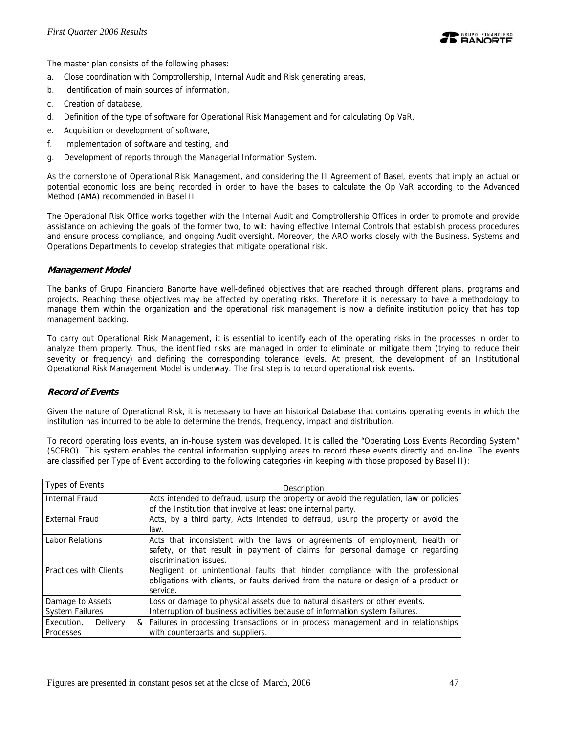The master plan consists of the following phases:

a. Close coordination with Comptrollership, Internal Audit and Risk generating areas,
b. Identification of main sources of information,
c. Creation of database,
d. Definition of the type of software for Operational Risk Management and for calculating Op VaR,
e. Acquisition or development of software,
f. Implementation of software and testing, and
g. Development of reports through the Managerial Information System.

As the cornerstone of Operational Risk Management, and considering the II Agreement of Basel, events that imply an actual or potential economic loss are being recorded in order to have the bases to calculate the Op VaR according to the Advanced Method (AMA) recommended in Basel II.

The Operational Risk Office works together with the Internal Audit and Comptrollership Offices in order to promote and provide assistance on achieving the goals of the former two, to wit: having effective Internal Controls that establish process procedures and ensure process compliance, and ongoing Audit oversight. Moreover, the ARO works closely with the Business, Systems and Operations Departments to develop strategies that mitigate operational risk.

### *Management Model*

The banks of Grupo Financiero Banorte have well-defined objectives that are reached through different plans, programs and projects. Reaching these objectives may be affected by operating risks. Therefore it is necessary to have a methodology to manage them within the organization and the operational risk management is now a definite institution policy that has top management backing.

To carry out Operational Risk Management, it is essential to identify each of the operating risks in the processes in order to analyze them properly. Thus, the identified risks are managed in order to eliminate or mitigate them (trying to reduce their severity or frequency) and defining the corresponding tolerance levels. At present, the development of an Institutional Operational Risk Management Model is underway. The first step is to record operational risk events.

### *Record of Events*

Given the nature of Operational Risk, it is necessary to have an historical Database that contains operating events in which the institution has incurred to be able to determine the trends, frequency, impact and distribution.

To record operating loss events, an in-house system was developed. It is called the "Operating Loss Events Recording System" (SCERO). This system enables the central information supplying areas to record these events directly and on-line. The events are classified per Type of Event according to the following categories (in keeping with those proposed by Basel II):

| Types of Events | Description |
|---|---|
| Internal Fraud | Acts intended to defraud, usurp the property or avoid the regulation, law or policies of the Institution that involve at least one internal party. |
| External Fraud | Acts, by a third party, Acts intended to defraud, usurp the property or avoid the law. |
| Labor Relations | Acts that inconsistent with the laws or agreements of employment, health or safety, or that result in payment of claims for personal damage or regarding discrimination issues. |
| Practices with Clients | Negligent or unintentional faults that hinder compliance with the professional obligations with clients, or faults derived from the nature or design of a product or service. |
| Damage to Assets | Loss or damage to physical assets due to natural disasters or other events. |
| System Failures | Interruption of business activities because of information system failures. |
| Execution, Delivery & Processes | Failures in processing transactions or in process management and in relationships with counterparts and suppliers. |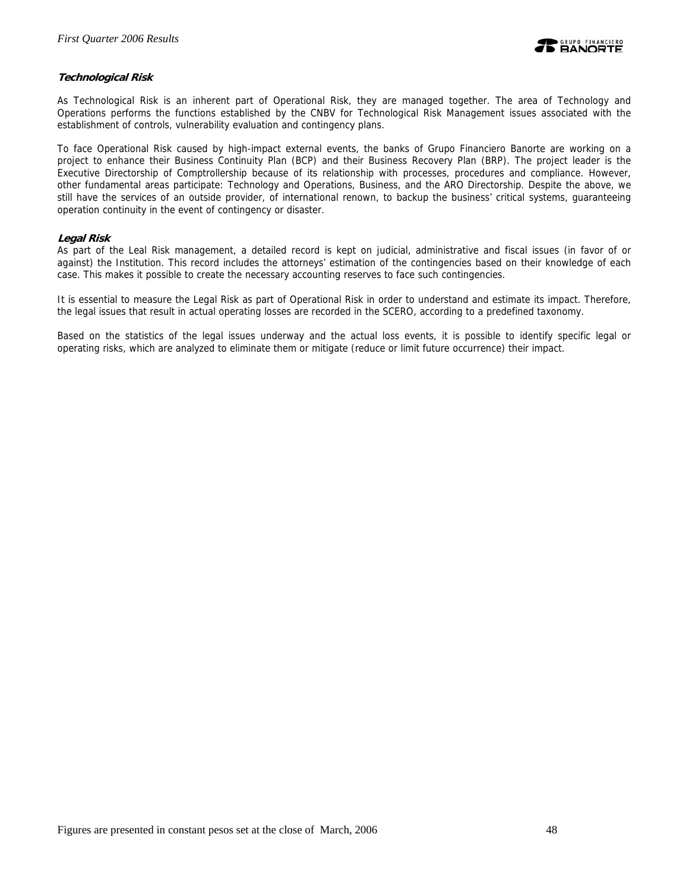### ***Technological Risk***

As Technological Risk is an inherent part of Operational Risk, they are managed together. The area of Technology and Operations performs the functions established by the CNBV for Technological Risk Management issues associated with the establishment of controls, vulnerability evaluation and contingency plans.

To face Operational Risk caused by high-impact external events, the banks of Grupo Financiero Banorte are working on a project to enhance their Business Continuity Plan (BCP) and their Business Recovery Plan (BRP). The project leader is the Executive Directorship of Comptrollership because of its relationship with processes, procedures and compliance. However, other fundamental areas participate: Technology and Operations, Business, and the ARO Directorship. Despite the above, we still have the services of an outside provider, of international renown, to backup the business' critical systems, guaranteeing operation continuity in the event of contingency or disaster.

### ***Legal Risk***

As part of the Leal Risk management, a detailed record is kept on judicial, administrative and fiscal issues (in favor of or against) the Institution. This record includes the attorneys' estimation of the contingencies based on their knowledge of each case. This makes it possible to create the necessary accounting reserves to face such contingencies.

It is essential to measure the Legal Risk as part of Operational Risk in order to understand and estimate its impact. Therefore, the legal issues that result in actual operating losses are recorded in the SCERO, according to a predefined taxonomy.

Based on the statistics of the legal issues underway and the actual loss events, it is possible to identify specific legal or operating risks, which are analyzed to eliminate them or mitigate (reduce or limit future occurrence) their impact.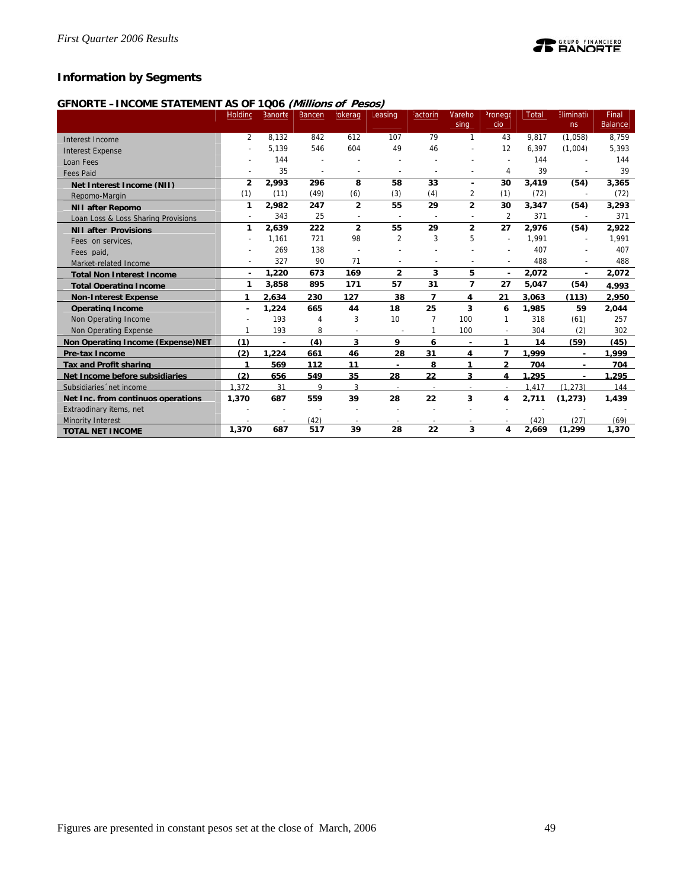## Information by Segments

### GFNORTE – INCOME STATEMENT AS OF 1Q06 *(Millions of Pesos)*

| | Holding | Banorte | Bancen | Brokerage | Leasing | Factoring | Warehousing | Pronegocio | Total | Eliminations | Final Balance |
|---|---|---|---|---|---|---|---|---|---|---|---|
| Interest Income | 2 | 8,132 | 842 | 612 | 107 | 79 | 1 | 43 | 9,817 | (1,058) | 8,759 |
| Interest Expense | - | 5,139 | 546 | 604 | 49 | 46 | - | 12 | 6,397 | (1,004) | 5,393 |
| Loan Fees | - | 144 | - | - | - | - | - | - | 144 | - | 144 |
| Fees Paid | - | 35 | - | - | - | - | - | 4 | 39 | - | 39 |
| **Net Interest Income (NII)** | **2** | **2,993** | **296** | **8** | **58** | **33** | **-** | **30** | **3,419** | **(54)** | **3,365** |
| Repomo-Margin | (1) | (11) | (49) | (6) | (3) | (4) | 2 | (1) | (72) | - | (72) |
| **NII after Repomo** | **1** | **2,982** | **247** | **2** | **55** | **29** | **2** | **30** | **3,347** | **(54)** | **3,293** |
| Loan Loss & Loss Sharing Provisions | - | 343 | 25 | - | - | - | - | 2 | 371 | - | 371 |
| **NII after Provisions** | **1** | **2,639** | **222** | **2** | **55** | **29** | **2** | **27** | **2,976** | **(54)** | **2,922** |
| Fees on services, | - | 1,161 | 721 | 98 | 2 | 3 | 5 | - | 1,991 | - | 1,991 |
| Fees paid, | - | 269 | 138 | - | - | - | - | - | 407 | - | 407 |
| Market-related Income | - | 327 | 90 | 71 | - | - | - | - | 488 | - | 488 |
| **Total Non Interest Income** | **-** | **1,220** | **673** | **169** | **2** | **3** | **5** | **-** | **2,072** | **-** | **2,072** |
| **Total Operating Income** | **1** | **3,858** | **895** | **171** | **57** | **31** | **7** | **27** | **5,047** | **(54)** | **4,993** |
| **Non-Interest Expense** | **1** | **2,634** | **230** | **127** | **38** | **7** | **4** | **21** | **3,063** | **(113)** | **2,950** |
| **Operating Income** | **-** | **1,224** | **665** | **44** | **18** | **25** | **3** | **6** | **1,985** | **59** | **2,044** |
| Non Operating Income | - | 193 | 4 | 3 | 10 | 7 | 100 | 1 | 318 | (61) | 257 |
| Non Operating Expense | 1 | 193 | 8 | - | - | 1 | 100 | - | 304 | (2) | 302 |
| **Non Operating Income (Expense)NET** | **(1)** | **-** | **(4)** | **3** | **9** | **6** | **-** | **1** | **14** | **(59)** | **(45)** |
| **Pre-tax Income** | **(2)** | **1,224** | **661** | **46** | **28** | **31** | **4** | **7** | **1,999** | **-** | **1,999** |
| **Tax and Profit sharing** | **1** | **569** | **112** | **11** | **-** | **8** | **1** | **2** | **704** | **-** | **704** |
| **Net Income before subsidiaries** | **(2)** | **656** | **549** | **35** | **28** | **22** | **3** | **4** | **1,295** | **-** | **1,295** |
| Subsidiaries´net income | 1,372 | 31 | 9 | 3 | - | - | - | - | 1,417 | (1,273) | 144 |
| **Net Inc. from continuos operations** | **1,370** | **687** | **559** | **39** | **28** | **22** | **3** | **4** | **2,711** | **(1,273)** | **1,439** |
| Extraodinary items, net | - | - | - | - | - | - | - | - | - | - | - |
| Minority Interest | - | - | (42) | - | - | - | - | - | (42) | (27) | (69) |
| **TOTAL NET INCOME** | **1,370** | **687** | **517** | **39** | **28** | **22** | **3** | **4** | **2,669** | **(1,299** | **1,370** |

Figures are presented in constant pesos set at the close of March, 2006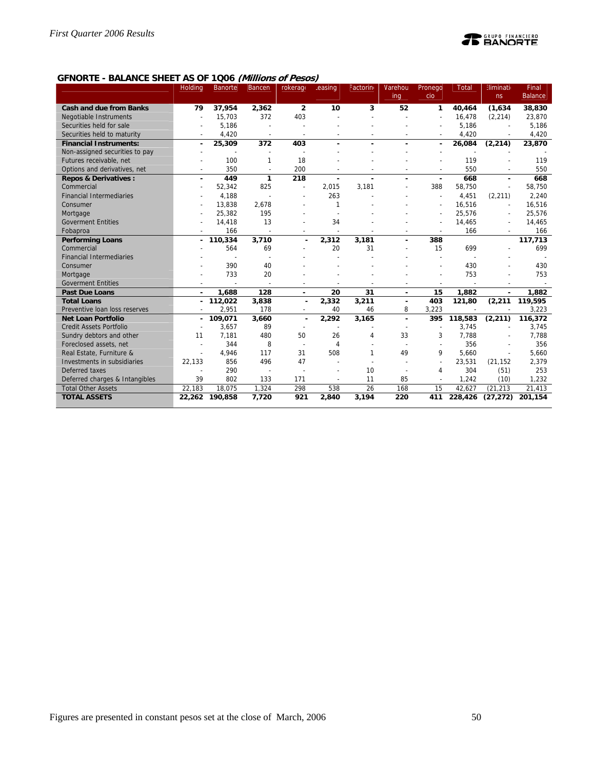## GFNORTE - BALANCE SHEET AS OF 1Q06 *(Millions of Pesos)*

| | Holding | Banorte | Bancen | rokerag | easing | actorin | Warehouing | Pronegocio | Total | liminations | Final Balance |
|---|---|---|---|---|---|---|---|---|---|---|---|
| **Cash and due from Banks** | **79** | **37,954** | **2,362** | **2** | **10** | **3** | **52** | **1** | **40,464** | **(1,634** | **38,830** |
| Negotiable Instruments | - | 15,703 | 372 | 403 | - | - | - | - | 16,478 | (2,214) | 23,870 |
| Securities held for sale | - | 5,186 | - | - | - | - | - | - | 5,186 | - | 5,186 |
| Securities held to maturity | - | 4,420 | - | - | - | - | - | - | 4,420 | - | 4,420 |
| **Financial Instruments:** | **-** | **25,309** | **372** | **403** | **-** | **-** | **-** | **-** | **26,084** | **(2,214)** | **23,870** |
| Non-assigned securities to pay | - | - | - | - | - | - | - | - | - | - | - |
| Futures receivable, net | - | 100 | 1 | 18 | - | - | - | - | 119 | - | 119 |
| Options and derivatives, net | - | 350 | - | 200 | - | - | - | - | 550 | - | 550 |
| **Repos & Derivatives :** | **-** | **449** | **1** | **218** | **-** | **-** | **-** | **-** | **668** | **-** | **668** |
| Commercial | - | 52,342 | 825 | - | 2,015 | 3,181 | - | 388 | 58,750 | - | 58,750 |
| Financial Intermediaries | - | 4,188 | - | - | 263 | - | - | - | 4,451 | (2,211) | 2,240 |
| Consumer | - | 13,838 | 2,678 | - | 1 | - | - | - | 16,516 | - | 16,516 |
| Mortgage | - | 25,382 | 195 | - | - | - | - | - | 25,576 | - | 25,576 |
| Goverment Entities | - | 14,418 | 13 | - | 34 | - | - | - | 14,465 | - | 14,465 |
| Fobaproa | - | 166 | - | - | - | - | - | - | 166 | - | 166 |
| **Performing Loans** | **-** | **110,334** | **3,710** | **-** | **2,312** | **3,181** | **-** | **388** | | | **117,713** |
| Commercial | - | 564 | 69 | - | 20 | 31 | - | 15 | 699 | - | 699 |
| Financial Intermediaries | - | - | - | - | - | - | - | - | - | - | - |
| Consumer | - | 390 | 40 | - | - | - | - | - | 430 | - | 430 |
| Mortgage | - | 733 | 20 | - | - | - | - | - | 753 | - | 753 |
| Goverment Entities | - | - | - | - | - | - | - | - | - | - | - |
| **Past Due Loans** | **-** | **1,688** | **128** | **-** | **20** | **31** | **-** | **15** | **1,882** | **-** | **1,882** |
| **Total Loans** | **-** | **112,022** | **3,838** | **-** | **2,332** | **3,211** | **-** | **403** | **121,80** | **(2,211** | **119,595** |
| Preventive loan loss reserves | - | 2,951 | 178 | - | 40 | 46 | 8 | 3,223 | - | - | 3,223 |
| **Net Loan Portfolio** | **-** | **109,071** | **3,660** | **-** | **2,292** | **3,165** | **-** | **395** | **118,583** | **(2,211)** | **116,372** |
| Credit Assets Portfolio | - | 3,657 | 89 | - | - | - | - | - | 3,745 | - | 3,745 |
| Sundry debtors and other | 11 | 7,181 | 480 | 50 | 26 | 4 | 33 | 3 | 7,788 | - | 7,788 |
| Foreclosed assets, net | - | 344 | 8 | - | 4 | - | - | - | 356 | - | 356 |
| Real Estate, Furniture & | - | 4,946 | 117 | 31 | 508 | 1 | 49 | 9 | 5,660 | - | 5,660 |
| Investments in subsidiaries | 22,133 | 856 | 496 | 47 | - | - | - | - | 23,531 | (21,152 | 2,379 |
| Deferred taxes | - | 290 | - | - | - | 10 | - | 4 | 304 | (51) | 253 |
| Deferred charges & Intangibles | 39 | 802 | 133 | 171 | - | 11 | 85 | - | 1,242 | (10) | 1,232 |
| Total Other Assets | 22,183 | 18,075 | 1,324 | 298 | 538 | 26 | 168 | 15 | 42,627 | (21,213 | 21,413 |
| **TOTAL ASSETS** | **22,262** | **190,858** | **7,720** | **921** | **2,840** | **3,194** | **220** | **411** | **228,426** | **(27,272)** | **201,154** |

Figures are presented in constant pesos set at the close of March, 2006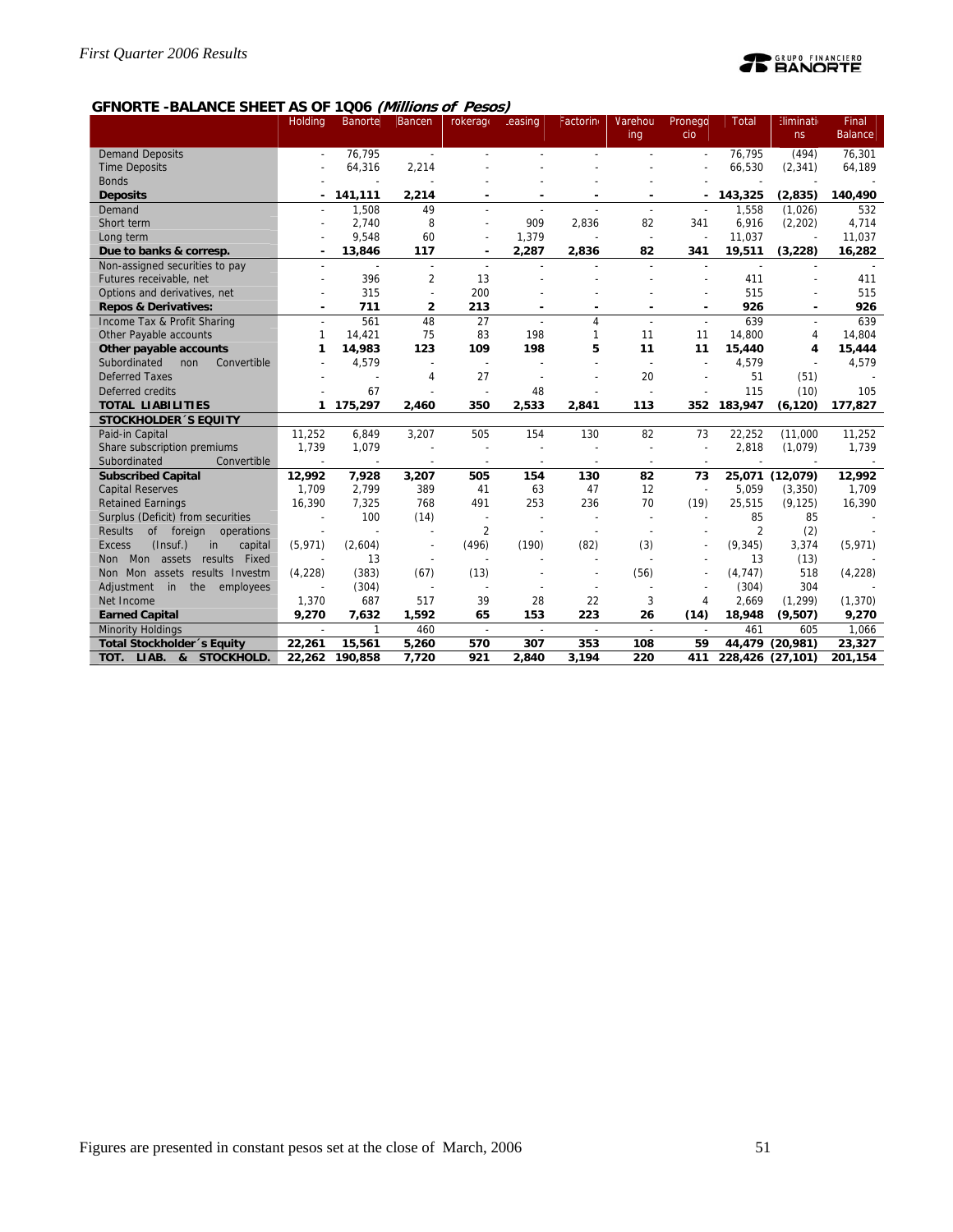## GFNORTE -BALANCE SHEET AS OF 1Q06 *(Millions of Pesos)*

| | Holding | Banorte | Bancen | Brokerage | Leasing | Factoring | Warehousing | Pronegocio | Total | Eliminations | Final Balance |
|---|---|---|---|---|---|---|---|---|---|---|---|
| Demand Deposits | - | 76,795 | - | - | - | - | - | - | 76,795 | (494) | 76,301 |
| Time Deposits | - | 64,316 | 2,214 | - | - | - | - | - | 66,530 | (2,341) | 64,189 |
| Bonds | - | - | - | - | - | - | - | - | - | - | - |
| **Deposits** | **-** | **141,111** | **2,214** | **-** | **-** | **-** | **-** | **-** | **143,325** | **(2,835)** | **140,490** |
| Demand | - | 1,508 | 49 | - | - | - | - | - | 1,558 | (1,026) | 532 |
| Short term | - | 2,740 | 8 | - | 909 | 2,836 | 82 | 341 | 6,916 | (2,202) | 4,714 |
| Long term | - | 9,548 | 60 | - | 1,379 | - | - | - | 11,037 | - | 11,037 |
| **Due to banks & corresp.** | **-** | **13,846** | **117** | **-** | **2,287** | **2,836** | **82** | **341** | **19,511** | **(3,228)** | **16,282** |
| Non-assigned securities to pay | - | - | - | - | - | - | - | - | - | - | - |
| Futures receivable, net | - | 396 | 2 | 13 | - | - | - | - | 411 | - | 411 |
| Options and derivatives, net | - | 315 | - | 200 | - | - | - | - | 515 | - | 515 |
| **Repos & Derivatives:** | **-** | **711** | **2** | **213** | **-** | **-** | **-** | **-** | **926** | **-** | **926** |
| Income Tax & Profit Sharing | - | 561 | 48 | 27 | - | 4 | - | - | 639 | - | 639 |
| Other Payable accounts | 1 | 14,421 | 75 | 83 | 198 | 1 | 11 | 11 | 14,800 | 4 | 14,804 |
| **Other payable accounts** | **1** | **14,983** | **123** | **109** | **198** | **5** | **11** | **11** | **15,440** | **4** | **15,444** |
| Subordinated non Convertible | - | 4,579 | - | - | - | - | - | - | 4,579 | - | 4,579 |
| Deferred Taxes | - | - | 4 | 27 | - | - | 20 | - | 51 | (51) | - |
| Deferred credits | - | 67 | - | - | 48 | - | - | - | 115 | (10) | 105 |
| **TOTAL LIABILITIES** | **1** | **175,297** | **2,460** | **350** | **2,533** | **2,841** | **113** | **352** | **183,947** | **(6,120)** | **177,827** |
| **STOCKHOLDER´S EQUITY** | | | | | | | | | | | |
| Paid-in Capital | 11,252 | 6,849 | 3,207 | 505 | 154 | 130 | 82 | 73 | 22,252 | (11,000 | 11,252 |
| Share subscription premiums | 1,739 | 1,079 | - | - | - | - | - | - | 2,818 | (1,079) | 1,739 |
| Subordinated Convertible | - | - | - | - | - | - | - | - | - | - | - |
| **Subscribed Capital** | **12,992** | **7,928** | **3,207** | **505** | **154** | **130** | **82** | **73** | **25,071** | **(12,079)** | **12,992** |
| Capital Reserves | 1,709 | 2,799 | 389 | 41 | 63 | 47 | 12 | - | 5,059 | (3,350) | 1,709 |
| Retained Earnings | 16,390 | 7,325 | 768 | 491 | 253 | 236 | 70 | (19) | 25,515 | (9,125) | 16,390 |
| Surplus (Deficit) from securities | - | 100 | (14) | - | - | - | - | - | 85 | 85 | - |
| Results of foreign operations | - | - | - | 2 | - | - | - | - | 2 | (2) | - |
| Excess (Insuf.) in capital | (5,971) | (2,604) | - | (496) | (190) | (82) | (3) | - | (9,345) | 3,374 | (5,971) |
| Non Mon assets results Fixed | - | 13 | - | - | - | - | - | - | 13 | (13) | - |
| Non Mon assets results Investm | (4,228) | (383) | (67) | (13) | - | - | (56) | - | (4,747) | 518 | (4,228) |
| Adjustment in the employees | - | (304) | - | - | - | - | - | - | (304) | 304 | - |
| Net Income | 1,370 | 687 | 517 | 39 | 28 | 22 | 3 | 4 | 2,669 | (1,299) | (1,370) |
| **Earned Capital** | **9,270** | **7,632** | **1,592** | **65** | **153** | **223** | **26** | **(14)** | **18,948** | **(9,507)** | **9,270** |
| Minority Holdings | - | 1 | 460 | - | - | - | - | - | 461 | 605 | 1,066 |
| **Total Stockholder´s Equity** | **22,261** | **15,561** | **5,260** | **570** | **307** | **353** | **108** | **59** | **44,479** | **(20,981)** | **23,327** |
| **TOT. LIAB. & STOCKHOLD.** | **22,262** | **190,858** | **7,720** | **921** | **2,840** | **3,194** | **220** | **411** | **228,426** | **(27,101)** | **201,154** |

Figures are presented in constant pesos set at the close of March, 2006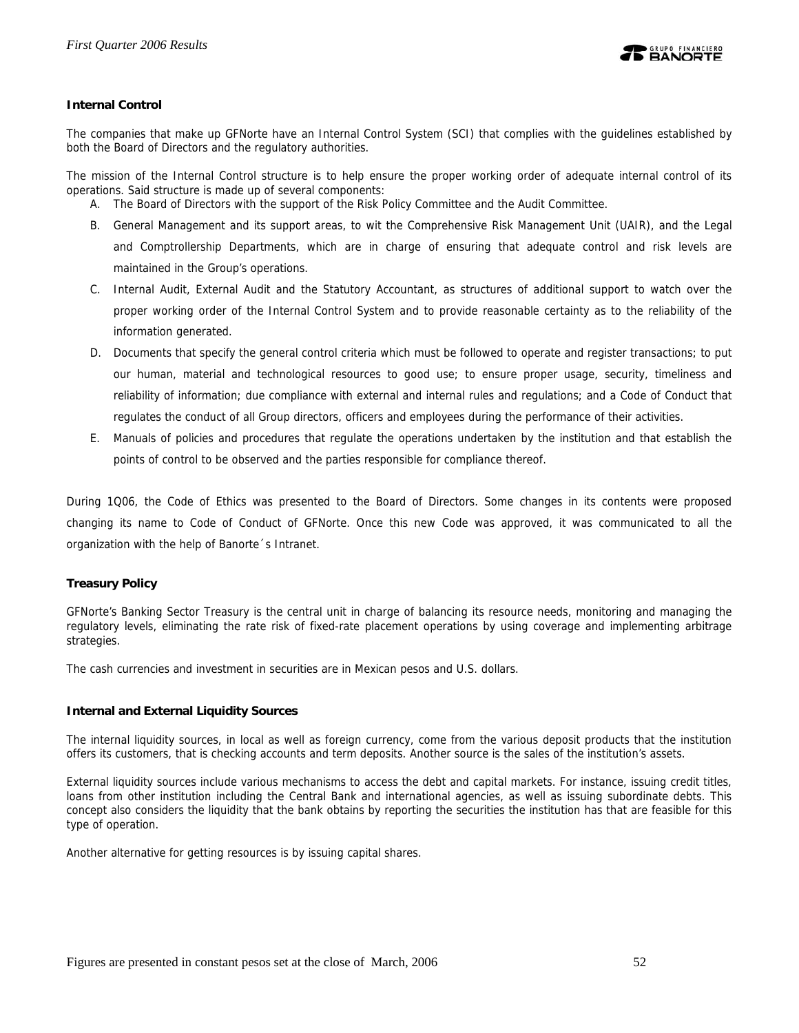### Internal Control

The companies that make up GFNorte have an Internal Control System (SCI) that complies with the guidelines established by both the Board of Directors and the regulatory authorities.

The mission of the Internal Control structure is to help ensure the proper working order of adequate internal control of its operations. Said structure is made up of several components:

A. The Board of Directors with the support of the Risk Policy Committee and the Audit Committee.
B. General Management and its support areas, to wit the Comprehensive Risk Management Unit (UAIR), and the Legal and Comptrollership Departments, which are in charge of ensuring that adequate control and risk levels are maintained in the Group's operations.
C. Internal Audit, External Audit and the Statutory Accountant, as structures of additional support to watch over the proper working order of the Internal Control System and to provide reasonable certainty as to the reliability of the information generated.
D. Documents that specify the general control criteria which must be followed to operate and register transactions; to put our human, material and technological resources to good use; to ensure proper usage, security, timeliness and reliability of information; due compliance with external and internal rules and regulations; and a Code of Conduct that regulates the conduct of all Group directors, officers and employees during the performance of their activities.
E. Manuals of policies and procedures that regulate the operations undertaken by the institution and that establish the points of control to be observed and the parties responsible for compliance thereof.

During 1Q06, the Code of Ethics was presented to the Board of Directors. Some changes in its contents were proposed changing its name to Code of Conduct of GFNorte. Once this new Code was approved, it was communicated to all the organization with the help of Banorte´s Intranet.

### Treasury Policy

GFNorte's Banking Sector Treasury is the central unit in charge of balancing its resource needs, monitoring and managing the regulatory levels, eliminating the rate risk of fixed-rate placement operations by using coverage and implementing arbitrage strategies.

The cash currencies and investment in securities are in Mexican pesos and U.S. dollars.

### Internal and External Liquidity Sources

The internal liquidity sources, in local as well as foreign currency, come from the various deposit products that the institution offers its customers, that is checking accounts and term deposits. Another source is the sales of the institution's assets.

External liquidity sources include various mechanisms to access the debt and capital markets. For instance, issuing credit titles, loans from other institution including the Central Bank and international agencies, as well as issuing subordinate debts. This concept also considers the liquidity that the bank obtains by reporting the securities the institution has that are feasible for this type of operation.

Another alternative for getting resources is by issuing capital shares.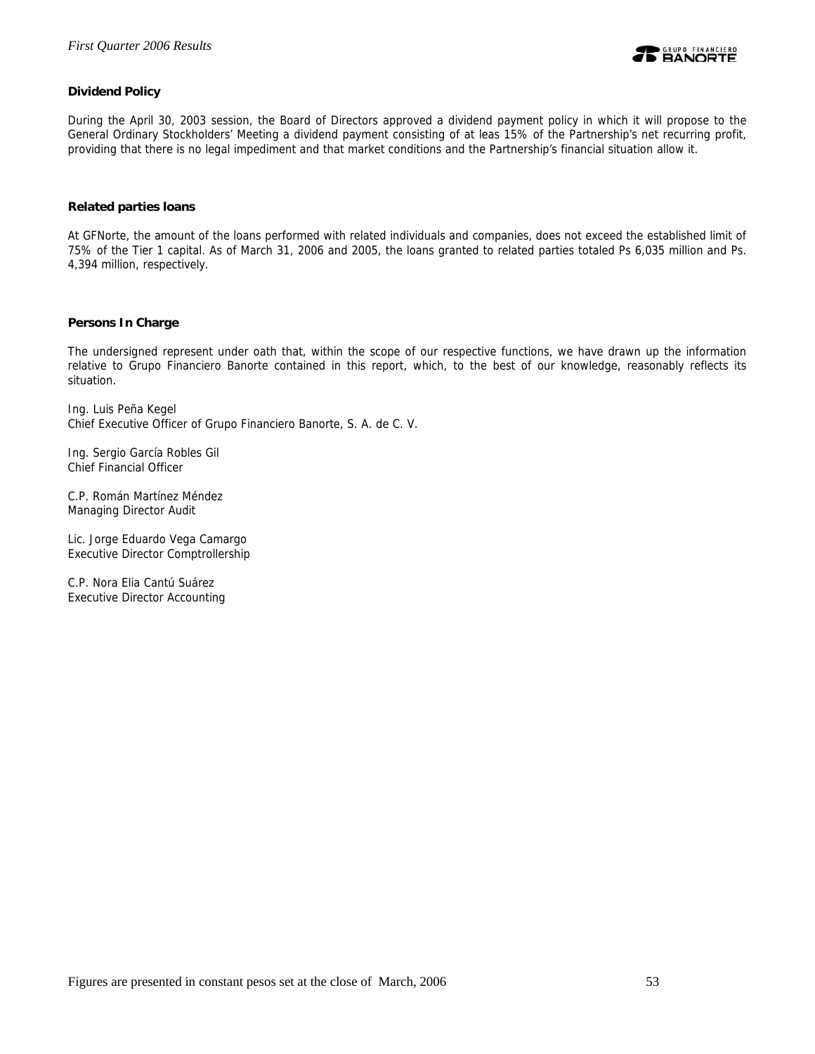**Dividend Policy**

During the April 30, 2003 session, the Board of Directors approved a dividend payment policy in which it will propose to the General Ordinary Stockholders' Meeting a dividend payment consisting of at leas 15% of the Partnership's net recurring profit, providing that there is no legal impediment and that market conditions and the Partnership's financial situation allow it.

**Related parties loans**

At GFNorte, the amount of the loans performed with related individuals and companies, does not exceed the established limit of 75% of the Tier 1 capital. As of March 31, 2006 and 2005, the loans granted to related parties totaled Ps 6,035 million and Ps. 4,394 million, respectively.

**Persons In Charge**

The undersigned represent under oath that, within the scope of our respective functions, we have drawn up the information relative to Grupo Financiero Banorte contained in this report, which, to the best of our knowledge, reasonably reflects its situation.

Ing. Luis Peña Kegel
Chief Executive Officer of Grupo Financiero Banorte, S. A. de C. V.

Ing. Sergio García Robles Gil
Chief Financial Officer

C.P. Román Martínez Méndez
Managing Director Audit

Lic. Jorge Eduardo Vega Camargo
Executive Director Comptrollership

C.P. Nora Elia Cantú Suárez
Executive Director Accounting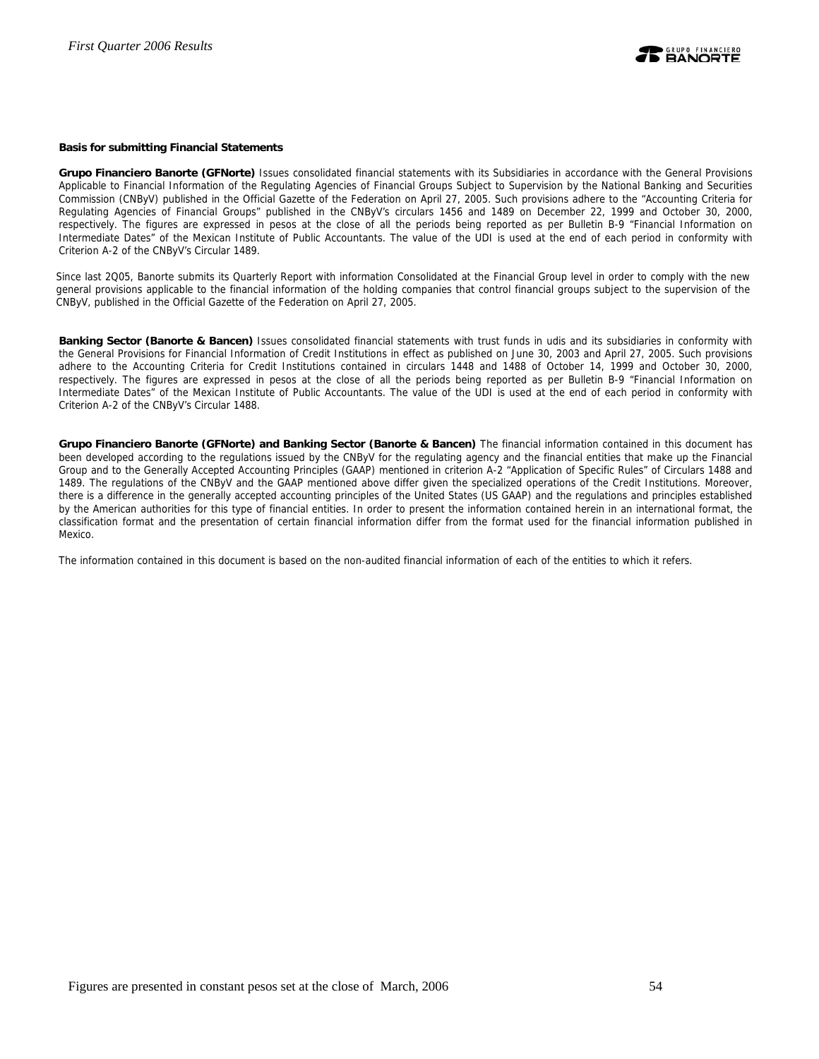**Basis for submitting Financial Statements**

**Grupo Financiero Banorte (GFNorte)** Issues consolidated financial statements with its Subsidiaries in accordance with the General Provisions Applicable to Financial Information of the Regulating Agencies of Financial Groups Subject to Supervision by the National Banking and Securities Commission (CNByV) published in the Official Gazette of the Federation on April 27, 2005. Such provisions adhere to the "Accounting Criteria for Regulating Agencies of Financial Groups" published in the CNByV's circulars 1456 and 1489 on December 22, 1999 and October 30, 2000, respectively. The figures are expressed in pesos at the close of all the periods being reported as per Bulletin B-9 "Financial Information on Intermediate Dates" of the Mexican Institute of Public Accountants. The value of the UDI is used at the end of each period in conformity with Criterion A-2 of the CNByV's Circular 1489.

Since last 2Q05, Banorte submits its Quarterly Report with information Consolidated at the Financial Group level in order to comply with the new general provisions applicable to the financial information of the holding companies that control financial groups subject to the supervision of the CNByV, published in the Official Gazette of the Federation on April 27, 2005.

**Banking Sector (Banorte & Bancen)** Issues consolidated financial statements with trust funds in udis and its subsidiaries in conformity with the General Provisions for Financial Information of Credit Institutions in effect as published on June 30, 2003 and April 27, 2005. Such provisions adhere to the Accounting Criteria for Credit Institutions contained in circulars 1448 and 1488 of October 14, 1999 and October 30, 2000, respectively. The figures are expressed in pesos at the close of all the periods being reported as per Bulletin B-9 "Financial Information on Intermediate Dates" of the Mexican Institute of Public Accountants. The value of the UDI is used at the end of each period in conformity with Criterion A-2 of the CNByV's Circular 1488.

**Grupo Financiero Banorte (GFNorte) and Banking Sector (Banorte & Bancen)** The financial information contained in this document has been developed according to the regulations issued by the CNByV for the regulating agency and the financial entities that make up the Financial Group and to the Generally Accepted Accounting Principles (GAAP) mentioned in criterion A-2 "Application of Specific Rules" of Circulars 1488 and 1489. The regulations of the CNByV and the GAAP mentioned above differ given the specialized operations of the Credit Institutions. Moreover, there is a difference in the generally accepted accounting principles of the United States (US GAAP) and the regulations and principles established by the American authorities for this type of financial entities. In order to present the information contained herein in an international format, the classification format and the presentation of certain financial information differ from the format used for the financial information published in Mexico.

The information contained in this document is based on the non-audited financial information of each of the entities to which it refers.